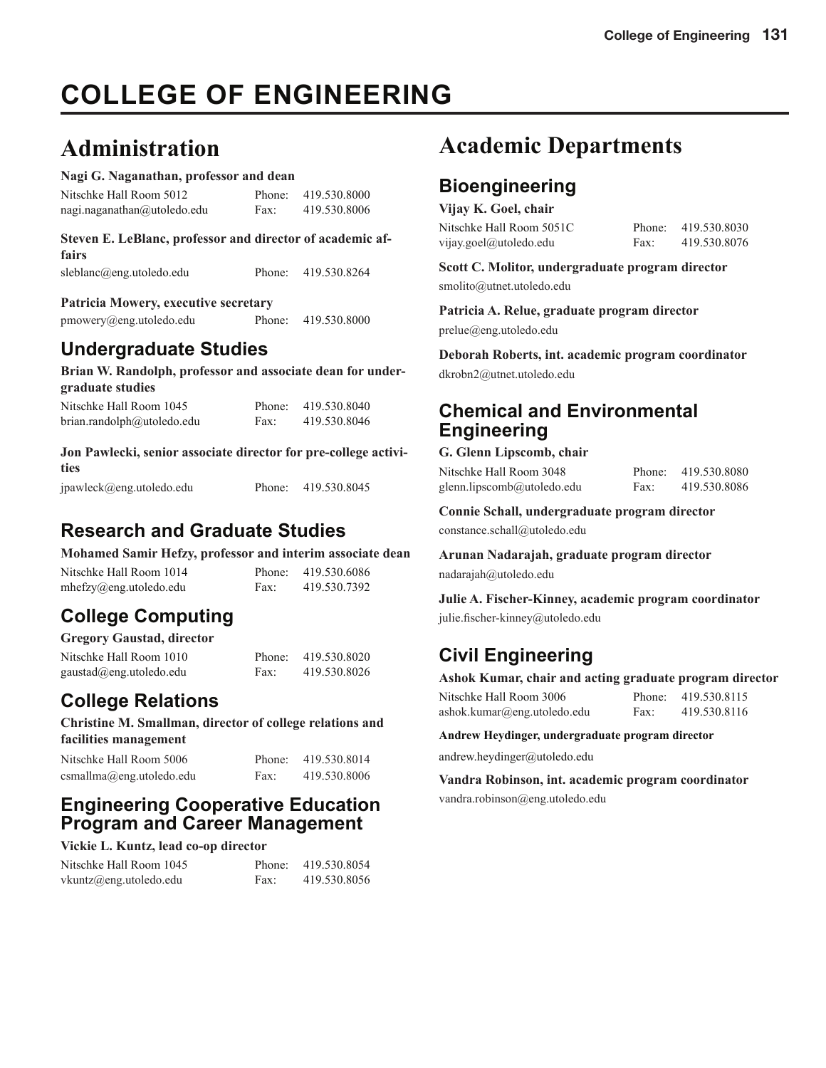# COLLEGE OF ENGINEERING

## Administration

**Nagi G. Naganathan, professor and dean**

Nitschke Hall Room 5012 Phone: 419.530.8000
nagi.naganathan@utoledo.edu Fax: 419.530.8006

**Steven E. LeBlanc, professor and director of academic affairs**

sleblanc@eng.utoledo.edu Phone: 419.530.8264

**Patricia Mowery, executive secretary**

pmowery@eng.utoledo.edu Phone: 419.530.8000

### Undergraduate Studies

**Brian W. Randolph, professor and associate dean for undergraduate studies**

Nitschke Hall Room 1045 Phone: 419.530.8040
brian.randolph@utoledo.edu Fax: 419.530.8046

**Jon Pawlecki, senior associate director for pre-college activities**

jpawleck@eng.utoledo.edu Phone: 419.530.8045

### Research and Graduate Studies

**Mohamed Samir Hefzy, professor and interim associate dean**

Nitschke Hall Room 1014 Phone: 419.530.6086
mhefzy@eng.utoledo.edu Fax: 419.530.7392

### College Computing

**Gregory Gaustad, director**

Nitschke Hall Room 1010 Phone: 419.530.8020
gaustad@eng.utoledo.edu Fax: 419.530.8026

### College Relations

**Christine M. Smallman, director of college relations and facilities management**

Nitschke Hall Room 5006 Phone: 419.530.8014
csmallma@eng.utoledo.edu Fax: 419.530.8006

### Engineering Cooperative Education Program and Career Management

**Vickie L. Kuntz, lead co-op director**

Nitschke Hall Room 1045 Phone: 419.530.8054
vkuntz@eng.utoledo.edu Fax: 419.530.8056

## Academic Departments

### Bioengineering

**Vijay K. Goel, chair**

Nitschke Hall Room 5051C Phone: 419.530.8030
vijay.goel@utoledo.edu Fax: 419.530.8076

**Scott C. Molitor, undergraduate program director**

smolito@utnet.utoledo.edu

**Patricia A. Relue, graduate program director**

prelue@eng.utoledo.edu

**Deborah Roberts, int. academic program coordinator**

dkrobn2@utnet.utoledo.edu

### Chemical and Environmental Engineering

**G. Glenn Lipscomb, chair**

Nitschke Hall Room 3048 Phone: 419.530.8080
glenn.lipscomb@utoledo.edu Fax: 419.530.8086

**Connie Schall, undergraduate program director**

constance.schall@utoledo.edu

**Arunan Nadarajah, graduate program director**

nadarajah@utoledo.edu

**Julie A. Fischer-Kinney, academic program coordinator**

julie.fischer-kinney@utoledo.edu

### Civil Engineering

**Ashok Kumar, chair and acting graduate program director**

Nitschke Hall Room 3006 Phone: 419.530.8115
ashok.kumar@eng.utoledo.edu Fax: 419.530.8116

**Andrew Heydinger, undergraduate program director**

andrew.heydinger@utoledo.edu

**Vandra Robinson, int. academic program coordinator**

vandra.robinson@eng.utoledo.edu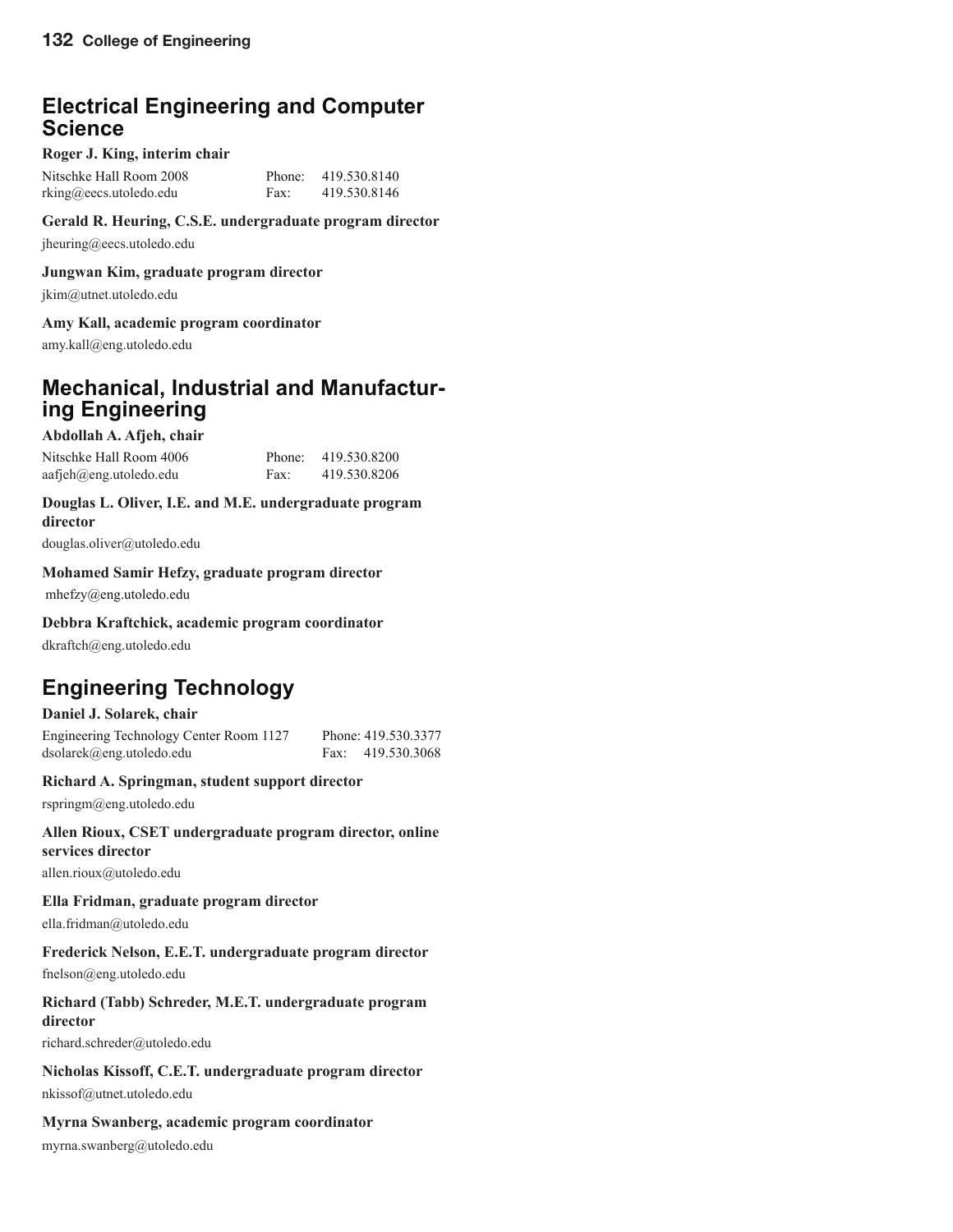## Electrical Engineering and Computer Science

**Roger J. King, interim chair**

Nitschke Hall Room 2008 Phone: 419.530.8140
rking@eecs.utoledo.edu Fax: 419.530.8146

**Gerald R. Heuring, C.S.E. undergraduate program director**

jheuring@eecs.utoledo.edu

**Jungwan Kim, graduate program director**

jkim@utnet.utoledo.edu

**Amy Kall, academic program coordinator**

amy.kall@eng.utoledo.edu

## Mechanical, Industrial and Manufacturing Engineering

**Abdollah A. Afjeh, chair**

Nitschke Hall Room 4006 Phone: 419.530.8200
aafjeh@eng.utoledo.edu Fax: 419.530.8206

**Douglas L. Oliver, I.E. and M.E. undergraduate program director**

douglas.oliver@utoledo.edu

**Mohamed Samir Hefzy, graduate program director**

mhefzy@eng.utoledo.edu

**Debbra Kraftchick, academic program coordinator**

dkraftch@eng.utoledo.edu

## Engineering Technology

**Daniel J. Solarek, chair**

Engineering Technology Center Room 1127 Phone: 419.530.3377
dsolarek@eng.utoledo.edu Fax: 419.530.3068

**Richard A. Springman, student support director**

rspringm@eng.utoledo.edu

**Allen Rioux, CSET undergraduate program director, online services director**

allen.rioux@utoledo.edu

**Ella Fridman, graduate program director**

ella.fridman@utoledo.edu

**Frederick Nelson, E.E.T. undergraduate program director**

fnelson@eng.utoledo.edu

**Richard (Tabb) Schreder, M.E.T. undergraduate program director**

richard.schreder@utoledo.edu

**Nicholas Kissoff, C.E.T. undergraduate program director**

nkissof@utnet.utoledo.edu

**Myrna Swanberg, academic program coordinator**

myrna.swanberg@utoledo.edu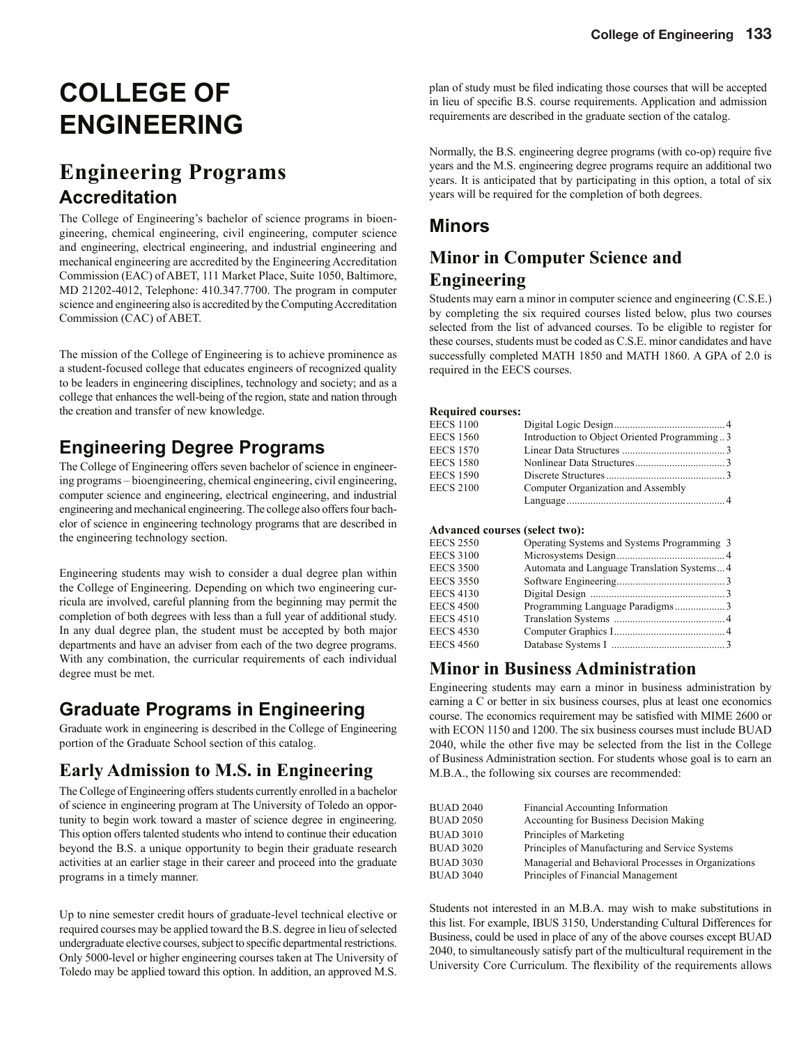# COLLEGE OF ENGINEERING

## Engineering Programs

### Accreditation

The College of Engineering's bachelor of science programs in bioengineering, chemical engineering, civil engineering, computer science and engineering, electrical engineering, and industrial engineering and mechanical engineering are accredited by the Engineering Accreditation Commission (EAC) of ABET, 111 Market Place, Suite 1050, Baltimore, MD 21202-4012, Telephone: 410.347.7700. The program in computer science and engineering also is accredited by the Computing Accreditation Commission (CAC) of ABET.

The mission of the College of Engineering is to achieve prominence as a student-focused college that educates engineers of recognized quality to be leaders in engineering disciplines, technology and society; and as a college that enhances the well-being of the region, state and nation through the creation and transfer of new knowledge.

### Engineering Degree Programs

The College of Engineering offers seven bachelor of science in engineering programs – bioengineering, chemical engineering, civil engineering, computer science and engineering, electrical engineering, and industrial engineering and mechanical engineering. The college also offers four bachelor of science in engineering technology programs that are described in the engineering technology section.

Engineering students may wish to consider a dual degree plan within the College of Engineering. Depending on which two engineering curricula are involved, careful planning from the beginning may permit the completion of both degrees with less than a full year of additional study. In any dual degree plan, the student must be accepted by both major departments and have an adviser from each of the two degree programs. With any combination, the curricular requirements of each individual degree must be met.

### Graduate Programs in Engineering

Graduate work in engineering is described in the College of Engineering portion of the Graduate School section of this catalog.

### Early Admission to M.S. in Engineering

The College of Engineering offers students currently enrolled in a bachelor of science in engineering program at The University of Toledo an opportunity to begin work toward a master of science degree in engineering. This option offers talented students who intend to continue their education beyond the B.S. a unique opportunity to begin their graduate research activities at an earlier stage in their career and proceed into the graduate programs in a timely manner.

Up to nine semester credit hours of graduate-level technical elective or required courses may be applied toward the B.S. degree in lieu of selected undergraduate elective courses, subject to specific departmental restrictions. Only 5000-level or higher engineering courses taken at The University of Toledo may be applied toward this option. In addition, an approved M.S. plan of study must be filed indicating those courses that will be accepted in lieu of specific B.S. course requirements. Application and admission requirements are described in the graduate section of the catalog.

Normally, the B.S. engineering degree programs (with co-op) require five years and the M.S. engineering degree programs require an additional two years. It is anticipated that by participating in this option, a total of six years will be required for the completion of both degrees.

## Minors

### Minor in Computer Science and Engineering

Students may earn a minor in computer science and engineering (C.S.E.) by completing the six required courses listed below, plus two courses selected from the list of advanced courses. To be eligible to register for these courses, students must be coded as C.S.E. minor candidates and have successfully completed MATH 1850 and MATH 1860. A GPA of 2.0 is required in the EECS courses.

**Required courses:**

| Course | Title | Hours |
|---|---|---|
| EECS 1100 | Digital Logic Design | 4 |
| EECS 1560 | Introduction to Object Oriented Programming | 3 |
| EECS 1570 | Linear Data Structures | 3 |
| EECS 1580 | Nonlinear Data Structures | 3 |
| EECS 1590 | Discrete Structures | 3 |
| EECS 2100 | Computer Organization and Assembly Language | 4 |

**Advanced courses (select two):**

| Course | Title | Hours |
|---|---|---|
| EECS 2550 | Operating Systems and Systems Programming | 3 |
| EECS 3100 | Microsystems Design | 4 |
| EECS 3500 | Automata and Language Translation Systems | 4 |
| EECS 3550 | Software Engineering | 3 |
| EECS 4130 | Digital Design | 3 |
| EECS 4500 | Programming Language Paradigms | 3 |
| EECS 4510 | Translation Systems | 4 |
| EECS 4530 | Computer Graphics I | 4 |
| EECS 4560 | Database Systems I | 3 |

### Minor in Business Administration

Engineering students may earn a minor in business administration by earning a C or better in six business courses, plus at least one economics course. The economics requirement may be satisfied with MIME 2600 or with ECON 1150 and 1200. The six business courses must include BUAD 2040, while the other five may be selected from the list in the College of Business Administration section. For students whose goal is to earn an M.B.A., the following six courses are recommended:

| Course | Title |
|---|---|
| BUAD 2040 | Financial Accounting Information |
| BUAD 2050 | Accounting for Business Decision Making |
| BUAD 3010 | Principles of Marketing |
| BUAD 3020 | Principles of Manufacturing and Service Systems |
| BUAD 3030 | Managerial and Behavioral Processes in Organizations |
| BUAD 3040 | Principles of Financial Management |

Students not interested in an M.B.A. may wish to make substitutions in this list. For example, IBUS 3150, Understanding Cultural Differences for Business, could be used in place of any of the above courses except BUAD 2040, to simultaneously satisfy part of the multicultural requirement in the University Core Curriculum. The flexibility of the requirements allows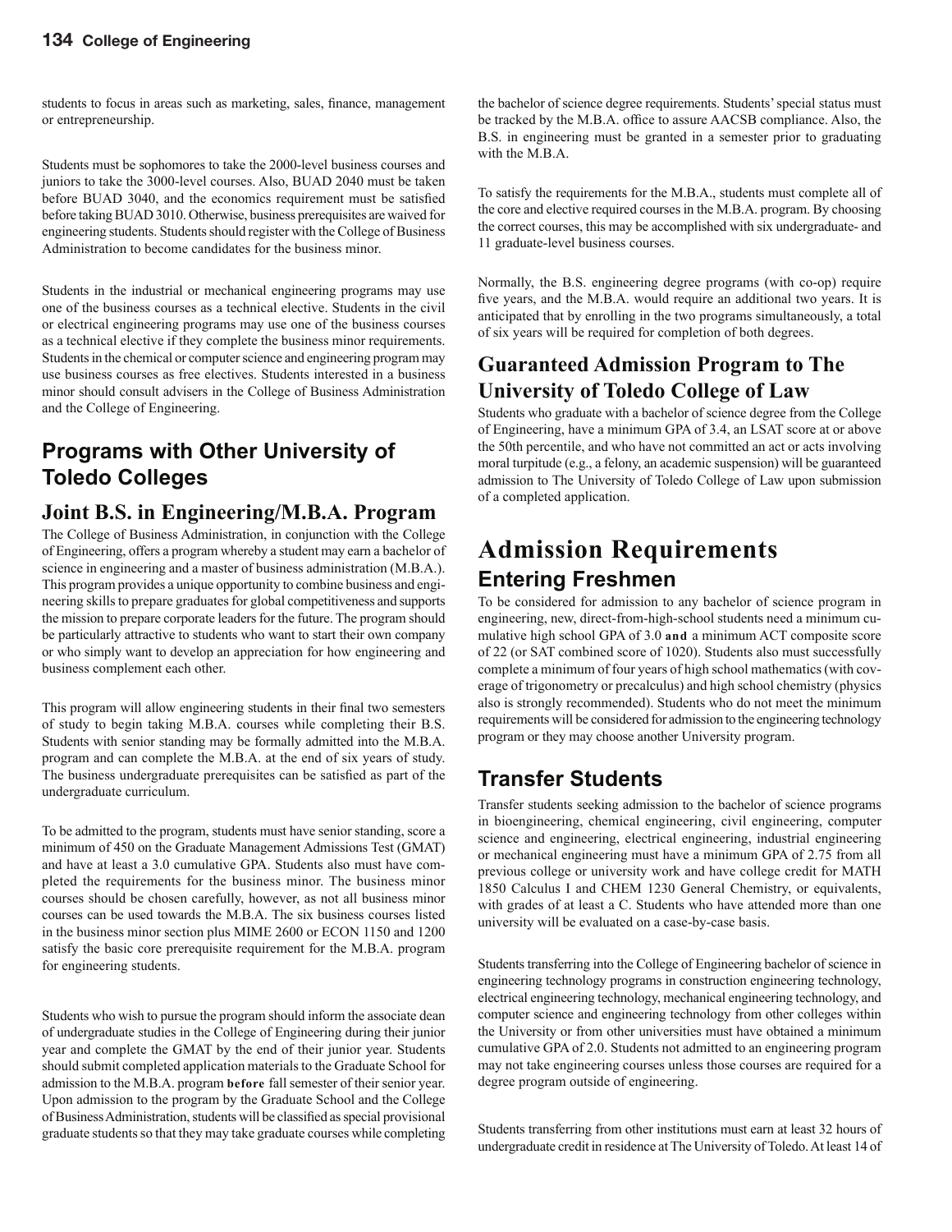students to focus in areas such as marketing, sales, finance, management or entrepreneurship.

Students must be sophomores to take the 2000-level business courses and juniors to take the 3000-level courses. Also, BUAD 2040 must be taken before BUAD 3040, and the economics requirement must be satisfied before taking BUAD 3010. Otherwise, business prerequisites are waived for engineering students. Students should register with the College of Business Administration to become candidates for the business minor.

Students in the industrial or mechanical engineering programs may use one of the business courses as a technical elective. Students in the civil or electrical engineering programs may use one of the business courses as a technical elective if they complete the business minor requirements. Students in the chemical or computer science and engineering program may use business courses as free electives. Students interested in a business minor should consult advisers in the College of Business Administration and the College of Engineering.

## Programs with Other University of Toledo Colleges

### Joint B.S. in Engineering/M.B.A. Program

The College of Business Administration, in conjunction with the College of Engineering, offers a program whereby a student may earn a bachelor of science in engineering and a master of business administration (M.B.A.). This program provides a unique opportunity to combine business and engineering skills to prepare graduates for global competitiveness and supports the mission to prepare corporate leaders for the future. The program should be particularly attractive to students who want to start their own company or who simply want to develop an appreciation for how engineering and business complement each other.

This program will allow engineering students in their final two semesters of study to begin taking M.B.A. courses while completing their B.S. Students with senior standing may be formally admitted into the M.B.A. program and can complete the M.B.A. at the end of six years of study. The business undergraduate prerequisites can be satisfied as part of the undergraduate curriculum.

To be admitted to the program, students must have senior standing, score a minimum of 450 on the Graduate Management Admissions Test (GMAT) and have at least a 3.0 cumulative GPA. Students also must have completed the requirements for the business minor. The business minor courses should be chosen carefully, however, as not all business minor courses can be used towards the M.B.A. The six business courses listed in the business minor section plus MIME 2600 or ECON 1150 and 1200 satisfy the basic core prerequisite requirement for the M.B.A. program for engineering students.

Students who wish to pursue the program should inform the associate dean of undergraduate studies in the College of Engineering during their junior year and complete the GMAT by the end of their junior year. Students should submit completed application materials to the Graduate School for admission to the M.B.A. program **before** fall semester of their senior year. Upon admission to the program by the Graduate School and the College of Business Administration, students will be classified as special provisional graduate students so that they may take graduate courses while completing the bachelor of science degree requirements. Students' special status must be tracked by the M.B.A. office to assure AACSB compliance. Also, the B.S. in engineering must be granted in a semester prior to graduating with the M.B.A.

To satisfy the requirements for the M.B.A., students must complete all of the core and elective required courses in the M.B.A. program. By choosing the correct courses, this may be accomplished with six undergraduate- and 11 graduate-level business courses.

Normally, the B.S. engineering degree programs (with co-op) require five years, and the M.B.A. would require an additional two years. It is anticipated that by enrolling in the two programs simultaneously, a total of six years will be required for completion of both degrees.

### Guaranteed Admission Program to The University of Toledo College of Law

Students who graduate with a bachelor of science degree from the College of Engineering, have a minimum GPA of 3.4, an LSAT score at or above the 50th percentile, and who have not committed an act or acts involving moral turpitude (e.g., a felony, an academic suspension) will be guaranteed admission to The University of Toledo College of Law upon submission of a completed application.

# Admission Requirements

## Entering Freshmen

To be considered for admission to any bachelor of science program in engineering, new, direct-from-high-school students need a minimum cumulative high school GPA of 3.0 **and** a minimum ACT composite score of 22 (or SAT combined score of 1020). Students also must successfully complete a minimum of four years of high school mathematics (with coverage of trigonometry or precalculus) and high school chemistry (physics also is strongly recommended). Students who do not meet the minimum requirements will be considered for admission to the engineering technology program or they may choose another University program.

## Transfer Students

Transfer students seeking admission to the bachelor of science programs in bioengineering, chemical engineering, civil engineering, computer science and engineering, electrical engineering, industrial engineering or mechanical engineering must have a minimum GPA of 2.75 from all previous college or university work and have college credit for MATH 1850 Calculus I and CHEM 1230 General Chemistry, or equivalents, with grades of at least a C. Students who have attended more than one university will be evaluated on a case-by-case basis.

Students transferring into the College of Engineering bachelor of science in engineering technology programs in construction engineering technology, electrical engineering technology, mechanical engineering technology, and computer science and engineering technology from other colleges within the University or from other universities must have obtained a minimum cumulative GPA of 2.0. Students not admitted to an engineering program may not take engineering courses unless those courses are required for a degree program outside of engineering.

Students transferring from other institutions must earn at least 32 hours of undergraduate credit in residence at The University of Toledo. At least 14 of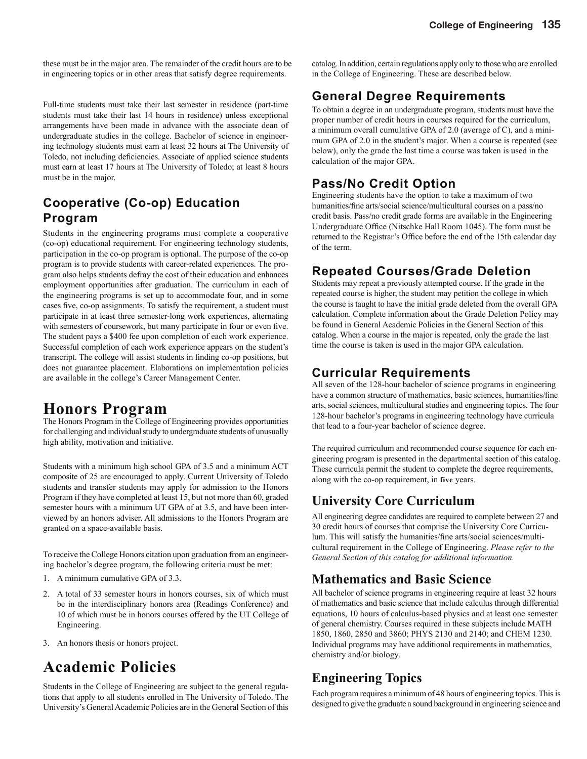these must be in the major area. The remainder of the credit hours are to be in engineering topics or in other areas that satisfy degree requirements.

Full-time students must take their last semester in residence (part-time students must take their last 14 hours in residence) unless exceptional arrangements have been made in advance with the associate dean of undergraduate studies in the college. Bachelor of science in engineering technology students must earn at least 32 hours at The University of Toledo, not including deficiencies. Associate of applied science students must earn at least 17 hours at The University of Toledo; at least 8 hours must be in the major.

### Cooperative (Co-op) Education Program

Students in the engineering programs must complete a cooperative (co-op) educational requirement. For engineering technology students, participation in the co-op program is optional. The purpose of the co-op program is to provide students with career-related experiences. The program also helps students defray the cost of their education and enhances employment opportunities after graduation. The curriculum in each of the engineering programs is set up to accommodate four, and in some cases five, co-op assignments. To satisfy the requirement, a student must participate in at least three semester-long work experiences, alternating with semesters of coursework, but many participate in four or even five. The student pays a $400 fee upon completion of each work experience. Successful completion of each work experience appears on the student's transcript. The college will assist students in finding co-op positions, but does not guarantee placement. Elaborations on implementation policies are available in the college's Career Management Center.

## Honors Program

The Honors Program in the College of Engineering provides opportunities for challenging and individual study to undergraduate students of unusually high ability, motivation and initiative.

Students with a minimum high school GPA of 3.5 and a minimum ACT composite of 25 are encouraged to apply. Current University of Toledo students and transfer students may apply for admission to the Honors Program if they have completed at least 15, but not more than 60, graded semester hours with a minimum UT GPA of at 3.5, and have been interviewed by an honors adviser. All admissions to the Honors Program are granted on a space-available basis.

To receive the College Honors citation upon graduation from an engineering bachelor's degree program, the following criteria must be met:

1. A minimum cumulative GPA of 3.3.
2. A total of 33 semester hours in honors courses, six of which must be in the interdisciplinary honors area (Readings Conference) and 10 of which must be in honors courses offered by the UT College of Engineering.
3. An honors thesis or honors project.

## Academic Policies

Students in the College of Engineering are subject to the general regulations that apply to all students enrolled in The University of Toledo. The University's General Academic Policies are in the General Section of this catalog. In addition, certain regulations apply only to those who are enrolled in the College of Engineering. These are described below.

### General Degree Requirements

To obtain a degree in an undergraduate program, students must have the proper number of credit hours in courses required for the curriculum, a minimum overall cumulative GPA of 2.0 (average of C), and a minimum GPA of 2.0 in the student's major. When a course is repeated (see below), only the grade the last time a course was taken is used in the calculation of the major GPA.

### Pass/No Credit Option

Engineering students have the option to take a maximum of two humanities/fine arts/social science/multicultural courses on a pass/no credit basis. Pass/no credit grade forms are available in the Engineering Undergraduate Office (Nitschke Hall Room 1045). The form must be returned to the Registrar's Office before the end of the 15th calendar day of the term.

### Repeated Courses/Grade Deletion

Students may repeat a previously attempted course. If the grade in the repeated course is higher, the student may petition the college in which the course is taught to have the initial grade deleted from the overall GPA calculation. Complete information about the Grade Deletion Policy may be found in General Academic Policies in the General Section of this catalog. When a course in the major is repeated, only the grade the last time the course is taken is used in the major GPA calculation.

### Curricular Requirements

All seven of the 128-hour bachelor of science programs in engineering have a common structure of mathematics, basic sciences, humanities/fine arts, social sciences, multicultural studies and engineering topics. The four 128-hour bachelor's programs in engineering technology have curricula that lead to a four-year bachelor of science degree.

The required curriculum and recommended course sequence for each engineering program is presented in the departmental section of this catalog. These curricula permit the student to complete the degree requirements, along with the co-op requirement, in **five** years.

### University Core Curriculum

All engineering degree candidates are required to complete between 27 and 30 credit hours of courses that comprise the University Core Curriculum. This will satisfy the humanities/fine arts/social sciences/multicultural requirement in the College of Engineering. *Please refer to the General Section of this catalog for additional information.*

### Mathematics and Basic Science

All bachelor of science programs in engineering require at least 32 hours of mathematics and basic science that include calculus through differential equations, 10 hours of calculus-based physics and at least one semester of general chemistry. Courses required in these subjects include MATH 1850, 1860, 2850 and 3860; PHYS 2130 and 2140; and CHEM 1230. Individual programs may have additional requirements in mathematics, chemistry and/or biology.

### Engineering Topics

Each program requires a minimum of 48 hours of engineering topics. This is designed to give the graduate a sound background in engineering science and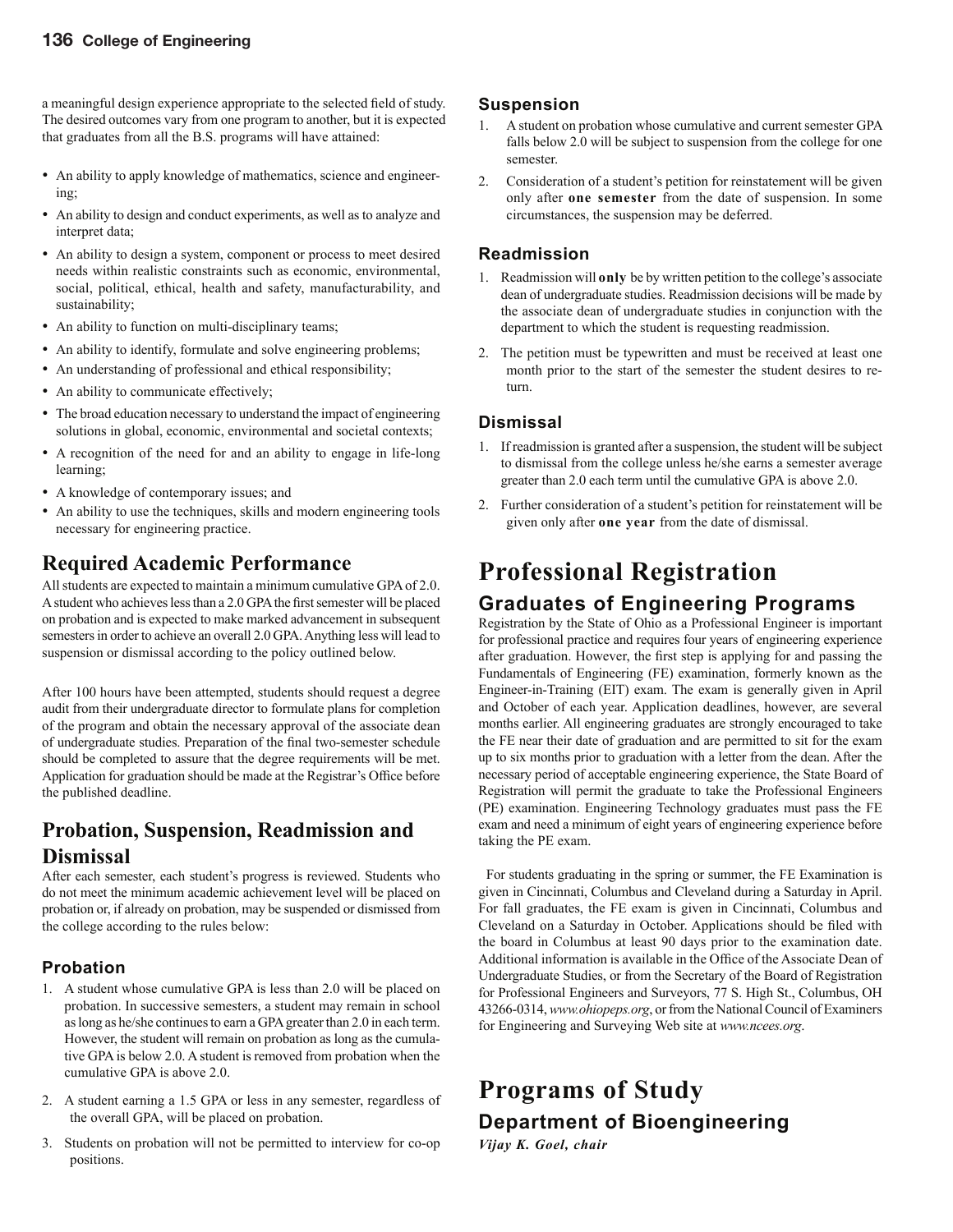a meaningful design experience appropriate to the selected field of study. The desired outcomes vary from one program to another, but it is expected that graduates from all the B.S. programs will have attained:

- An ability to apply knowledge of mathematics, science and engineering;
- An ability to design and conduct experiments, as well as to analyze and interpret data;
- An ability to design a system, component or process to meet desired needs within realistic constraints such as economic, environmental, social, political, ethical, health and safety, manufacturability, and sustainability;
- An ability to function on multi-disciplinary teams;
- An ability to identify, formulate and solve engineering problems;
- An understanding of professional and ethical responsibility;
- An ability to communicate effectively;
- The broad education necessary to understand the impact of engineering solutions in global, economic, environmental and societal contexts;
- A recognition of the need for and an ability to engage in life-long learning;
- A knowledge of contemporary issues; and
- An ability to use the techniques, skills and modern engineering tools necessary for engineering practice.

## Required Academic Performance

All students are expected to maintain a minimum cumulative GPA of 2.0. A student who achieves less than a 2.0 GPA the first semester will be placed on probation and is expected to make marked advancement in subsequent semesters in order to achieve an overall 2.0 GPA. Anything less will lead to suspension or dismissal according to the policy outlined below.

After 100 hours have been attempted, students should request a degree audit from their undergraduate director to formulate plans for completion of the program and obtain the necessary approval of the associate dean of undergraduate studies. Preparation of the final two-semester schedule should be completed to assure that the degree requirements will be met. Application for graduation should be made at the Registrar's Office before the published deadline.

## Probation, Suspension, Readmission and Dismissal

After each semester, each student's progress is reviewed. Students who do not meet the minimum academic achievement level will be placed on probation or, if already on probation, may be suspended or dismissed from the college according to the rules below:

### Probation

1. A student whose cumulative GPA is less than 2.0 will be placed on probation. In successive semesters, a student may remain in school as long as he/she continues to earn a GPA greater than 2.0 in each term. However, the student will remain on probation as long as the cumulative GPA is below 2.0. A student is removed from probation when the cumulative GPA is above 2.0.
2. A student earning a 1.5 GPA or less in any semester, regardless of the overall GPA, will be placed on probation.
3. Students on probation will not be permitted to interview for co-op positions.

### Suspension

1. A student on probation whose cumulative and current semester GPA falls below 2.0 will be subject to suspension from the college for one semester.
2. Consideration of a student's petition for reinstatement will be given only after **one semester** from the date of suspension. In some circumstances, the suspension may be deferred.

### Readmission

1. Readmission will **only** be by written petition to the college's associate dean of undergraduate studies. Readmission decisions will be made by the associate dean of undergraduate studies in conjunction with the department to which the student is requesting readmission.
2. The petition must be typewritten and must be received at least one month prior to the start of the semester the student desires to return.

### Dismissal

1. If readmission is granted after a suspension, the student will be subject to dismissal from the college unless he/she earns a semester average greater than 2.0 each term until the cumulative GPA is above 2.0.
2. Further consideration of a student's petition for reinstatement will be given only after **one year** from the date of dismissal.

# Professional Registration

## Graduates of Engineering Programs

Registration by the State of Ohio as a Professional Engineer is important for professional practice and requires four years of engineering experience after graduation. However, the first step is applying for and passing the Fundamentals of Engineering (FE) examination, formerly known as the Engineer-in-Training (EIT) exam. The exam is generally given in April and October of each year. Application deadlines, however, are several months earlier. All engineering graduates are strongly encouraged to take the FE near their date of graduation and are permitted to sit for the exam up to six months prior to graduation with a letter from the dean. After the necessary period of acceptable engineering experience, the State Board of Registration will permit the graduate to take the Professional Engineers (PE) examination. Engineering Technology graduates must pass the FE exam and need a minimum of eight years of engineering experience before taking the PE exam.

For students graduating in the spring or summer, the FE Examination is given in Cincinnati, Columbus and Cleveland during a Saturday in April. For fall graduates, the FE exam is given in Cincinnati, Columbus and Cleveland on a Saturday in October. Applications should be filed with the board in Columbus at least 90 days prior to the examination date. Additional information is available in the Office of the Associate Dean of Undergraduate Studies, or from the Secretary of the Board of Registration for Professional Engineers and Surveyors, 77 S. High St., Columbus, OH 43266-0314, *www.ohiopeps.org*, or from the National Council of Examiners for Engineering and Surveying Web site at *www.ncees.org*.

# Programs of Study

## Department of Bioengineering

***Vijay K. Goel, chair***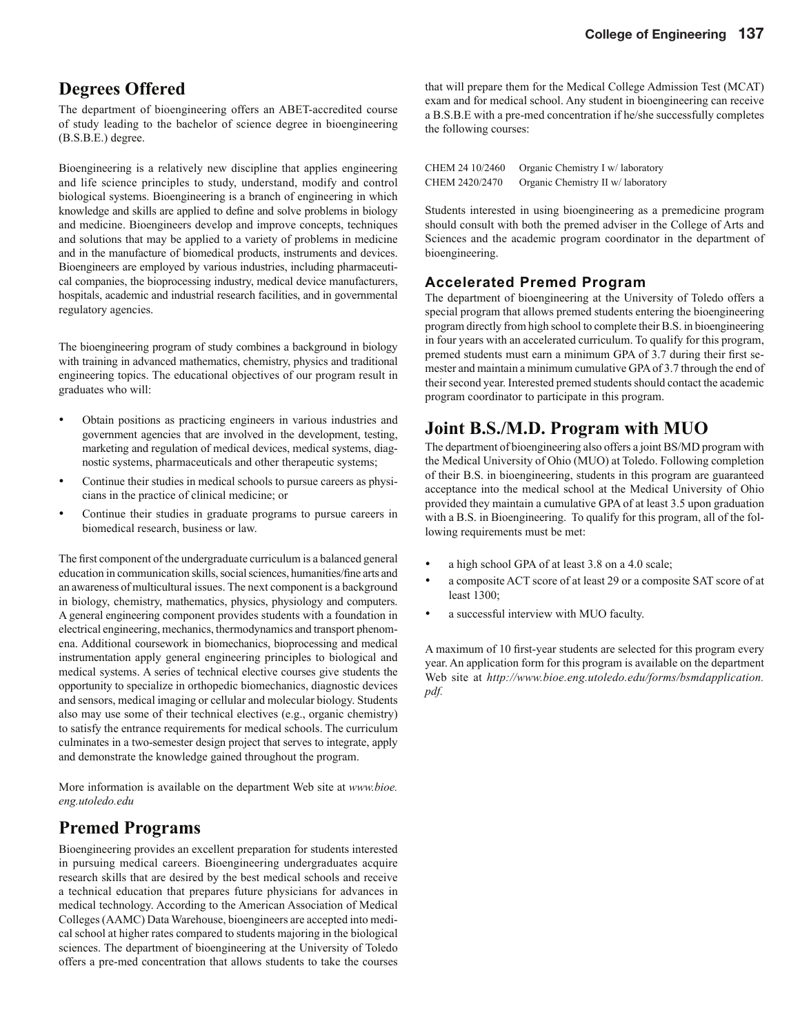## Degrees Offered

The department of bioengineering offers an ABET-accredited course of study leading to the bachelor of science degree in bioengineering (B.S.B.E.) degree.

Bioengineering is a relatively new discipline that applies engineering and life science principles to study, understand, modify and control biological systems. Bioengineering is a branch of engineering in which knowledge and skills are applied to define and solve problems in biology and medicine. Bioengineers develop and improve concepts, techniques and solutions that may be applied to a variety of problems in medicine and in the manufacture of biomedical products, instruments and devices. Bioengineers are employed by various industries, including pharmaceutical companies, the bioprocessing industry, medical device manufacturers, hospitals, academic and industrial research facilities, and in governmental regulatory agencies.

The bioengineering program of study combines a background in biology with training in advanced mathematics, chemistry, physics and traditional engineering topics. The educational objectives of our program result in graduates who will:

- Obtain positions as practicing engineers in various industries and government agencies that are involved in the development, testing, marketing and regulation of medical devices, medical systems, diagnostic systems, pharmaceuticals and other therapeutic systems;
- Continue their studies in medical schools to pursue careers as physicians in the practice of clinical medicine; or
- Continue their studies in graduate programs to pursue careers in biomedical research, business or law.

The first component of the undergraduate curriculum is a balanced general education in communication skills, social sciences, humanities/fine arts and an awareness of multicultural issues. The next component is a background in biology, chemistry, mathematics, physics, physiology and computers. A general engineering component provides students with a foundation in electrical engineering, mechanics, thermodynamics and transport phenomena. Additional coursework in biomechanics, bioprocessing and medical instrumentation apply general engineering principles to biological and medical systems. A series of technical elective courses give students the opportunity to specialize in orthopedic biomechanics, diagnostic devices and sensors, medical imaging or cellular and molecular biology. Students also may use some of their technical electives (e.g., organic chemistry) to satisfy the entrance requirements for medical schools. The curriculum culminates in a two-semester design project that serves to integrate, apply and demonstrate the knowledge gained throughout the program.

More information is available on the department Web site at *www.bioe.eng.utoledo.edu*

## Premed Programs

Bioengineering provides an excellent preparation for students interested in pursuing medical careers. Bioengineering undergraduates acquire research skills that are desired by the best medical schools and receive a technical education that prepares future physicians for advances in medical technology. According to the American Association of Medical Colleges (AAMC) Data Warehouse, bioengineers are accepted into medical school at higher rates compared to students majoring in the biological sciences. The department of bioengineering at the University of Toledo offers a pre-med concentration that allows students to take the courses that will prepare them for the Medical College Admission Test (MCAT) exam and for medical school. Any student in bioengineering can receive a B.S.B.E with a pre-med concentration if he/she successfully completes the following courses:

CHEM 24 10/2460 Organic Chemistry I w/ laboratory
CHEM 2420/2470 Organic Chemistry II w/ laboratory

Students interested in using bioengineering as a premedicine program should consult with both the premed adviser in the College of Arts and Sciences and the academic program coordinator in the department of bioengineering.

### Accelerated Premed Program

The department of bioengineering at the University of Toledo offers a special program that allows premed students entering the bioengineering program directly from high school to complete their B.S. in bioengineering in four years with an accelerated curriculum. To qualify for this program, premed students must earn a minimum GPA of 3.7 during their first semester and maintain a minimum cumulative GPA of 3.7 through the end of their second year. Interested premed students should contact the academic program coordinator to participate in this program.

## Joint B.S./M.D. Program with MUO

The department of bioengineering also offers a joint BS/MD program with the Medical University of Ohio (MUO) at Toledo. Following completion of their B.S. in bioengineering, students in this program are guaranteed acceptance into the medical school at the Medical University of Ohio provided they maintain a cumulative GPA of at least 3.5 upon graduation with a B.S. in Bioengineering. To qualify for this program, all of the following requirements must be met:

- a high school GPA of at least 3.8 on a 4.0 scale;
- a composite ACT score of at least 29 or a composite SAT score of at least 1300;
- a successful interview with MUO faculty.

A maximum of 10 first-year students are selected for this program every year. An application form for this program is available on the department Web site at *http://www.bioe.eng.utoledo.edu/forms/bsmdapplication.pdf.*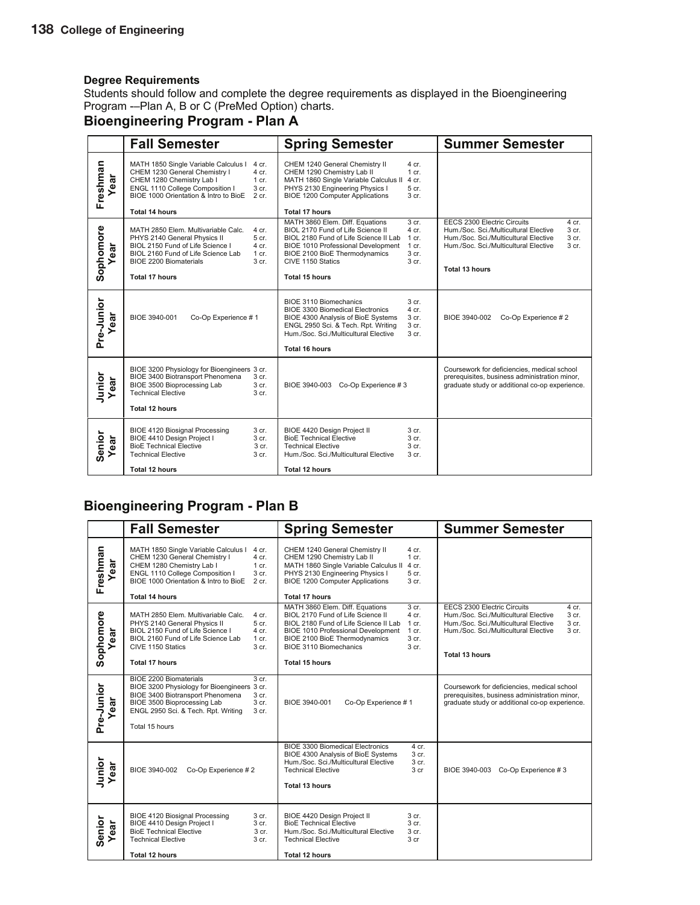## Degree Requirements

Students should follow and complete the degree requirements as displayed in the Bioengineering Program -–Plan A, B or C (PreMed Option) charts.

## Bioengineering Program - Plan A

| | Fall Semester | Spring Semester | Summer Semester |
|---|---|---|---|
| Freshman Year | MATH 1850 Single Variable Calculus I 4 cr.<br>CHEM 1230 General Chemistry I 4 cr.<br>CHEM 1280 Chemistry Lab I 1 cr.<br>ENGL 1110 College Composition I 3 cr.<br>BIOE 1000 Orientation & Intro to BioE 2 cr.<br>**Total 14 hours** | CHEM 1240 General Chemistry II 4 cr.<br>CHEM 1290 Chemistry Lab II 1 cr.<br>MATH 1860 Single Variable Calculus II 4 cr.<br>PHYS 2130 Engineering Physics I 5 cr.<br>BIOE 1200 Computer Applications 3 cr.<br>**Total 17 hours** | |
| Sophomore Year | MATH 2850 Elem. Multivariable Calc. 4 cr.<br>PHYS 2140 General Physics II 5 cr.<br>BIOL 2150 Fund of Life Science I 4 cr.<br>BIOL 2160 Fund of Life Science Lab 1 cr.<br>BIOE 2200 Biomaterials 3 cr.<br>**Total 17 hours** | MATH 3860 Elem. Diff. Equations 3 cr.<br>BIOL 2170 Fund of Life Science II 4 cr.<br>BIOL 2180 Fund of Life Science II Lab 1 cr.<br>BIOE 1010 Professional Development 1 cr.<br>BIOE 2100 BioE Thermodynamics 3 cr.<br>CIVE 1150 Statics 3 cr.<br>**Total 15 hours** | EECS 2300 Electric Circuits 4 cr.<br>Hum./Soc. Sci./Multicultural Elective 3 cr.<br>Hum./Soc. Sci./Multicultural Elective 3 cr.<br>Hum./Soc. Sci./Multicultural Elective 3 cr.<br>**Total 13 hours** |
| Pre-Junior Year | BIOE 3940-001 Co-Op Experience # 1 | BIOE 3110 Biomechanics 3 cr.<br>BIOE 3300 Biomedical Electronics 4 cr.<br>BIOE 4300 Analysis of BioE Systems 3 cr.<br>ENGL 2950 Sci. & Tech. Rpt. Writing 3 cr.<br>Hum./Soc. Sci./Multicultural Elective 3 cr.<br>**Total 16 hours** | BIOE 3940-002 Co-Op Experience # 2 |
| Junior Year | BIOE 3200 Physiology for Bioengineers 3 cr.<br>BIOE 3400 Biotransport Phenomena 3 cr.<br>BIOE 3500 Bioprocessing Lab 3 cr.<br>Technical Elective 3 cr.<br>**Total 12 hours** | BIOE 3940-003 Co-Op Experience # 3 | Coursework for deficiencies, medical school prerequisites, business administration minor, graduate study or additional co-op experience. |
| Senior Year | BIOE 4120 Biosignal Processing 3 cr.<br>BIOE 4410 Design Project I 3 cr.<br>BioE Technical Elective 3 cr.<br>Technical Elective 3 cr.<br>**Total 12 hours** | BIOE 4420 Design Project II 3 cr.<br>BioE Technical Elective 3 cr.<br>Technical Elective 3 cr.<br>Hum./Soc. Sci./Multicultural Elective 3 cr.<br>**Total 12 hours** | |

## Bioengineering Program - Plan B

| | Fall Semester | Spring Semester | Summer Semester |
|---|---|---|---|
| Freshman Year | MATH 1850 Single Variable Calculus I 4 cr.<br>CHEM 1230 General Chemistry I 4 cr.<br>CHEM 1280 Chemistry Lab I 1 cr.<br>ENGL 1110 College Composition I 3 cr.<br>BIOE 1000 Orientation & Intro to BioE 2 cr.<br>**Total 14 hours** | CHEM 1240 General Chemistry II 4 cr.<br>CHEM 1290 Chemistry Lab II 1 cr.<br>MATH 1860 Single Variable Calculus II 4 cr.<br>PHYS 2130 Engineering Physics I 5 cr.<br>BIOE 1200 Computer Applications 3 cr.<br>**Total 17 hours** | |
| Sophomore Year | MATH 2850 Elem. Multivariable Calc. 4 cr.<br>PHYS 2140 General Physics II 5 cr.<br>BIOL 2150 Fund of Life Science I 4 cr.<br>BIOL 2160 Fund of Life Science Lab 1 cr.<br>CIVE 1150 Statics 3 cr.<br>**Total 17 hours** | MATH 3860 Elem. Diff. Equations 3 cr.<br>BIOL 2170 Fund of Life Science II 4 cr.<br>BIOL 2180 Fund of Life Science II Lab 1 cr.<br>BIOE 1010 Professional Development 1 cr.<br>BIOE 2100 BioE Thermodynamics 3 cr.<br>BIOE 3110 Biomechanics 3 cr.<br>**Total 15 hours** | EECS 2300 Electric Circuits 4 cr.<br>Hum./Soc. Sci./Multicultural Elective 3 cr.<br>Hum./Soc. Sci./Multicultural Elective 3 cr.<br>Hum./Soc. Sci./Multicultural Elective 3 cr.<br>**Total 13 hours** |
| Pre-Junior Year | BIOE 2200 Biomaterials 3 cr.<br>BIOE 3200 Physiology for Bioengineers 3 cr.<br>BIOE 3400 Biotransport Phenomena 3 cr.<br>BIOE 3500 Bioprocessing Lab 3 cr.<br>ENGL 2950 Sci. & Tech. Rpt. Writing 3 cr.<br>Total 15 hours | BIOE 3940-001 Co-Op Experience # 1 | Coursework for deficiencies, medical school prerequisites, business administration minor, graduate study or additional co-op experience. |
| Junior Year | BIOE 3940-002 Co-Op Experience # 2 | BIOE 3300 Biomedical Electronics 4 cr.<br>BIOE 4300 Analysis of BioE Systems 3 cr.<br>Hum./Soc. Sci./Multicultural Elective 3 cr.<br>Technical Elective 3 cr<br>**Total 13 hours** | BIOE 3940-003 Co-Op Experience # 3 |
| Senior Year | BIOE 4120 Biosignal Processing 3 cr.<br>BIOE 4410 Design Project I 3 cr.<br>BioE Technical Elective 3 cr.<br>Technical Elective 3 cr.<br>**Total 12 hours** | BIOE 4420 Design Project II 3 cr.<br>BioE Technical Elective 3 cr.<br>Hum./Soc. Sci./Multicultural Elective 3 cr.<br>Technical Elective 3 cr<br>**Total 12 hours** | |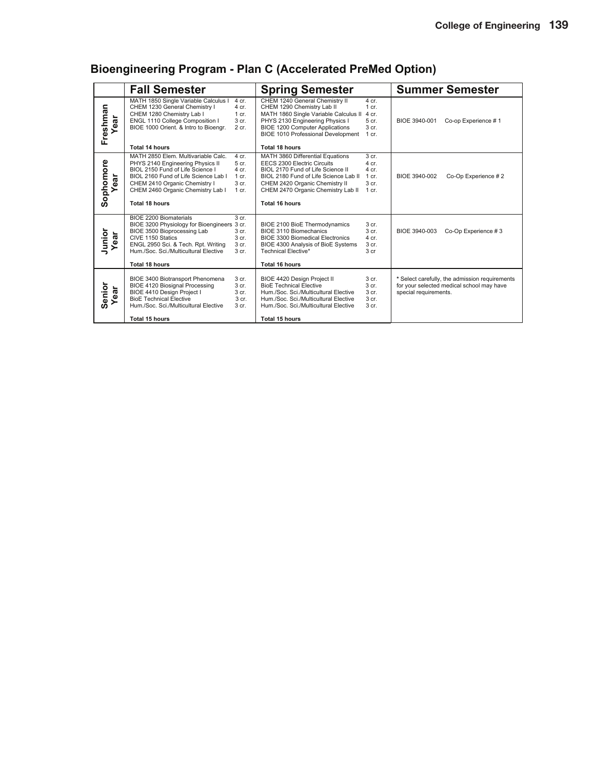## Bioengineering Program - Plan C (Accelerated PreMed Option)

| | Fall Semester | | Spring Semester | | Summer Semester |
|---|---|---|---|---|---|
| **Freshman Year** | MATH 1850 Single Variable Calculus I | 4 cr. | CHEM 1240 General Chemistry II | 4 cr. | BIOE 3940-001 Co-op Experience # 1 |
| | CHEM 1230 General Chemistry I | 4 cr. | CHEM 1290 Chemistry Lab II | 1 cr. | |
| | CHEM 1280 Chemistry Lab I | 1 cr. | MATH 1860 Single Variable Calculus II | 4 cr. | |
| | ENGL 1110 College Composition I | 3 cr. | PHYS 2130 Engineering Physics I | 5 cr. | |
| | BIOE 1000 Orient. & Intro to Bioengr. | 2 cr. | BIOE 1200 Computer Applications | 3 cr. | |
| | | | BIOE 1010 Professional Development | 1 cr. | |
| | **Total 14 hours** | | **Total 18 hours** | | |
| **Sophomore Year** | MATH 2850 Elem. Multivariable Calc. | 4 cr. | MATH 3860 Differential Equations | 3 cr. | BIOE 3940-002 Co-Op Experience # 2 |
| | PHYS 2140 Engineering Physics II | 5 cr. | EECS 2300 Electric Circuits | 4 cr. | |
| | BIOL 2150 Fund of Life Science I | 4 cr. | BIOL 2170 Fund of Life Science II | 4 cr. | |
| | BIOL 2160 Fund of Life Science Lab I | 1 cr. | BIOL 2180 Fund of Life Science Lab II | 1 cr. | |
| | CHEM 2410 Organic Chemistry I | 3 cr. | CHEM 2420 Organic Chemistry II | 3 cr. | |
| | CHEM 2460 Organic Chemistry Lab I | 1 cr. | CHEM 2470 Organic Chemistry Lab II | 1 cr. | |
| | **Total 18 hours** | | **Total 16 hours** | | |
| **Junior Year** | BIOE 2200 Biomaterials | 3 cr. | BIOE 2100 BioE Thermodynamics | 3 cr. | BIOE 3940-003 Co-Op Experience # 3 |
| | BIOE 3200 Physiology for Bioengineers | 3 cr. | BIOE 3110 Biomechanics | 3 cr. | |
| | BIOE 3500 Bioprocessing Lab | 3 cr. | BIOE 3300 Biomedical Electronics | 4 cr. | |
| | CIVE 1150 Statics | 3 cr. | BIOE 4300 Analysis of BioE Systems | 3 cr. | |
| | ENGL 2950 Sci. & Tech. Rpt. Writing | 3 cr. | Technical Elective* | 3 cr | |
| | Hum./Soc. Sci./Multicultural Elective | 3 cr. | | | |
| | **Total 18 hours** | | **Total 16 hours** | | |
| **Senior Year** | BIOE 3400 Biotransport Phenomena | 3 cr. | BIOE 4420 Design Project II | 3 cr. | * Select carefully, the admission requirements for your selected medical school may have special requirements. |
| | BIOE 4120 Biosignal Processing | 3 cr. | BioE Technical Elective | 3 cr. | |
| | BIOE 4410 Design Project I | 3 cr. | Hum./Soc. Sci./Multicultural Elective | 3 cr. | |
| | BioE Technical Elective | 3 cr. | Hum./Soc. Sci./Multicultural Elective | 3 cr. | |
| | Hum./Soc. Sci./Multicultural Elective | 3 cr. | Hum./Soc. Sci./Multicultural Elective | 3 cr. | |
| | **Total 15 hours** | | **Total 15 hours** | | |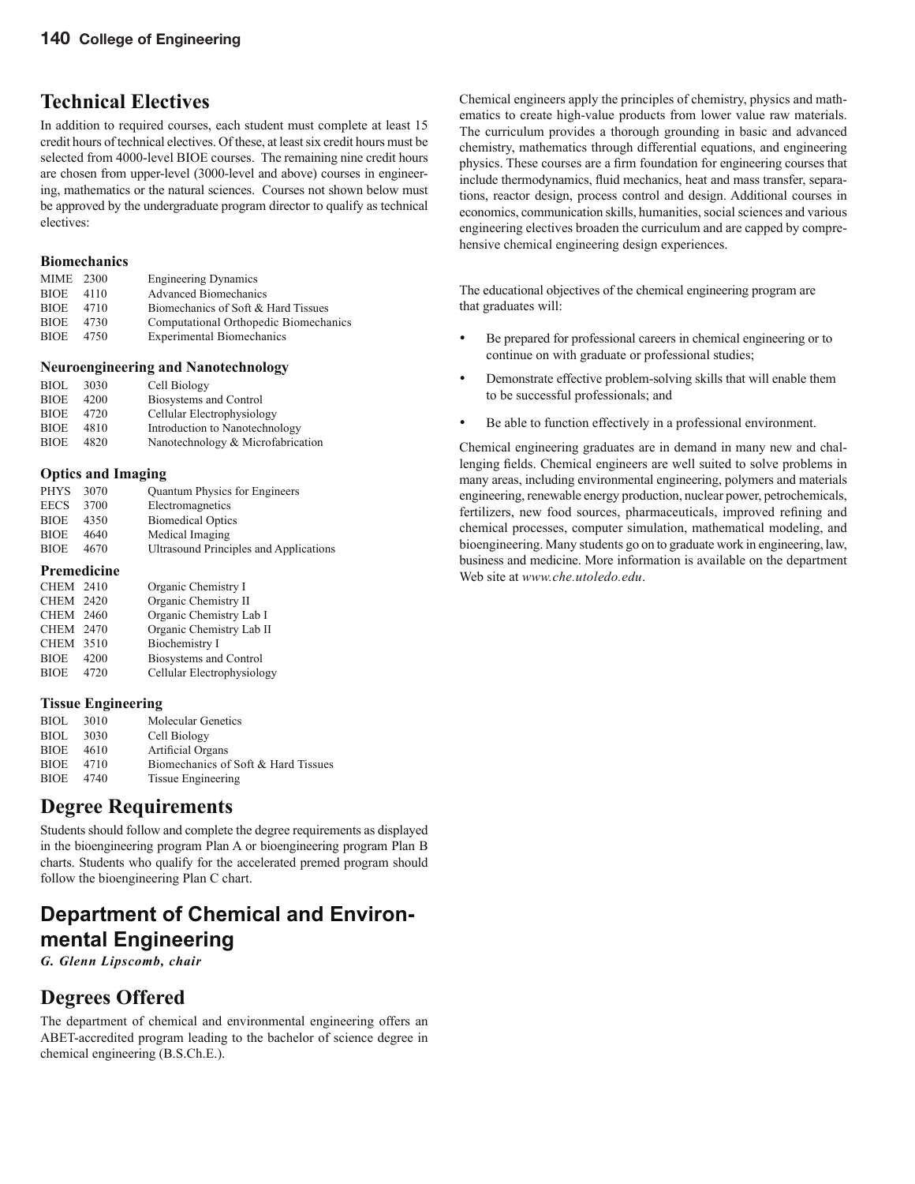## Technical Electives

In addition to required courses, each student must complete at least 15 credit hours of technical electives. Of these, at least six credit hours must be selected from 4000-level BIOE courses. The remaining nine credit hours are chosen from upper-level (3000-level and above) courses in engineering, mathematics or the natural sciences. Courses not shown below must be approved by the undergraduate program director to qualify as technical electives:

### Biomechanics

| | | |
|---|---|---|
| MIME | 2300 | Engineering Dynamics |
| BIOE | 4110 | Advanced Biomechanics |
| BIOE | 4710 | Biomechanics of Soft & Hard Tissues |
| BIOE | 4730 | Computational Orthopedic Biomechanics |
| BIOE | 4750 | Experimental Biomechanics |

### Neuroengineering and Nanotechnology

| | | |
|---|---|---|
| BIOL | 3030 | Cell Biology |
| BIOE | 4200 | Biosystems and Control |
| BIOE | 4720 | Cellular Electrophysiology |
| BIOE | 4810 | Introduction to Nanotechnology |
| BIOE | 4820 | Nanotechnology & Microfabrication |

### Optics and Imaging

| | | |
|---|---|---|
| PHYS | 3070 | Quantum Physics for Engineers |
| EECS | 3700 | Electromagnetics |
| BIOE | 4350 | Biomedical Optics |
| BIOE | 4640 | Medical Imaging |
| BIOE | 4670 | Ultrasound Principles and Applications |

### Premedicine

| | | |
|---|---|---|
| CHEM | 2410 | Organic Chemistry I |
| CHEM | 2420 | Organic Chemistry II |
| CHEM | 2460 | Organic Chemistry Lab I |
| CHEM | 2470 | Organic Chemistry Lab II |
| CHEM | 3510 | Biochemistry I |
| BIOE | 4200 | Biosystems and Control |
| BIOE | 4720 | Cellular Electrophysiology |

### Tissue Engineering

| | | |
|---|---|---|
| BIOL | 3010 | Molecular Genetics |
| BIOL | 3030 | Cell Biology |
| BIOE | 4610 | Artificial Organs |
| BIOE | 4710 | Biomechanics of Soft & Hard Tissues |
| BIOE | 4740 | Tissue Engineering |

## Degree Requirements

Students should follow and complete the degree requirements as displayed in the bioengineering program Plan A or bioengineering program Plan B charts. Students who qualify for the accelerated premed program should follow the bioengineering Plan C chart.

## Department of Chemical and Environmental Engineering

***G. Glenn Lipscomb, chair***

## Degrees Offered

The department of chemical and environmental engineering offers an ABET-accredited program leading to the bachelor of science degree in chemical engineering (B.S.Ch.E.).

Chemical engineers apply the principles of chemistry, physics and mathematics to create high-value products from lower value raw materials. The curriculum provides a thorough grounding in basic and advanced chemistry, mathematics through differential equations, and engineering physics. These courses are a firm foundation for engineering courses that include thermodynamics, fluid mechanics, heat and mass transfer, separations, reactor design, process control and design. Additional courses in economics, communication skills, humanities, social sciences and various engineering electives broaden the curriculum and are capped by comprehensive chemical engineering design experiences.

The educational objectives of the chemical engineering program are that graduates will:

- Be prepared for professional careers in chemical engineering or to continue on with graduate or professional studies;
- Demonstrate effective problem-solving skills that will enable them to be successful professionals; and
- Be able to function effectively in a professional environment.

Chemical engineering graduates are in demand in many new and challenging fields. Chemical engineers are well suited to solve problems in many areas, including environmental engineering, polymers and materials engineering, renewable energy production, nuclear power, petrochemicals, fertilizers, new food sources, pharmaceuticals, improved refining and chemical processes, computer simulation, mathematical modeling, and bioengineering. Many students go on to graduate work in engineering, law, business and medicine. More information is available on the department Web site at *www.che.utoledo.edu*.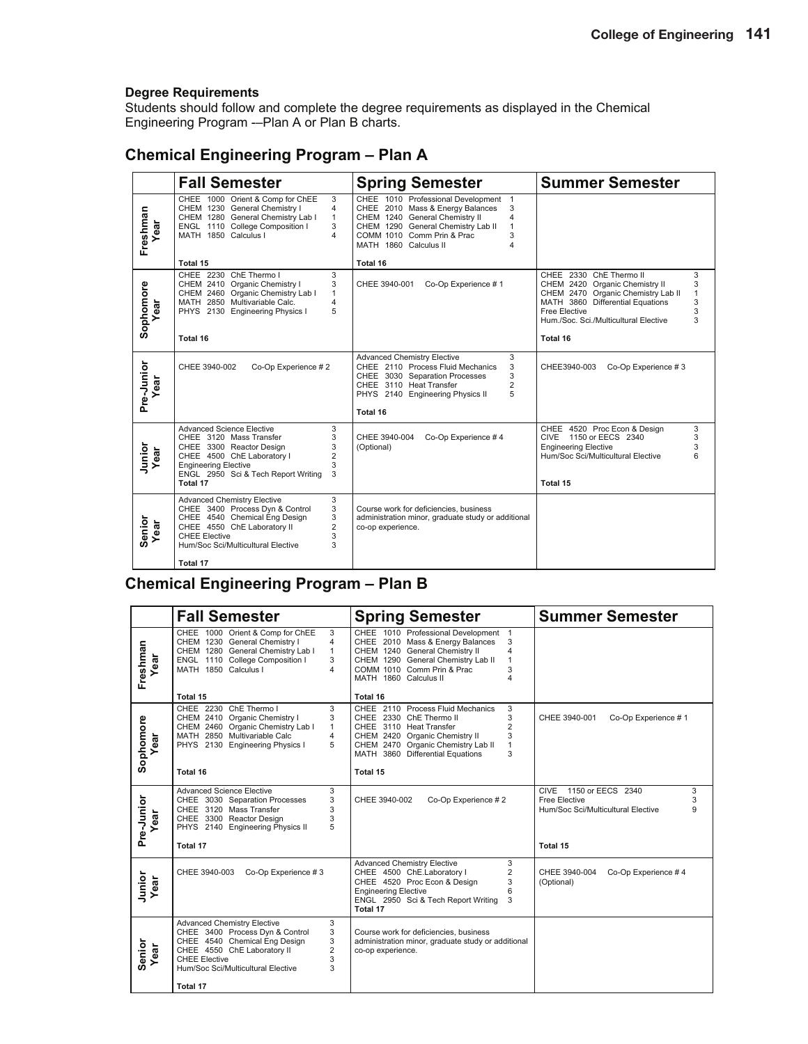## Degree Requirements

Students should follow and complete the degree requirements as displayed in the Chemical Engineering Program -–Plan A or Plan B charts.

## Chemical Engineering Program – Plan A

| | Fall Semester | Spring Semester | Summer Semester |
|---|---|---|---|
| Freshman Year | CHEE 1000 Orient & Comp for ChEE 3<br>CHEM 1230 General Chemistry I 4<br>CHEM 1280 General Chemistry Lab I 1<br>ENGL 1110 College Composition I 3<br>MATH 1850 Calculus I 4<br><br>Total 15 | CHEE 1010 Professional Development 1<br>CHEE 2010 Mass & Energy Balances 3<br>CHEM 1240 General Chemistry II 4<br>CHEM 1290 General Chemistry Lab II 1<br>COMM 1010 Comm Prin & Prac 3<br>MATH 1860 Calculus II 4<br><br>Total 16 | |
| Sophomore Year | CHEE 2230 ChE Thermo I 3<br>CHEM 2410 Organic Chemistry I 3<br>CHEM 2460 Organic Chemistry Lab I 1<br>MATH 2850 Multivariable Calc. 4<br>PHYS 2130 Engineering Physics I 5<br><br>Total 16 | CHEE 3940-001 Co-Op Experience # 1 | CHEE 2330 ChE Thermo II 3<br>CHEM 2420 Organic Chemistry II 3<br>CHEM 2470 Organic Chemistry Lab II 1<br>MATH 3860 Differential Equations 3<br>Free Elective 3<br>Hum./Soc. Sci./Multicultural Elective 3<br><br>Total 16 |
| Pre-Junior Year | CHEE 3940-002 Co-Op Experience # 2 | Advanced Chemistry Elective 3<br>CHEE 2110 Process Fluid Mechanics 3<br>CHEE 3030 Separation Processes 3<br>CHEE 3110 Heat Transfer 2<br>PHYS 2140 Engineering Physics II 5<br><br>Total 16 | CHEE3940-003 Co-Op Experience # 3 |
| Junior Year | Advanced Science Elective 3<br>CHEE 3120 Mass Transfer 3<br>CHEE 3300 Reactor Design 3<br>CHEE 4500 ChE Laboratory I 2<br>Engineering Elective 3<br>ENGL 2950 Sci & Tech Report Writing 3<br>Total 17 | CHEE 3940-004 Co-Op Experience # 4<br>(Optional) | CHEE 4520 Proc Econ & Design 3<br>CIVE 1150 or EECS 2340 3<br>Engineering Elective 3<br>Hum/Soc Sci/Multicultural Elective 6<br><br>Total 15 |
| Senior Year | Advanced Chemistry Elective 3<br>CHEE 3400 Process Dyn & Control 3<br>CHEE 4540 Chemical Eng Design 3<br>CHEE 4550 ChE Laboratory II 2<br>CHEE Elective 3<br>Hum/Soc Sci/Multicultural Elective 3<br><br>Total 17 | Course work for deficiencies, business administration minor, graduate study or additional co-op experience. | |

## Chemical Engineering Program – Plan B

| | Fall Semester | Spring Semester | Summer Semester |
|---|---|---|---|
| Freshman Year | CHEE 1000 Orient & Comp for ChEE 3<br>CHEM 1230 General Chemistry I 4<br>CHEM 1280 General Chemistry Lab I 1<br>ENGL 1110 College Composition I 3<br>MATH 1850 Calculus I 4<br><br>Total 15 | CHEE 1010 Professional Development 1<br>CHEE 2010 Mass & Energy Balances 3<br>CHEM 1240 General Chemistry II 4<br>CHEM 1290 General Chemistry Lab II 1<br>COMM 1010 Comm Prin & Prac 3<br>MATH 1860 Calculus II 4<br><br>Total 16 | |
| Sophomore Year | CHEE 2230 ChE Thermo I 3<br>CHEM 2410 Organic Chemistry I 3<br>CHEM 2460 Organic Chemistry Lab I 1<br>MATH 2850 Multivariable Calc 4<br>PHYS 2130 Engineering Physics I 5<br><br>Total 16 | CHEE 2110 Process Fluid Mechanics 3<br>CHEE 2330 ChE Thermo II 3<br>CHEE 3110 Heat Transfer 2<br>CHEM 2420 Organic Chemistry II 3<br>CHEM 2470 Organic Chemistry Lab II 1<br>MATH 3860 Differential Equations 3<br><br>Total 15 | CHEE 3940-001 Co-Op Experience # 1 |
| Pre-Junior Year | Advanced Science Elective 3<br>CHEE 3030 Separation Processes 3<br>CHEE 3120 Mass Transfer 3<br>CHEE 3300 Reactor Design 3<br>PHYS 2140 Engineering Physics II 5<br><br>Total 17 | CHEE 3940-002 Co-Op Experience # 2 | CIVE 1150 or EECS 2340 3<br>Free Elective 3<br>Hum/Soc Sci/Multicultural Elective 9<br><br>Total 15 |
| Junior Year | CHEE 3940-003 Co-Op Experience # 3 | Advanced Chemistry Elective 3<br>CHEE 4500 ChE.Laboratory I 2<br>CHEE 4520 Proc Econ & Design 3<br>Engineering Elective 6<br>ENGL 2950 Sci & Tech Report Writing 3<br>Total 17 | CHEE 3940-004 Co-Op Experience # 4<br>(Optional) |
| Senior Year | Advanced Chemistry Elective 3<br>CHEE 3400 Process Dyn & Control 3<br>CHEE 4540 Chemical Eng Design 3<br>CHEE 4550 ChE Laboratory II 2<br>CHEE Elective 3<br>Hum/Soc Sci/Multicultural Elective 3<br><br>Total 17 | Course work for deficiencies, business administration minor, graduate study or additional co-op experience. | |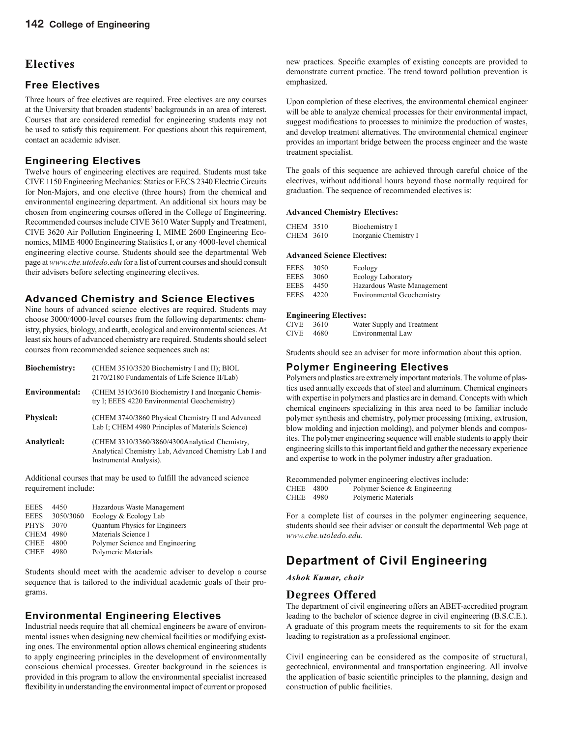# Electives

## Free Electives

Three hours of free electives are required. Free electives are any courses at the University that broaden students' backgrounds in an area of interest. Courses that are considered remedial for engineering students may not be used to satisfy this requirement. For questions about this requirement, contact an academic adviser.

## Engineering Electives

Twelve hours of engineering electives are required. Students must take CIVE 1150 Engineering Mechanics: Statics or EECS 2340 Electric Circuits for Non-Majors, and one elective (three hours) from the chemical and environmental engineering department. An additional six hours may be chosen from engineering courses offered in the College of Engineering. Recommended courses include CIVE 3610 Water Supply and Treatment, CIVE 3620 Air Pollution Engineering I, MIME 2600 Engineering Economics, MIME 4000 Engineering Statistics I, or any 4000-level chemical engineering elective course. Students should see the departmental Web page at *www.che.utoledo.edu* for a list of current courses and should consult their advisers before selecting engineering electives.

## Advanced Chemistry and Science Electives

Nine hours of advanced science electives are required. Students may choose 3000/4000-level courses from the following departments: chemistry, physics, biology, and earth, ecological and environmental sciences. At least six hours of advanced chemistry are required. Students should select courses from recommended science sequences such as:

| | |
|---|---|
| **Biochemistry:** | (CHEM 3510/3520 Biochemistry I and II); BIOL 2170/2180 Fundamentals of Life Science II/Lab) |
| **Environmental:** | (CHEM 3510/3610 Biochemistry I and Inorganic Chemistry I; EEES 4220 Environmental Geochemistry) |
| **Physical:** | (CHEM 3740/3860 Physical Chemistry II and Advanced Lab I; CHEM 4980 Principles of Materials Science) |
| **Analytical:** | (CHEM 3310/3360/3860/4300Analytical Chemistry, Analytical Chemistry Lab, Advanced Chemistry Lab I and Instrumental Analysis). |

Additional courses that may be used to fulfill the advanced science requirement include:

| | | |
|---|---|---|
| EEES | 4450 | Hazardous Waste Management |
| EEES | 3050/3060 | Ecology & Ecology Lab |
| PHYS | 3070 | Quantum Physics for Engineers |
| CHEM | 4980 | Materials Science I |
| CHEE | 4800 | Polymer Science and Engineering |
| CHEE | 4980 | Polymeric Materials |

Students should meet with the academic adviser to develop a course sequence that is tailored to the individual academic goals of their programs.

## Environmental Engineering Electives

Industrial needs require that all chemical engineers be aware of environmental issues when designing new chemical facilities or modifying existing ones. The environmental option allows chemical engineering students to apply engineering principles in the development of environmentally conscious chemical processes. Greater background in the sciences is provided in this program to allow the environmental specialist increased flexibility in understanding the environmental impact of current or proposed new practices. Specific examples of existing concepts are provided to demonstrate current practice. The trend toward pollution prevention is emphasized.

Upon completion of these electives, the environmental chemical engineer will be able to analyze chemical processes for their environmental impact, suggest modifications to processes to minimize the production of wastes, and develop treatment alternatives. The environmental chemical engineer provides an important bridge between the process engineer and the waste treatment specialist.

The goals of this sequence are achieved through careful choice of the electives, without additional hours beyond those normally required for graduation. The sequence of recommended electives is:

**Advanced Chemistry Electives:**

| | | |
|---|---|---|
| CHEM | 3510 | Biochemistry I |
| CHEM | 3610 | Inorganic Chemistry I |

**Advanced Science Electives:**

| | | |
|---|---|---|
| EEES | 3050 | Ecology |
| EEES | 3060 | Ecology Laboratory |
| EEES | 4450 | Hazardous Waste Management |
| EEES | 4220 | Environmental Geochemistry |

**Engineering Electives:**

| | | |
|---|---|---|
| CIVE | 3610 | Water Supply and Treatment |
| CIVE | 4680 | Environmental Law |

Students should see an adviser for more information about this option.

## Polymer Engineering Electives

Polymers and plastics are extremely important materials. The volume of plastics used annually exceeds that of steel and aluminum. Chemical engineers with expertise in polymers and plastics are in demand. Concepts with which chemical engineers specializing in this area need to be familiar include polymer synthesis and chemistry, polymer processing (mixing, extrusion, blow molding and injection molding), and polymer blends and composites. The polymer engineering sequence will enable students to apply their engineering skills to this important field and gather the necessary experience and expertise to work in the polymer industry after graduation.

Recommended polymer engineering electives include:

| | | |
|---|---|---|
| CHEE | 4800 | Polymer Science & Engineering |
| CHEE | 4980 | Polymeric Materials |

For a complete list of courses in the polymer engineering sequence, students should see their adviser or consult the departmental Web page at *www.che.utoledo.edu.*

# Department of Civil Engineering

***Ashok Kumar, chair***

## Degrees Offered

The department of civil engineering offers an ABET-accredited program leading to the bachelor of science degree in civil engineering (B.S.C.E.). A graduate of this program meets the requirements to sit for the exam leading to registration as a professional engineer.

Civil engineering can be considered as the composite of structural, geotechnical, environmental and transportation engineering. All involve the application of basic scientific principles to the planning, design and construction of public facilities.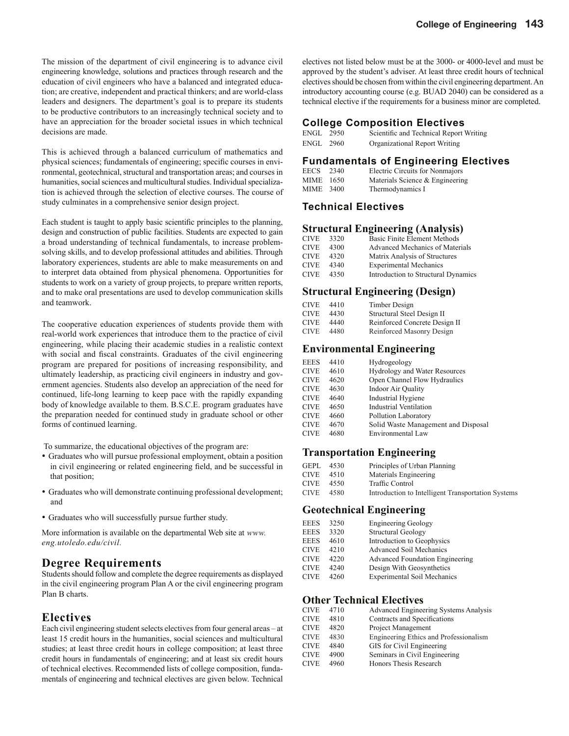The mission of the department of civil engineering is to advance civil engineering knowledge, solutions and practices through research and the education of civil engineers who have a balanced and integrated education; are creative, independent and practical thinkers; and are world-class leaders and designers. The department's goal is to prepare its students to be productive contributors to an increasingly technical society and to have an appreciation for the broader societal issues in which technical decisions are made.

This is achieved through a balanced curriculum of mathematics and physical sciences; fundamentals of engineering; specific courses in environmental, geotechnical, structural and transportation areas; and courses in humanities, social sciences and multicultural studies. Individual specialization is achieved through the selection of elective courses. The course of study culminates in a comprehensive senior design project.

Each student is taught to apply basic scientific principles to the planning, design and construction of public facilities. Students are expected to gain a broad understanding of technical fundamentals, to increase problem-solving skills, and to develop professional attitudes and abilities. Through laboratory experiences, students are able to make measurements on and to interpret data obtained from physical phenomena. Opportunities for students to work on a variety of group projects, to prepare written reports, and to make oral presentations are used to develop communication skills and teamwork.

The cooperative education experiences of students provide them with real-world work experiences that introduce them to the practice of civil engineering, while placing their academic studies in a realistic context with social and fiscal constraints. Graduates of the civil engineering program are prepared for positions of increasing responsibility, and ultimately leadership, as practicing civil engineers in industry and government agencies. Students also develop an appreciation of the need for continued, life-long learning to keep pace with the rapidly expanding body of knowledge available to them. B.S.C.E. program graduates have the preparation needed for continued study in graduate school or other forms of continued learning.

To summarize, the educational objectives of the program are:

- Graduates who will pursue professional employment, obtain a position in civil engineering or related engineering field, and be successful in that position;
- Graduates who will demonstrate continuing professional development; and
- Graduates who will successfully pursue further study.

More information is available on the departmental Web site at *www.eng.utoledo.edu/civil.*

## Degree Requirements

Students should follow and complete the degree requirements as displayed in the civil engineering program Plan A or the civil engineering program Plan B charts.

## Electives

Each civil engineering student selects electives from four general areas – at least 15 credit hours in the humanities, social sciences and multicultural studies; at least three credit hours in college composition; at least three credit hours in fundamentals of engineering; and at least six credit hours of technical electives. Recommended lists of college composition, fundamentals of engineering and technical electives are given below. Technical electives not listed below must be at the 3000- or 4000-level and must be approved by the student's adviser. At least three credit hours of technical electives should be chosen from within the civil engineering department. An introductory accounting course (e.g. BUAD 2040) can be considered as a technical elective if the requirements for a business minor are completed.

### College Composition Electives

ENGL 2950 Scientific and Technical Report Writing
ENGL 2960 Organizational Report Writing

### Fundamentals of Engineering Electives

EECS 2340 Electric Circuits for Nonmajors
MIME 1650 Materials Science & Engineering
MIME 3400 Thermodynamics I

### Technical Electives

#### Structural Engineering (Analysis)

CIVE 3320 Basic Finite Element Methods
CIVE 4300 Advanced Mechanics of Materials
CIVE 4320 Matrix Analysis of Structures
CIVE 4340 Experimental Mechanics
CIVE 4350 Introduction to Structural Dynamics

#### Structural Engineering (Design)

CIVE 4410 Timber Design
CIVE 4430 Structural Steel Design II
CIVE 4440 Reinforced Concrete Design II
CIVE 4480 Reinforced Masonry Design

#### Environmental Engineering

EEES 4410 Hydrogeology
CIVE 4610 Hydrology and Water Resources
CIVE 4620 Open Channel Flow Hydraulics
CIVE 4630 Indoor Air Quality
CIVE 4640 Industrial Hygiene
CIVE 4650 Industrial Ventilation
CIVE 4660 Pollution Laboratory
CIVE 4670 Solid Waste Management and Disposal
CIVE 4680 Environmental Law

#### Transportation Engineering

GEPL 4530 Principles of Urban Planning
CIVE 4510 Materials Engineering
CIVE 4550 Traffic Control
CIVE 4580 Introduction to Intelligent Transportation Systems

#### Geotechnical Engineering

EEES 3250 Engineering Geology
EEES 3320 Structural Geology
EEES 4610 Introduction to Geophysics
CIVE 4210 Advanced Soil Mechanics
CIVE 4220 Advanced Foundation Engineering
CIVE 4240 Design With Geosynthetics
CIVE 4260 Experimental Soil Mechanics

#### Other Technical Electives

CIVE 4710 Advanced Engineering Systems Analysis
CIVE 4810 Contracts and Specifications
CIVE 4820 Project Management
CIVE 4830 Engineering Ethics and Professionalism
CIVE 4840 GIS for Civil Engineering
CIVE 4900 Seminars in Civil Engineering
CIVE 4960 Honors Thesis Research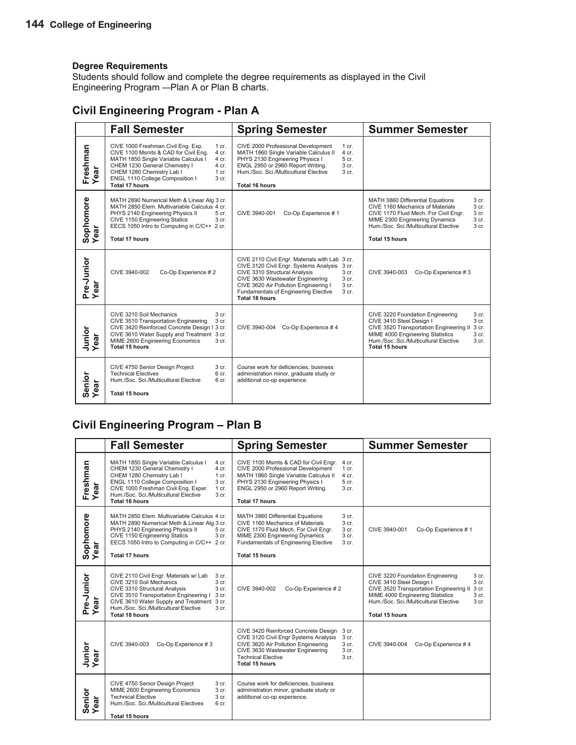## Degree Requirements

Students should follow and complete the degree requirements as displayed in the Civil Engineering Program -–Plan A or Plan B charts.

## Civil Engineering Program - Plan A

| | Fall Semester | Spring Semester | Summer Semester |
|---|---|---|---|
| **Freshman Year** | CIVE 1000 Freshman Civil Eng. Exp. 1 cr.<br>CIVE 1100 Msmts & CAD for Civil Eng. 4 cr.<br>MATH 1850 Single Variable Calculus I 4 cr.<br>CHEM 1230 General Chemistry I 4 cr.<br>CHEM 1280 Chemistry Lab I 1 cr.<br>ENGL 1110 College Composition I 3 cr.<br>**Total 17 hours** | CIVE 2000 Professional Development 1 cr.<br>MATH 1860 Single Variable Calculus II 4 cr.<br>PHYS 2130 Engineering Physics I 5 cr.<br>ENGL 2950 or 2960 Report Writing. 3 cr.<br>Hum./Soc. Sci./Multicultural Elective 3 cr.<br>**Total 16 hours** | |
| **Sophomore Year** | MATH 2890 Numerical Meth & Linear Alg 3 cr.<br>MATH 2850 Elem. Multivariable Calculus 4 cr.<br>PHYS 2140 Engineering Physics II 5 cr.<br>CIVE 1150 Engineering Statics 3 cr.<br>EECS 1050 Intro to Computing in C/C++ 2 cr.<br>**Total 17 hours** | CIVE 3940-001 Co-Op Experience # 1 | MATH 3860 Differential Equations 3 cr.<br>CIVE 1160 Mechanics of Materials 3 cr.<br>CIVE 1170 Fluid Mech. For Civil Engr. 3 cr.<br>MIME 2300 Engineering Dynamics 3 cr.<br>Hum./Soc. Sci./Multicultural Elective 3 cr.<br>**Total 15 hours** |
| **Pre-Junior Year** | CIVE 3940-002 Co-Op Experience # 2 | CIVE 2110 Civil Engr. Materials with Lab 3 cr.<br>CIVE 3120 Civil Engr. Systems Analysis 3 cr.<br>CIVE 3310 Structural Analysis 3 cr.<br>CIVE 3630 Wastewater Engineering 3 cr.<br>CIVE 3620 Air Pollution Engineering I 3 cr.<br>Fundamentals of Engineering Elective 3 cr.<br>**Total 18 hours** | CIVE 3940-003 Co-Op Experience # 3 |
| **Junior Year** | CIVE 3210 Soil Mechanics 3 cr.<br>CIVE 3510 Transportation Engineering 3 cr.<br>CIVE 3420 Reinforced Concrete Design I 3 cr.<br>CIVE 3610 Water Supply and Treatment 3 cr.<br>MIME 2600 Engineering Economics 3 cr.<br>**Total 15 hours** | CIVE 3940-004 Co-Op Experience # 4 | CIVE 3220 Foundation Engineering 3 cr.<br>CIVE 3410 Steel Design I 3 cr.<br>CIVE 3520 Transportation Engineering II 3 cr.<br>MIME 4000 Engineering Statistics 3 cr.<br>Hum./Soc. Sci./Multicultural Elective 3 cr.<br>**Total 15 hours** |
| **Senior Year** | CIVE 4750 Senior Design Project 3 cr.<br>Technical Electives 6 cr.<br>Hum./Soc. Sci./Multicultural Elective 6 cr.<br>**Total 15 hours** | Course work for deficiencies, business administration minor, graduate study or additional co-op experience. | |

## Civil Engineering Program – Plan B

| | Fall Semester | Spring Semester | Summer Semester |
|---|---|---|---|
| **Freshman Year** | MATH 1850 Single Variable Calculus I 4 cr.<br>CHEM 1230 General Chemistry I 4 cr.<br>CHEM 1280 Chemistry Lab I 1 cr.<br>ENGL 1110 College Composition I 3 cr.<br>CIVE 1000 Freshman Civil Eng. Exper. 1 cr.<br>Hum./Soc. Sci./Multicultural Elective 3 cr.<br>**Total 16 hours** | CIVE 1100 Msmts & CAD for Civil Engr. 4 cr.<br>CIVE 2000 Professional Development 1 cr.<br>MATH 1860 Single Variable Calculus II 4 cr.<br>PHYS 2130 Engineering Physics I 5 cr.<br>ENGL 2950 or 2960 Report Writing. 3 cr.<br>**Total 17 hours** | |
| **Sophomore Year** | MATH 2850 Elem. Multivariable Calculus 4 cr.<br>MATH 2890 Numerical Meth & Linear Alg 3 cr.<br>PHYS 2140 Engineering Physics II 5 cr.<br>CIVE 1150 Engineering Statics 3 cr.<br>EECS 1050 Intro to Computing in C/C++ 2 cr.<br>**Total 17 hours** | MATH 3860 Differential Equations 3 cr.<br>CIVE 1160 Mechanics of Materials 3 cr.<br>CIVE 1170 Fluid Mech. For Civil Engr. 3 cr.<br>MIME 2300 Engineering Dynamics 3 cr.<br>Fundamentals of Engineering Elective 3 cr.<br>**Total 15 hours** | CIVE 3940-001 Co-Op Experience # 1 |
| **Pre-Junior Year** | CIVE 2110 Civil Engr. Materials w/ Lab 3 cr.<br>CIVE 3210 Soil Mechanics 3 cr.<br>CIVE 3310 Structural Analysis 3 cr.<br>CIVE 3510 Transportation Engineering I 3 cr.<br>CIVE 3610 Water Supply and Treatment 3 cr.<br>Hum./Soc. Sci./Multicultural Elective 3 cr.<br>**Total 18 hours** | CIVE 3940-002 Co-Op Experience # 2 | CIVE 3220 Foundation Engineering 3 cr.<br>CIVE 3410 Steel Design I 3 cr.<br>CIVE 3520 Transportation Engineering II 3 cr.<br>MIME 4000 Engineering Statistics 3 cr.<br>Hum./Soc. Sci./Multicultural Elective 3 cr.<br>**Total 15 hours** |
| **Junior Year** | CIVE 3940-003 Co-Op Experience # 3 | CIVE 3420 Reinforced Concrete Design 3 cr.<br>CIVE 3120 Civil Engr Systems Analysis 3 cr.<br>CIVE 3620 Air Pollution Engineering 3 cr.<br>CIVE 3630 Wastewater Engineering 3 cr.<br>Technical Elective 3 cr.<br>**Total 15 hours** | CIVE 3940-004 Co-Op Experience # 4 |
| **Senior Year** | CIVE 4750 Senior Design Project 3 cr.<br>MIME 2600 Engineering Economics 3 cr.<br>Technical Elective 3 cr.<br>Hum./Soc. Sci./Multicultural Electives 6 cr.<br>**Total 15 hours** | Course work for deficiencies, business administration minor, graduate study or additional co-op experience. | |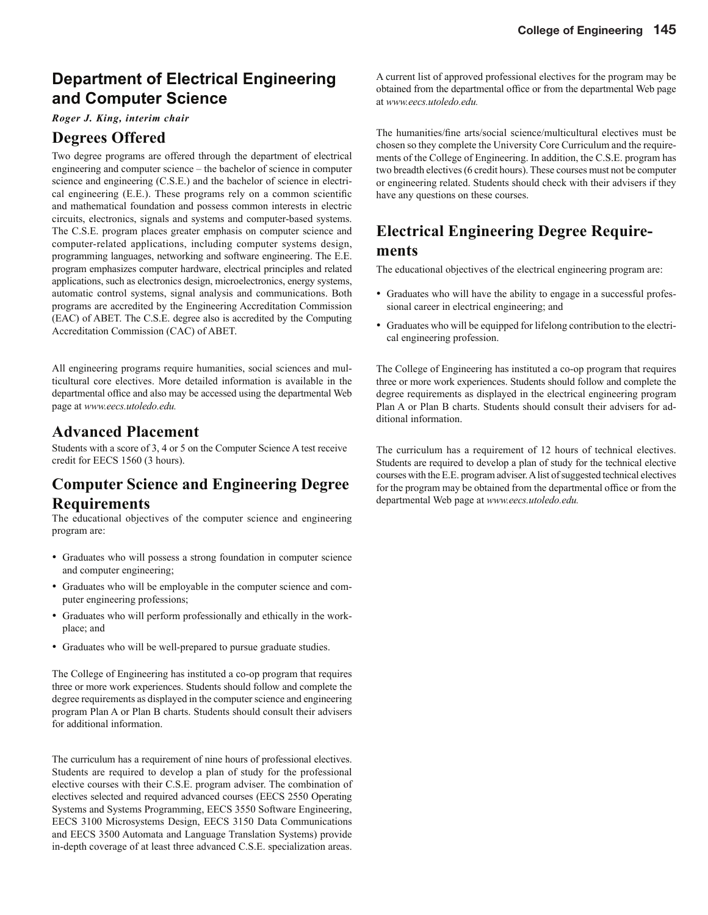## Department of Electrical Engineering and Computer Science

***Roger J. King, interim chair***

### Degrees Offered

Two degree programs are offered through the department of electrical engineering and computer science – the bachelor of science in computer science and engineering (C.S.E.) and the bachelor of science in electrical engineering (E.E.). These programs rely on a common scientific and mathematical foundation and possess common interests in electric circuits, electronics, signals and systems and computer-based systems. The C.S.E. program places greater emphasis on computer science and computer-related applications, including computer systems design, programming languages, networking and software engineering. The E.E. program emphasizes computer hardware, electrical principles and related applications, such as electronics design, microelectronics, energy systems, automatic control systems, signal analysis and communications. Both programs are accredited by the Engineering Accreditation Commission (EAC) of ABET. The C.S.E. degree also is accredited by the Computing Accreditation Commission (CAC) of ABET.

All engineering programs require humanities, social sciences and multicultural core electives. More detailed information is available in the departmental office and also may be accessed using the departmental Web page at *www.eecs.utoledo.edu.*

### Advanced Placement

Students with a score of 3, 4 or 5 on the Computer Science A test receive credit for EECS 1560 (3 hours).

### Computer Science and Engineering Degree Requirements

The educational objectives of the computer science and engineering program are:

- Graduates who will possess a strong foundation in computer science and computer engineering;
- Graduates who will be employable in the computer science and computer engineering professions;
- Graduates who will perform professionally and ethically in the workplace; and
- Graduates who will be well-prepared to pursue graduate studies.

The College of Engineering has instituted a co-op program that requires three or more work experiences. Students should follow and complete the degree requirements as displayed in the computer science and engineering program Plan A or Plan B charts. Students should consult their advisers for additional information.

The curriculum has a requirement of nine hours of professional electives. Students are required to develop a plan of study for the professional elective courses with their C.S.E. program adviser. The combination of electives selected and required advanced courses (EECS 2550 Operating Systems and Systems Programming, EECS 3550 Software Engineering, EECS 3100 Microsystems Design, EECS 3150 Data Communications and EECS 3500 Automata and Language Translation Systems) provide in-depth coverage of at least three advanced C.S.E. specialization areas. A current list of approved professional electives for the program may be obtained from the departmental office or from the departmental Web page at *www.eecs.utoledo.edu.*

The humanities/fine arts/social science/multicultural electives must be chosen so they complete the University Core Curriculum and the requirements of the College of Engineering. In addition, the C.S.E. program has two breadth electives (6 credit hours). These courses must not be computer or engineering related. Students should check with their advisers if they have any questions on these courses.

### Electrical Engineering Degree Requirements

The educational objectives of the electrical engineering program are:

- Graduates who will have the ability to engage in a successful professional career in electrical engineering; and
- Graduates who will be equipped for lifelong contribution to the electrical engineering profession.

The College of Engineering has instituted a co-op program that requires three or more work experiences. Students should follow and complete the degree requirements as displayed in the electrical engineering program Plan A or Plan B charts. Students should consult their advisers for additional information.

The curriculum has a requirement of 12 hours of technical electives. Students are required to develop a plan of study for the technical elective courses with the E.E. program adviser. A list of suggested technical electives for the program may be obtained from the departmental office or from the departmental Web page at *www.eecs.utoledo.edu.*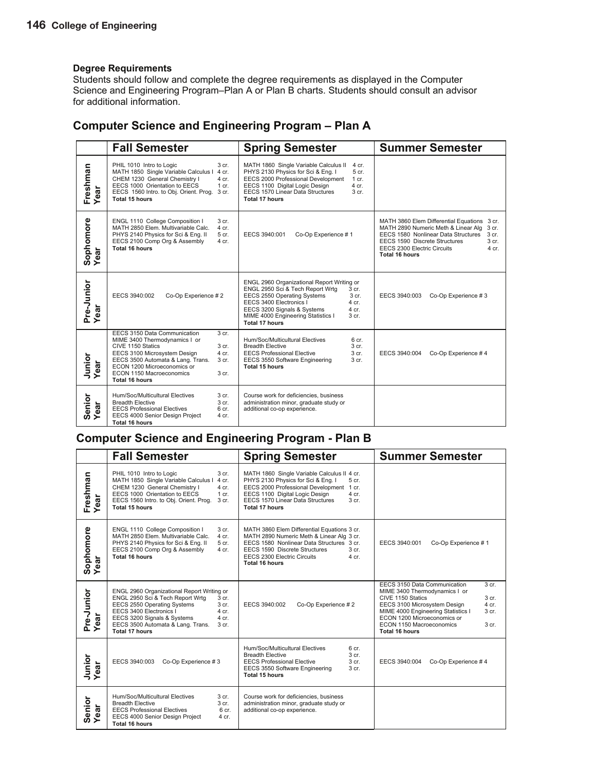### Degree Requirements

Students should follow and complete the degree requirements as displayed in the Computer Science and Engineering Program–Plan A or Plan B charts. Students should consult an advisor for additional information.

## Computer Science and Engineering Program – Plan A

| | Fall Semester | Spring Semester | Summer Semester |
|---|---|---|---|
| Freshman Year | PHIL 1010 Intro to Logic 3 cr.<br>MATH 1850 Single Variable Calculus I 4 cr.<br>CHEM 1230 General Chemistry I 4 cr.<br>EECS 1000 Orientation to EECS 1 cr.<br>EECS 1560 Intro. to Obj. Orient. Prog. 3 cr.<br>**Total 15 hours** | MATH 1860 Single Variable Calculus II 4 cr.<br>PHYS 2130 Physics for Sci & Eng. I 5 cr.<br>EECS 2000 Professional Development 1 cr.<br>EECS 1100 Digital Logic Design 4 cr.<br>EECS 1570 Linear Data Structures 3 cr.<br>**Total 17 hours** | |
| Sophomore Year | ENGL 1110 College Composition I 3 cr.<br>MATH 2850 Elem. Multivariable Calc. 4 cr.<br>PHYS 2140 Physics for Sci & Eng. II 5 cr.<br>EECS 2100 Comp Org & Assembly 4 cr.<br>**Total 16 hours** | EECS 3940:001 Co-Op Experience # 1 | MATH 3860 Elem Differential Equations 3 cr.<br>MATH 2890 Numeric Meth & Linear Alg 3 cr.<br>EECS 1580 Nonlinear Data Structures 3 cr.<br>EECS 1590 Discrete Structures 3 cr.<br>EECS 2300 Electric Circuits 4 cr.<br>**Total 16 hours** |
| Pre-Junior Year | EECS 3940:002 Co-Op Experience # 2 | ENGL 2960 Organizational Report Writing or<br>ENGL 2950 Sci & Tech Report Wrtg 3 cr.<br>EECS 2550 Operating Systems 3 cr.<br>EECS 3400 Electronics I 4 cr.<br>EECS 3200 Signals & Systems 4 cr.<br>MIME 4000 Engineering Statistics I 3 cr.<br>**Total 17 hours** | EECS 3940:003 Co-Op Experience # 3 |
| Junior Year | EECS 3150 Data Communication 3 cr.<br>MIME 3400 Thermodynamics I or<br>CIVE 1150 Statics 3 cr.<br>EECS 3100 Microsystem Design 4 cr.<br>EECS 3500 Automata & Lang. Trans. 3 cr.<br>ECON 1200 Microeconomics or<br>ECON 1150 Macroeconomics 3 cr.<br>**Total 16 hours** | Hum/Soc/Multicultural Electives 6 cr.<br>Breadth Elective 3 cr.<br>EECS Professional Elective 3 cr.<br>EECS 3550 Software Engineering 3 cr.<br>**Total 15 hours** | EECS 3940:004 Co-Op Experience # 4 |
| Senior Year | Hum/Soc/Multicultural Electives 3 cr.<br>Breadth Elective 3 cr.<br>EECS Professional Electives 6 cr.<br>EECS 4000 Senior Design Project 4 cr.<br>**Total 16 hours** | Course work for deficiencies, business administration minor, graduate study or additional co-op experience. | |

## Computer Science and Engineering Program - Plan B

| | Fall Semester | Spring Semester | Summer Semester |
|---|---|---|---|
| Freshman Year | PHIL 1010 Intro to Logic 3 cr.<br>MATH 1850 Single Variable Calculus I 4 cr.<br>CHEM 1230 General Chemistry I 4 cr.<br>EECS 1000 Orientation to EECS 1 cr.<br>EECS 1560 Intro. to Obj. Orient. Prog. 3 cr.<br>**Total 15 hours** | MATH 1860 Single Variable Calculus II 4 cr.<br>PHYS 2130 Physics for Sci & Eng. I 5 cr.<br>EECS 2000 Professional Development 1 cr.<br>EECS 1100 Digital Logic Design 4 cr.<br>EECS 1570 Linear Data Structures 3 cr.<br>**Total 17 hours** | |
| Sophomore Year | ENGL 1110 College Composition I 3 cr.<br>MATH 2850 Elem. Multivariable Calc. 4 cr.<br>PHYS 2140 Physics for Sci & Eng. II 5 cr.<br>EECS 2100 Comp Org & Assembly 4 cr.<br>**Total 16 hours** | MATH 3860 Elem Differential Equations 3 cr.<br>MATH 2890 Numeric Meth & Linear Alg 3 cr.<br>EECS 1580 Nonlinear Data Structures 3 cr.<br>EECS 1590 Discrete Structures 3 cr.<br>EECS 2300 Electric Circuits 4 cr.<br>**Total 16 hours** | EECS 3940:001 Co-Op Experience # 1 |
| Pre-Junior Year | ENGL 2960 Organizational Report Writing or<br>ENGL 2950 Sci & Tech Report Wrtg 3 cr.<br>EECS 2550 Operating Systems 3 cr.<br>EECS 3400 Electronics I 4 cr.<br>EECS 3200 Signals & Systems 4 cr.<br>EECS 3500 Automata & Lang. Trans. 3 cr.<br>**Total 17 hours** | EECS 3940:002 Co-Op Experience # 2 | EECS 3150 Data Communication 3 cr.<br>MIME 3400 Thermodynamics I or<br>CIVE 1150 Statics 3 cr.<br>EECS 3100 Microsystem Design 4 cr.<br>MIME 4000 Engineering Statistics I 3 cr.<br>ECON 1200 Microeconomics or<br>ECON 1150 Macroeconomics 3 cr.<br>**Total 16 hours** |
| Junior Year | EECS 3940:003 Co-Op Experience # 3 | Hum/Soc/Multicultural Electives 6 cr.<br>Breadth Elective 3 cr.<br>EECS Professional Elective 3 cr.<br>EECS 3550 Software Engineering 3 cr.<br>**Total 15 hours** | EECS 3940:004 Co-Op Experience # 4 |
| Senior Year | Hum/Soc/Multicultural Electives 3 cr.<br>Breadth Elective 3 cr.<br>EECS Professional Electives 6 cr.<br>EECS 4000 Senior Design Project 4 cr.<br>**Total 16 hours** | Course work for deficiencies, business administration minor, graduate study or additional co-op experience. | |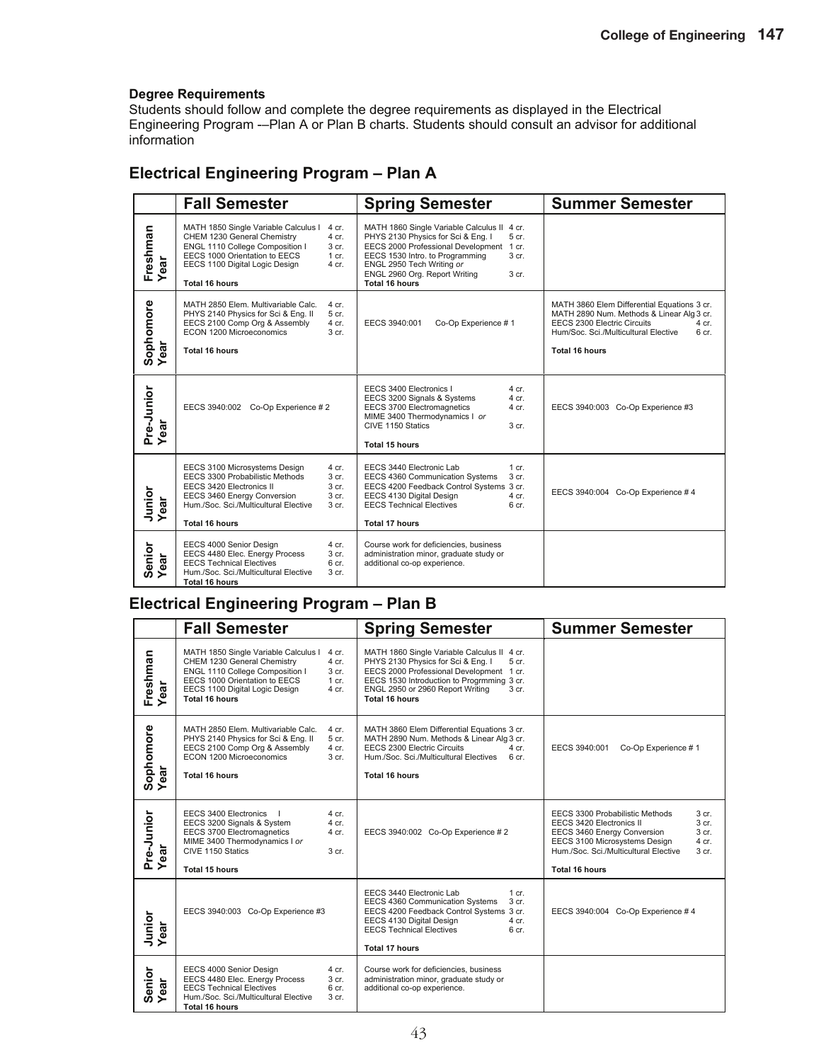**Degree Requirements**
Students should follow and complete the degree requirements as displayed in the Electrical Engineering Program -–Plan A or Plan B charts. Students should consult an advisor for additional information

## Electrical Engineering Program – Plan A

| | Fall Semester | Spring Semester | Summer Semester |
|---|---|---|---|
| Freshman Year | MATH 1850 Single Variable Calculus I 4 cr.<br>CHEM 1230 General Chemistry 4 cr.<br>ENGL 1110 College Composition I 3 cr.<br>EECS 1000 Orientation to EECS 1 cr.<br>EECS 1100 Digital Logic Design 4 cr.<br>**Total 16 hours** | MATH 1860 Single Variable Calculus II 4 cr.<br>PHYS 2130 Physics for Sci & Eng. I 5 cr.<br>EECS 2000 Professional Development 1 cr.<br>EECS 1530 Intro. to Programming 3 cr.<br>ENGL 2950 Tech Writing *or*<br>ENGL 2960 Org. Report Writing 3 cr.<br>**Total 16 hours** | |
| Sophomore Year | MATH 2850 Elem. Multivariable Calc. 4 cr.<br>PHYS 2140 Physics for Sci & Eng. II 5 cr.<br>EECS 2100 Comp Org & Assembly 4 cr.<br>ECON 1200 Microeconomics 3 cr.<br>**Total 16 hours** | EECS 3940:001 Co-Op Experience # 1 | MATH 3860 Elem Differential Equations 3 cr.<br>MATH 2890 Num. Methods & Linear Alg 3 cr.<br>EECS 2300 Electric Circuits 4 cr.<br>Hum/Soc. Sci./Multicultural Elective 6 cr.<br>**Total 16 hours** |
| Pre-Junior Year | EECS 3940:002 Co-Op Experience # 2 | EECS 3400 Electronics I 4 cr.<br>EECS 3200 Signals & Systems 4 cr.<br>EECS 3700 Electromagnetics 4 cr.<br>MIME 3400 Thermodynamics I *or*<br>CIVE 1150 Statics 3 cr.<br>**Total 15 hours** | EECS 3940:003 Co-Op Experience #3 |
| Junior Year | EECS 3100 Microsystems Design 4 cr.<br>EECS 3300 Probabilistic Methods 3 cr.<br>EECS 3420 Electronics II 3 cr.<br>EECS 3460 Energy Conversion 3 cr.<br>Hum./Soc. Sci./Multicultural Elective 3 cr.<br>**Total 16 hours** | EECS 3440 Electronic Lab 1 cr.<br>EECS 4360 Communication Systems 3 cr.<br>EECS 4200 Feedback Control Systems 3 cr.<br>EECS 4130 Digital Design 4 cr.<br>EECS Technical Electives 6 cr.<br>**Total 17 hours** | EECS 3940:004 Co-Op Experience # 4 |
| Senior Year | EECS 4000 Senior Design 4 cr.<br>EECS 4480 Elec. Energy Process 3 cr.<br>EECS Technical Electives 6 cr.<br>Hum./Soc. Sci./Multicultural Elective 3 cr.<br>**Total 16 hours** | Course work for deficiencies, business administration minor, graduate study or additional co-op experience. | |

## Electrical Engineering Program – Plan B

| | Fall Semester | Spring Semester | Summer Semester |
|---|---|---|---|
| Freshman Year | MATH 1850 Single Variable Calculus I 4 cr.<br>CHEM 1230 General Chemistry 4 cr.<br>ENGL 1110 College Composition I 3 cr.<br>EECS 1000 Orientation to EECS 1 cr.<br>EECS 1100 Digital Logic Design 4 cr.<br>**Total 16 hours** | MATH 1860 Single Variable Calculus II 4 cr.<br>PHYS 2130 Physics for Sci & Eng. I 5 cr.<br>EECS 2000 Professional Development 1 cr.<br>EECS 1530 Introduction to Progrmming 3 cr.<br>ENGL 2950 or 2960 Report Writing 3 cr.<br>**Total 16 hours** | |
| Sophomore Year | MATH 2850 Elem. Multivariable Calc. 4 cr.<br>PHYS 2140 Physics for Sci & Eng. II 5 cr.<br>EECS 2100 Comp Org & Assembly 4 cr.<br>ECON 1200 Microeconomics 3 cr.<br>**Total 16 hours** | MATH 3860 Elem Differential Equations 3 cr.<br>MATH 2890 Num. Methods & Linear Alg 3 cr.<br>EECS 2300 Electric Circuits 4 cr.<br>Hum./Soc. Sci./Multicultural Electives 6 cr.<br>**Total 16 hours** | EECS 3940:001 Co-Op Experience # 1 |
| Pre-Junior Year | EECS 3400 Electronics I 4 cr.<br>EECS 3200 Signals & System 4 cr.<br>EECS 3700 Electromagnetics 4 cr.<br>MIME 3400 Thermodynamics I *or*<br>CIVE 1150 Statics 3 cr.<br>**Total 15 hours** | EECS 3940:002 Co-Op Experience # 2 | EECS 3300 Probabilistic Methods 3 cr.<br>EECS 3420 Electronics II 3 cr.<br>EECS 3460 Energy Conversion 3 cr.<br>EECS 3100 Microsystems Design 4 cr.<br>Hum./Soc. Sci./Multicultural Elective 3 cr.<br>**Total 16 hours** |
| Junior Year | EECS 3940:003 Co-Op Experience #3 | EECS 3440 Electronic Lab 1 cr.<br>EECS 4360 Communication Systems 3 cr.<br>EECS 4200 Feedback Control Systems 3 cr.<br>EECS 4130 Digital Design 4 cr.<br>EECS Technical Electives 6 cr.<br>**Total 17 hours** | EECS 3940:004 Co-Op Experience # 4 |
| Senior Year | EECS 4000 Senior Design 4 cr.<br>EECS 4480 Elec. Energy Process 3 cr.<br>EECS Technical Electives 6 cr.<br>Hum./Soc. Sci./Multicultural Elective 3 cr.<br>**Total 16 hours** | Course work for deficiencies, business administration minor, graduate study or additional co-op experience. | |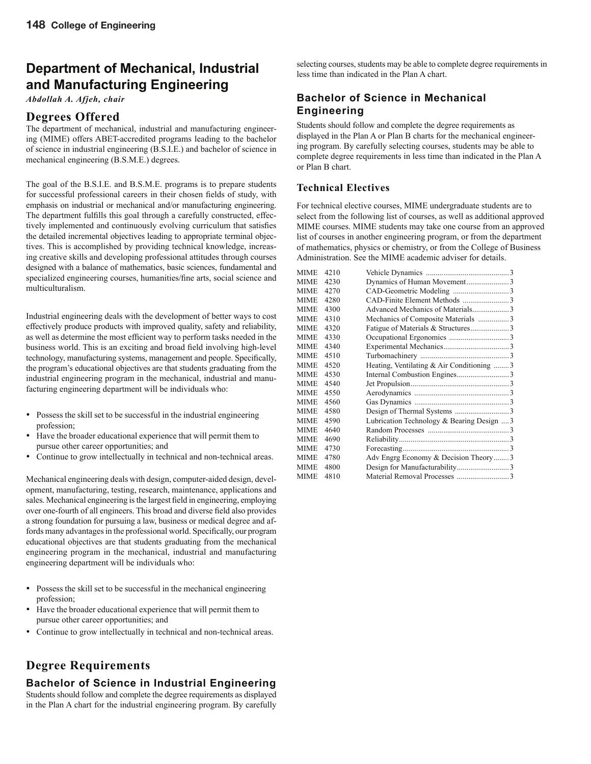# Department of Mechanical, Industrial and Manufacturing Engineering

*Abdollah A. Afjeh, chair*

## Degrees Offered

The department of mechanical, industrial and manufacturing engineering (MIME) offers ABET-accredited programs leading to the bachelor of science in industrial engineering (B.S.I.E.) and bachelor of science in mechanical engineering (B.S.M.E.) degrees.

The goal of the B.S.I.E. and B.S.M.E. programs is to prepare students for successful professional careers in their chosen fields of study, with emphasis on industrial or mechanical and/or manufacturing engineering. The department fulfills this goal through a carefully constructed, effectively implemented and continuously evolving curriculum that satisfies the detailed incremental objectives leading to appropriate terminal objectives. This is accomplished by providing technical knowledge, increasing creative skills and developing professional attitudes through courses designed with a balance of mathematics, basic sciences, fundamental and specialized engineering courses, humanities/fine arts, social science and multiculturalism.

Industrial engineering deals with the development of better ways to cost effectively produce products with improved quality, safety and reliability, as well as determine the most efficient way to perform tasks needed in the business world. This is an exciting and broad field involving high-level technology, manufacturing systems, management and people. Specifically, the program's educational objectives are that students graduating from the industrial engineering program in the mechanical, industrial and manufacturing engineering department will be individuals who:

- Possess the skill set to be successful in the industrial engineering profession;
- Have the broader educational experience that will permit them to pursue other career opportunities; and
- Continue to grow intellectually in technical and non-technical areas.

Mechanical engineering deals with design, computer-aided design, development, manufacturing, testing, research, maintenance, applications and sales. Mechanical engineering is the largest field in engineering, employing over one-fourth of all engineers. This broad and diverse field also provides a strong foundation for pursuing a law, business or medical degree and affords many advantages in the professional world. Specifically, our program educational objectives are that students graduating from the mechanical engineering program in the mechanical, industrial and manufacturing engineering department will be individuals who:

- Possess the skill set to be successful in the mechanical engineering profession;
- Have the broader educational experience that will permit them to pursue other career opportunities; and
- Continue to grow intellectually in technical and non-technical areas.

## Degree Requirements

### Bachelor of Science in Industrial Engineering

Students should follow and complete the degree requirements as displayed in the Plan A chart for the industrial engineering program. By carefully selecting courses, students may be able to complete degree requirements in less time than indicated in the Plan A chart.

### Bachelor of Science in Mechanical Engineering

Students should follow and complete the degree requirements as displayed in the Plan A or Plan B charts for the mechanical engineering program. By carefully selecting courses, students may be able to complete degree requirements in less time than indicated in the Plan A or Plan B chart.

### Technical Electives

For technical elective courses, MIME undergraduate students are to select from the following list of courses, as well as additional approved MIME courses. MIME students may take one course from an approved list of courses in another engineering program, or from the department of mathematics, physics or chemistry, or from the College of Business Administration. See the MIME academic adviser for details.

| Course | Title | Credits |
|---|---|---|
| MIME 4210 | Vehicle Dynamics | 3 |
| MIME 4230 | Dynamics of Human Movement | 3 |
| MIME 4270 | CAD-Geometric Modeling | 3 |
| MIME 4280 | CAD-Finite Element Methods | 3 |
| MIME 4300 | Advanced Mechanics of Materials | 3 |
| MIME 4310 | Mechanics of Composite Materials | 3 |
| MIME 4320 | Fatigue of Materials & Structures | 3 |
| MIME 4330 | Occupational Ergonomics | 3 |
| MIME 4340 | Experimental Mechanics | 3 |
| MIME 4510 | Turbomachinery | 3 |
| MIME 4520 | Heating, Ventilating & Air Conditioning | 3 |
| MIME 4530 | Internal Combustion Engines | 3 |
| MIME 4540 | Jet Propulsion | 3 |
| MIME 4550 | Aerodynamics | 3 |
| MIME 4560 | Gas Dynamics | 3 |
| MIME 4580 | Design of Thermal Systems | 3 |
| MIME 4590 | Lubrication Technology & Bearing Design | 3 |
| MIME 4640 | Random Processes | 3 |
| MIME 4690 | Reliability | 3 |
| MIME 4730 | Forecasting | 3 |
| MIME 4780 | Adv Engrg Economy & Decision Theory | 3 |
| MIME 4800 | Design for Manufacturability | 3 |
| MIME 4810 | Material Removal Processes | 3 |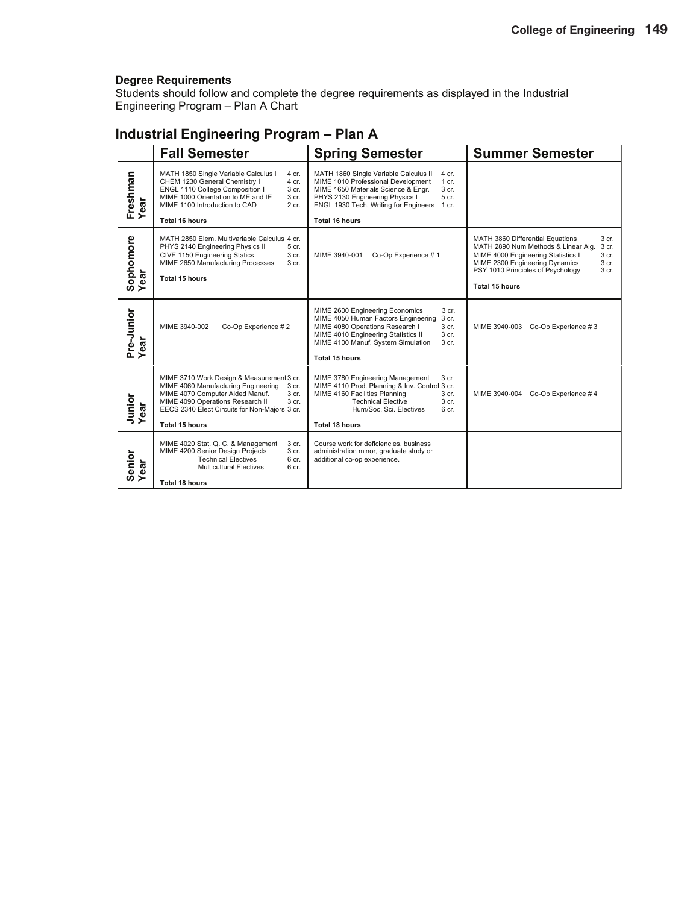**Degree Requirements**

Students should follow and complete the degree requirements as displayed in the Industrial Engineering Program – Plan A Chart

## Industrial Engineering Program – Plan A

| | Fall Semester | Spring Semester | Summer Semester |
|---|---|---|---|
| Freshman Year | MATH 1850 Single Variable Calculus I 4 cr.<br>CHEM 1230 General Chemistry I 4 cr.<br>ENGL 1110 College Composition I 3 cr.<br>MIME 1000 Orientation to ME and IE 3 cr.<br>MIME 1100 Introduction to CAD 2 cr.<br>**Total 16 hours** | MATH 1860 Single Variable Calculus II 4 cr.<br>MIME 1010 Professional Development 1 cr.<br>MIME 1650 Materials Science & Engr. 3 cr.<br>PHYS 2130 Engineering Physics I 5 cr.<br>ENGL 1930 Tech. Writing for Engineers 1 cr.<br>**Total 16 hours** | |
| Sophomore Year | MATH 2850 Elem. Multivariable Calculus 4 cr.<br>PHYS 2140 Engineering Physics II 5 cr.<br>CIVE 1150 Engineering Statics 3 cr.<br>MIME 2650 Manufacturing Processes 3 cr.<br>**Total 15 hours** | MIME 3940-001 Co-Op Experience # 1 | MATH 3860 Differential Equations 3 cr.<br>MATH 2890 Num Methods & Linear Alg. 3 cr.<br>MIME 4000 Engineering Statistics I 3 cr.<br>MIME 2300 Engineering Dynamics 3 cr.<br>PSY 1010 Principles of Psychology 3 cr.<br>**Total 15 hours** |
| Pre-Junior Year | MIME 3940-002 Co-Op Experience # 2 | MIME 2600 Engineering Economics 3 cr.<br>MIME 4050 Human Factors Engineering 3 cr.<br>MIME 4080 Operations Research I 3 cr.<br>MIME 4010 Engineering Statistics II 3 cr.<br>MIME 4100 Manuf. System Simulation 3 cr.<br>**Total 15 hours** | MIME 3940-003 Co-Op Experience # 3 |
| Junior Year | MIME 3710 Work Design & Measurement 3 cr.<br>MIME 4060 Manufacturing Engineering 3 cr.<br>MIME 4070 Computer Aided Manuf. 3 cr.<br>MIME 4090 Operations Research II 3 cr.<br>EECS 2340 Elect Circuits for Non-Majors 3 cr.<br>**Total 15 hours** | MIME 3780 Engineering Management 3 cr<br>MIME 4110 Prod. Planning & Inv. Control 3 cr.<br>MIME 4160 Facilities Planning 3 cr.<br>Technical Elective 3 cr.<br>Hum/Soc. Sci. Electives 6 cr.<br>**Total 18 hours** | MIME 3940-004 Co-Op Experience # 4 |
| Senior Year | MIME 4020 Stat. Q. C. & Management 3 cr.<br>MIME 4200 Senior Design Projects 3 cr.<br>Technical Electives 6 cr.<br>Multicultural Electives 6 cr.<br>**Total 18 hours** | Course work for deficiencies, business administration minor, graduate study or additional co-op experience. | |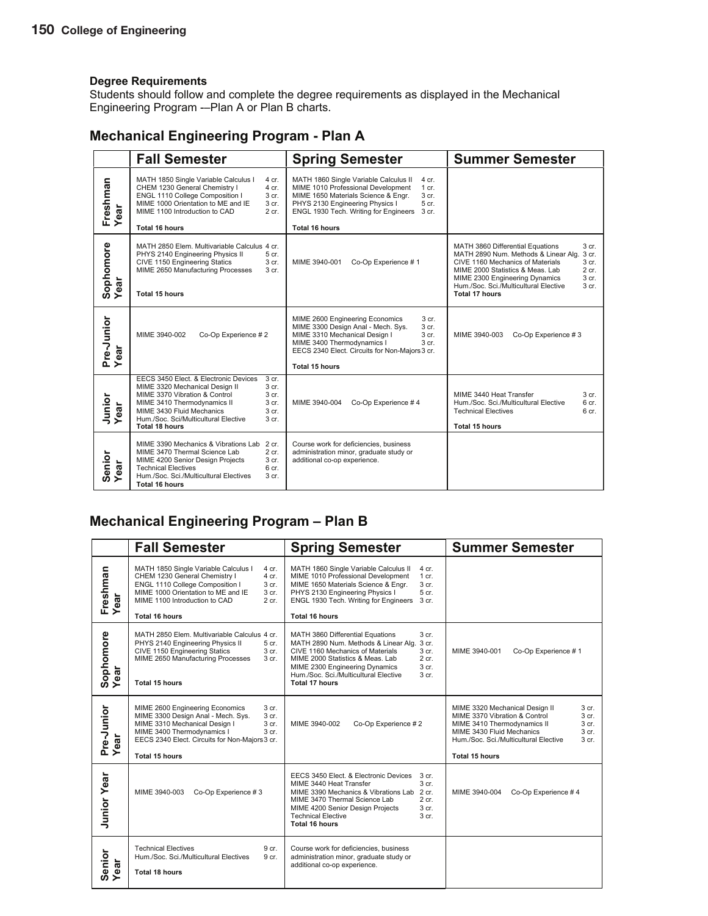### Degree Requirements

Students should follow and complete the degree requirements as displayed in the Mechanical Engineering Program -–Plan A or Plan B charts.

## Mechanical Engineering Program - Plan A

| | Fall Semester | Spring Semester | Summer Semester |
|---|---|---|---|
| Freshman Year | MATH 1850 Single Variable Calculus I 4 cr.<br>CHEM 1230 General Chemistry I 4 cr.<br>ENGL 1110 College Composition I 3 cr.<br>MIME 1000 Orientation to ME and IE 3 cr.<br>MIME 1100 Introduction to CAD 2 cr.<br>**Total 16 hours** | MATH 1860 Single Variable Calculus II 4 cr.<br>MIME 1010 Professional Development 1 cr.<br>MIME 1650 Materials Science & Engr. 3 cr.<br>PHYS 2130 Engineering Physics I 5 cr.<br>ENGL 1930 Tech. Writing for Engineers 3 cr.<br>**Total 16 hours** | |
| Sophomore Year | MATH 2850 Elem. Multivariable Calculus 4 cr.<br>PHYS 2140 Engineering Physics II 5 cr.<br>CIVE 1150 Engineering Statics 3 cr.<br>MIME 2650 Manufacturing Processes 3 cr.<br>**Total 15 hours** | MIME 3940-001 Co-Op Experience # 1 | MATH 3860 Differential Equations 3 cr.<br>MATH 2890 Num. Methods & Linear Alg. 3 cr.<br>CIVE 1160 Mechanics of Materials 3 cr.<br>MIME 2000 Statistics & Meas. Lab 2 cr.<br>MIME 2300 Engineering Dynamics 3 cr.<br>Hum./Soc. Sci./Multicultural Elective 3 cr.<br>**Total 17 hours** |
| Pre-Junior Year | MIME 3940-002 Co-Op Experience # 2 | MIME 2600 Engineering Economics 3 cr.<br>MIME 3300 Design Anal - Mech. Sys. 3 cr.<br>MIME 3310 Mechanical Design I 3 cr.<br>MIME 3400 Thermodynamics I 3 cr.<br>EECS 2340 Elect. Circuits for Non-Majors 3 cr.<br>**Total 15 hours** | MIME 3940-003 Co-Op Experience # 3 |
| Junior Year | EECS 3450 Elect. & Electronic Devices 3 cr.<br>MIME 3320 Mechanical Design II 3 cr.<br>MIME 3370 Vibration & Control 3 cr.<br>MIME 3410 Thermodynamics II 3 cr.<br>MIME 3430 Fluid Mechanics 3 cr.<br>Hum./Soc. Sci/Multicultural Elective 3 cr.<br>**Total 18 hours** | MIME 3940-004 Co-Op Experience # 4 | MIME 3440 Heat Transfer 3 cr.<br>Hum./Soc. Sci./Multicultural Elective 6 cr.<br>Technical Electives 6 cr.<br>**Total 15 hours** |
| Senior Year | MIME 3390 Mechanics & Vibrations Lab 2 cr.<br>MIME 3470 Thermal Science Lab 2 cr.<br>MIME 4200 Senior Design Projects 3 cr.<br>Technical Electives 6 cr.<br>Hum./Soc. Sci./Multicultural Electives 3 cr.<br>**Total 16 hours** | Course work for deficiencies, business administration minor, graduate study or additional co-op experience. | |

## Mechanical Engineering Program – Plan B

| | Fall Semester | Spring Semester | Summer Semester |
|---|---|---|---|
| Freshman Year | MATH 1850 Single Variable Calculus I 4 cr.<br>CHEM 1230 General Chemistry I 4 cr.<br>ENGL 1110 College Composition I 3 cr.<br>MIME 1000 Orientation to ME and IE 3 cr.<br>MIME 1100 Introduction to CAD 2 cr.<br>**Total 16 hours** | MATH 1860 Single Variable Calculus II 4 cr.<br>MIME 1010 Professional Development 1 cr.<br>MIME 1650 Materials Science & Engr. 3 cr.<br>PHYS 2130 Engineering Physics I 5 cr.<br>ENGL 1930 Tech. Writing for Engineers 3 cr.<br>**Total 16 hours** | |
| Sophomore Year | MATH 2850 Elem. Multivariable Calculus 4 cr.<br>PHYS 2140 Engineering Physics II 5 cr.<br>CIVE 1150 Engineering Statics 3 cr.<br>MIME 2650 Manufacturing Processes 3 cr.<br>**Total 15 hours** | MATH 3860 Differential Equations 3 cr.<br>MATH 2890 Num. Methods & Linear Alg. 3 cr.<br>CIVE 1160 Mechanics of Materials 3 cr.<br>MIME 2000 Statistics & Meas. Lab 2 cr.<br>MIME 2300 Engineering Dynamics 3 cr.<br>Hum./Soc. Sci./Multicultural Elective 3 cr.<br>**Total 17 hours** | MIME 3940-001 Co-Op Experience # 1 |
| Pre-Junior Year | MIME 2600 Engineering Economics 3 cr.<br>MIME 3300 Design Anal - Mech. Sys. 3 cr.<br>MIME 3310 Mechanical Design I 3 cr.<br>MIME 3400 Thermodynamics I 3 cr.<br>EECS 2340 Elect. Circuits for Non-Majors 3 cr.<br>**Total 15 hours** | MIME 3940-002 Co-Op Experience # 2 | MIME 3320 Mechanical Design II 3 cr.<br>MIME 3370 Vibration & Control 3 cr.<br>MIME 3410 Thermodynamics II 3 cr.<br>MIME 3430 Fluid Mechanics 3 cr.<br>Hum./Soc. Sci./Multicultural Elective 3 cr.<br>**Total 15 hours** |
| Junior Year | MIME 3940-003 Co-Op Experience # 3 | EECS 3450 Elect. & Electronic Devices 3 cr.<br>MIME 3440 Heat Transfer 3 cr.<br>MIME 3390 Mechanics & Vibrations Lab 2 cr.<br>MIME 3470 Thermal Science Lab 2 cr.<br>MIME 4200 Senior Design Projects 3 cr.<br>Technical Elective 3 cr.<br>**Total 16 hours** | MIME 3940-004 Co-Op Experience # 4 |
| Senior Year | Technical Electives 9 cr.<br>Hum./Soc. Sci./Multicultural Electives 9 cr.<br>**Total 18 hours** | Course work for deficiencies, business administration minor, graduate study or additional co-op experience. | |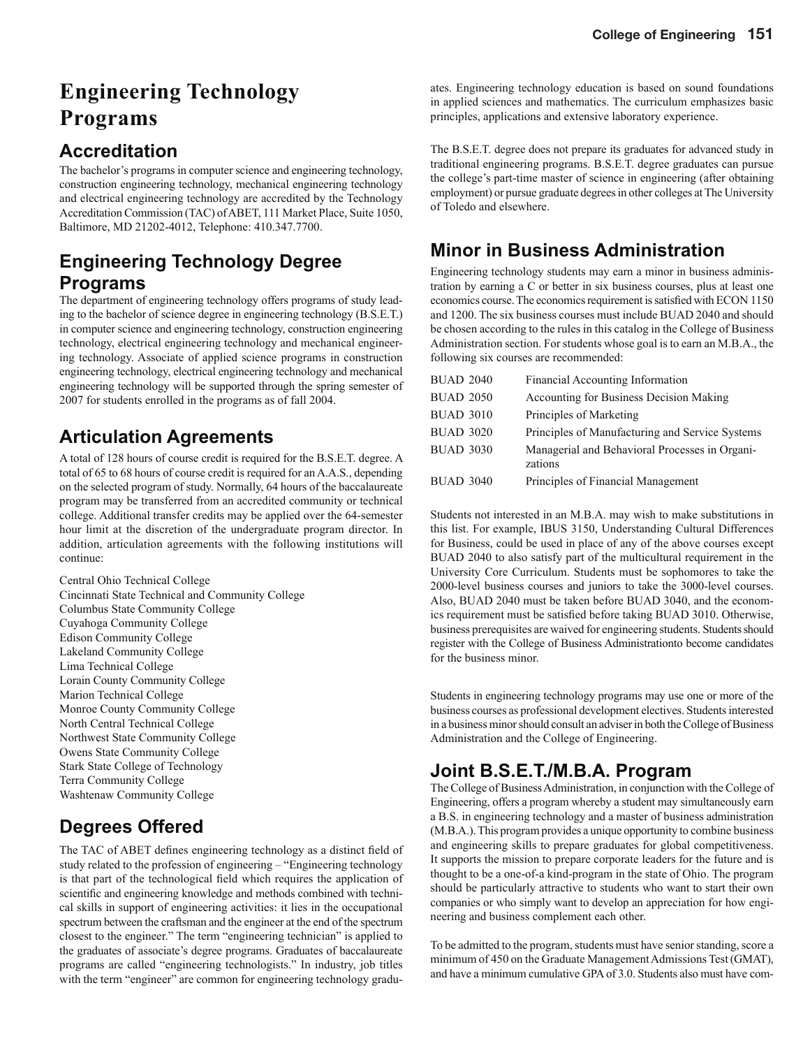# Engineering Technology Programs

## Accreditation

The bachelor's programs in computer science and engineering technology, construction engineering technology, mechanical engineering technology and electrical engineering technology are accredited by the Technology Accreditation Commission (TAC) of ABET, 111 Market Place, Suite 1050, Baltimore, MD 21202-4012, Telephone: 410.347.7700.

## Engineering Technology Degree Programs

The department of engineering technology offers programs of study leading to the bachelor of science degree in engineering technology (B.S.E.T.) in computer science and engineering technology, construction engineering technology, electrical engineering technology and mechanical engineering technology. Associate of applied science programs in construction engineering technology, electrical engineering technology and mechanical engineering technology will be supported through the spring semester of 2007 for students enrolled in the programs as of fall 2004.

## Articulation Agreements

A total of 128 hours of course credit is required for the B.S.E.T. degree. A total of 65 to 68 hours of course credit is required for an A.A.S., depending on the selected program of study. Normally, 64 hours of the baccalaureate program may be transferred from an accredited community or technical college. Additional transfer credits may be applied over the 64-semester hour limit at the discretion of the undergraduate program director. In addition, articulation agreements with the following institutions will continue:

Central Ohio Technical College
Cincinnati State Technical and Community College
Columbus State Community College
Cuyahoga Community College
Edison Community College
Lakeland Community College
Lima Technical College
Lorain County Community College
Marion Technical College
Monroe County Community College
North Central Technical College
Northwest State Community College
Owens State Community College
Stark State College of Technology
Terra Community College
Washtenaw Community College

## Degrees Offered

The TAC of ABET defines engineering technology as a distinct field of study related to the profession of engineering – "Engineering technology is that part of the technological field which requires the application of scientific and engineering knowledge and methods combined with technical skills in support of engineering activities: it lies in the occupational spectrum between the craftsman and the engineer at the end of the spectrum closest to the engineer." The term "engineering technician" is applied to the graduates of associate's degree programs. Graduates of baccalaureate programs are called "engineering technologists." In industry, job titles with the term "engineer" are common for engineering technology graduates. Engineering technology education is based on sound foundations in applied sciences and mathematics. The curriculum emphasizes basic principles, applications and extensive laboratory experience.

The B.S.E.T. degree does not prepare its graduates for advanced study in traditional engineering programs. B.S.E.T. degree graduates can pursue the college's part-time master of science in engineering (after obtaining employment) or pursue graduate degrees in other colleges at The University of Toledo and elsewhere.

## Minor in Business Administration

Engineering technology students may earn a minor in business administration by earning a C or better in six business courses, plus at least one economics course. The economics requirement is satisfied with ECON 1150 and 1200. The six business courses must include BUAD 2040 and should be chosen according to the rules in this catalog in the College of Business Administration section. For students whose goal is to earn an M.B.A., the following six courses are recommended:

| | |
|---|---|
| BUAD 2040 | Financial Accounting Information |
| BUAD 2050 | Accounting for Business Decision Making |
| BUAD 3010 | Principles of Marketing |
| BUAD 3020 | Principles of Manufacturing and Service Systems |
| BUAD 3030 | Managerial and Behavioral Processes in Organizations |
| BUAD 3040 | Principles of Financial Management |

Students not interested in an M.B.A. may wish to make substitutions in this list. For example, IBUS 3150, Understanding Cultural Differences for Business, could be used in place of any of the above courses except BUAD 2040 to also satisfy part of the multicultural requirement in the University Core Curriculum. Students must be sophomores to take the 2000-level business courses and juniors to take the 3000-level courses. Also, BUAD 2040 must be taken before BUAD 3040, and the economics requirement must be satisfied before taking BUAD 3010. Otherwise, business prerequisites are waived for engineering students. Students should register with the College of Business Administrationto become candidates for the business minor.

Students in engineering technology programs may use one or more of the business courses as professional development electives. Students interested in a business minor should consult an adviser in both the College of Business Administration and the College of Engineering.

## Joint B.S.E.T./M.B.A. Program

The College of Business Administration, in conjunction with the College of Engineering, offers a program whereby a student may simultaneously earn a B.S. in engineering technology and a master of business administration (M.B.A.). This program provides a unique opportunity to combine business and engineering skills to prepare graduates for global competitiveness. It supports the mission to prepare corporate leaders for the future and is thought to be a one-of-a-kind-program in the state of Ohio. The program should be particularly attractive to students who want to start their own companies or who simply want to develop an appreciation for how engineering and business complement each other.

To be admitted to the program, students must have senior standing, score a minimum of 450 on the Graduate Management Admissions Test (GMAT), and have a minimum cumulative GPA of 3.0. Students also must have com-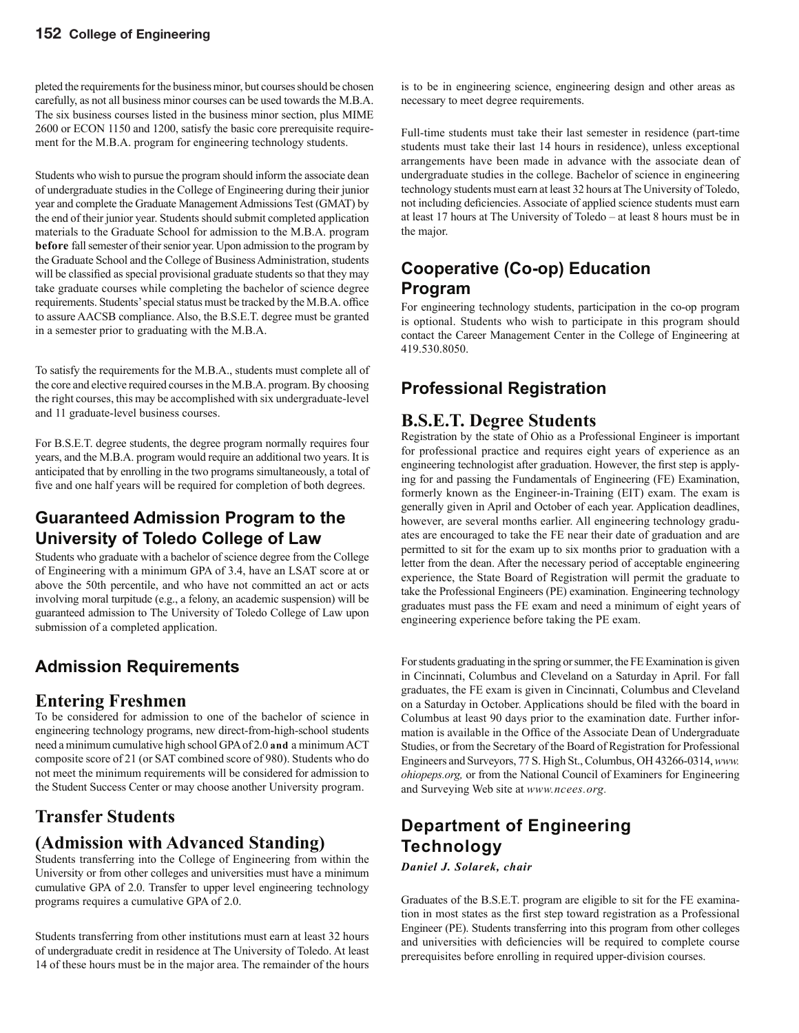pleted the requirements for the business minor, but courses should be chosen carefully, as not all business minor courses can be used towards the M.B.A. The six business courses listed in the business minor section, plus MIME 2600 or ECON 1150 and 1200, satisfy the basic core prerequisite requirement for the M.B.A. program for engineering technology students.

Students who wish to pursue the program should inform the associate dean of undergraduate studies in the College of Engineering during their junior year and complete the Graduate Management Admissions Test (GMAT) by the end of their junior year. Students should submit completed application materials to the Graduate School for admission to the M.B.A. program **before** fall semester of their senior year. Upon admission to the program by the Graduate School and the College of Business Administration, students will be classified as special provisional graduate students so that they may take graduate courses while completing the bachelor of science degree requirements. Students' special status must be tracked by the M.B.A. office to assure AACSB compliance. Also, the B.S.E.T. degree must be granted in a semester prior to graduating with the M.B.A.

To satisfy the requirements for the M.B.A., students must complete all of the core and elective required courses in the M.B.A. program. By choosing the right courses, this may be accomplished with six undergraduate-level and 11 graduate-level business courses.

For B.S.E.T. degree students, the degree program normally requires four years, and the M.B.A. program would require an additional two years. It is anticipated that by enrolling in the two programs simultaneously, a total of five and one half years will be required for completion of both degrees.

## Guaranteed Admission Program to the University of Toledo College of Law

Students who graduate with a bachelor of science degree from the College of Engineering with a minimum GPA of 3.4, have an LSAT score at or above the 50th percentile, and who have not committed an act or acts involving moral turpitude (e.g., a felony, an academic suspension) will be guaranteed admission to The University of Toledo College of Law upon submission of a completed application.

## Admission Requirements

### Entering Freshmen

To be considered for admission to one of the bachelor of science in engineering technology programs, new direct-from-high-school students need a minimum cumulative high school GPA of 2.0 **and** a minimum ACT composite score of 21 (or SAT combined score of 980). Students who do not meet the minimum requirements will be considered for admission to the Student Success Center or may choose another University program.

### Transfer Students

### (Admission with Advanced Standing)

Students transferring into the College of Engineering from within the University or from other colleges and universities must have a minimum cumulative GPA of 2.0. Transfer to upper level engineering technology programs requires a cumulative GPA of 2.0.

Students transferring from other institutions must earn at least 32 hours of undergraduate credit in residence at The University of Toledo. At least 14 of these hours must be in the major area. The remainder of the hours is to be in engineering science, engineering design and other areas as necessary to meet degree requirements.

Full-time students must take their last semester in residence (part-time students must take their last 14 hours in residence), unless exceptional arrangements have been made in advance with the associate dean of undergraduate studies in the college. Bachelor of science in engineering technology students must earn at least 32 hours at The University of Toledo, not including deficiencies. Associate of applied science students must earn at least 17 hours at The University of Toledo – at least 8 hours must be in the major.

## Cooperative (Co-op) Education Program

For engineering technology students, participation in the co-op program is optional. Students who wish to participate in this program should contact the Career Management Center in the College of Engineering at 419.530.8050.

## Professional Registration

### B.S.E.T. Degree Students

Registration by the state of Ohio as a Professional Engineer is important for professional practice and requires eight years of experience as an engineering technologist after graduation. However, the first step is applying for and passing the Fundamentals of Engineering (FE) Examination, formerly known as the Engineer-in-Training (EIT) exam. The exam is generally given in April and October of each year. Application deadlines, however, are several months earlier. All engineering technology graduates are encouraged to take the FE near their date of graduation and are permitted to sit for the exam up to six months prior to graduation with a letter from the dean. After the necessary period of acceptable engineering experience, the State Board of Registration will permit the graduate to take the Professional Engineers (PE) examination. Engineering technology graduates must pass the FE exam and need a minimum of eight years of engineering experience before taking the PE exam.

For students graduating in the spring or summer, the FE Examination is given in Cincinnati, Columbus and Cleveland on a Saturday in April. For fall graduates, the FE exam is given in Cincinnati, Columbus and Cleveland on a Saturday in October. Applications should be filed with the board in Columbus at least 90 days prior to the examination date. Further information is available in the Office of the Associate Dean of Undergraduate Studies, or from the Secretary of the Board of Registration for Professional Engineers and Surveyors, 77 S. High St., Columbus, OH 43266-0314, *www.ohiopeps.org,* or from the National Council of Examiners for Engineering and Surveying Web site at *www.ncees.org.*

## Department of Engineering Technology

***Daniel J. Solarek, chair***

Graduates of the B.S.E.T. program are eligible to sit for the FE examination in most states as the first step toward registration as a Professional Engineer (PE). Students transferring into this program from other colleges and universities with deficiencies will be required to complete course prerequisites before enrolling in required upper-division courses.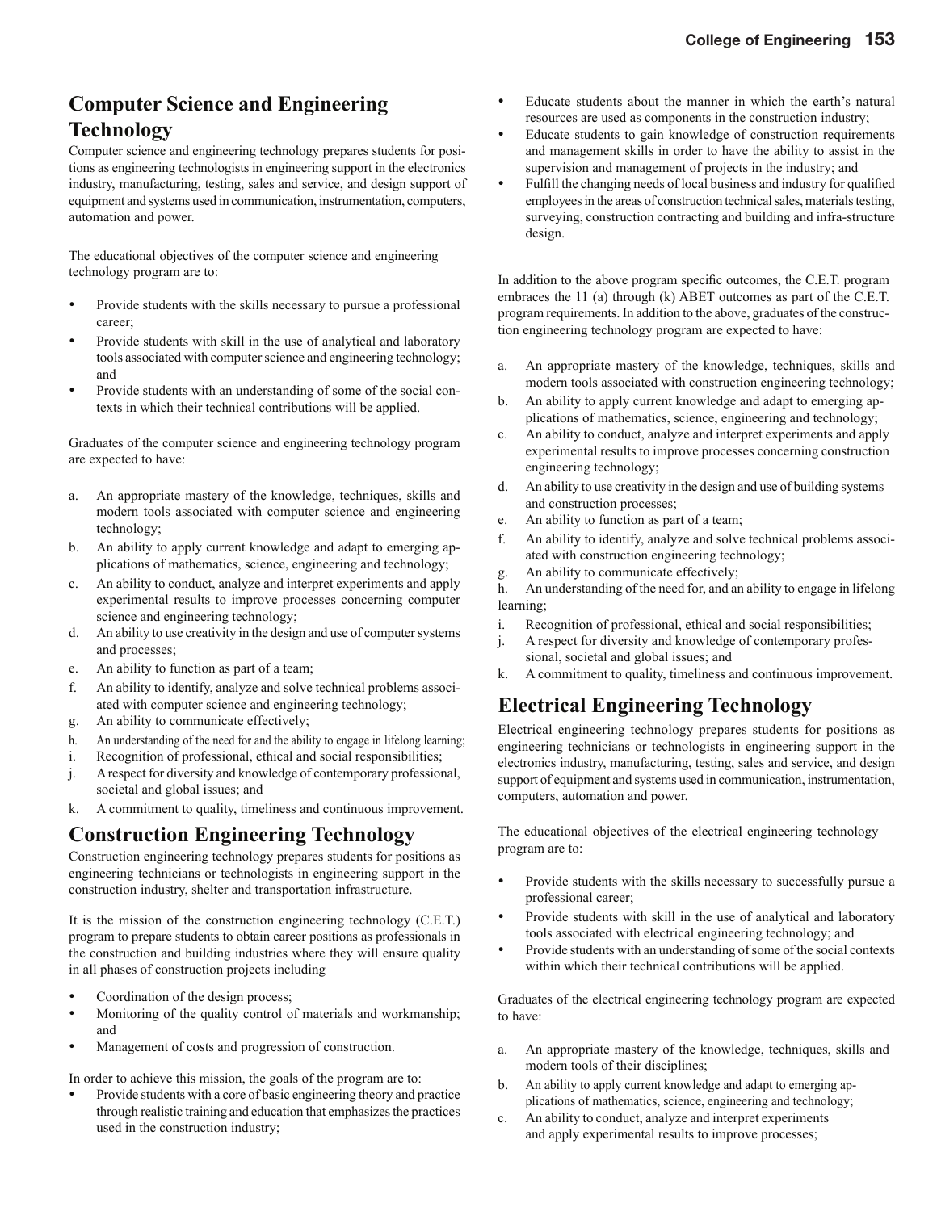## Computer Science and Engineering Technology

Computer science and engineering technology prepares students for positions as engineering technologists in engineering support in the electronics industry, manufacturing, testing, sales and service, and design support of equipment and systems used in communication, instrumentation, computers, automation and power.

The educational objectives of the computer science and engineering technology program are to:

- Provide students with the skills necessary to pursue a professional career;
- Provide students with skill in the use of analytical and laboratory tools associated with computer science and engineering technology; and
- Provide students with an understanding of some of the social contexts in which their technical contributions will be applied.

Graduates of the computer science and engineering technology program are expected to have:

a. An appropriate mastery of the knowledge, techniques, skills and modern tools associated with computer science and engineering technology;
b. An ability to apply current knowledge and adapt to emerging applications of mathematics, science, engineering and technology;
c. An ability to conduct, analyze and interpret experiments and apply experimental results to improve processes concerning computer science and engineering technology;
d. An ability to use creativity in the design and use of computer systems and processes;
e. An ability to function as part of a team;
f. An ability to identify, analyze and solve technical problems associated with computer science and engineering technology;
g. An ability to communicate effectively;
h. An understanding of the need for and the ability to engage in lifelong learning;
i. Recognition of professional, ethical and social responsibilities;
j. A respect for diversity and knowledge of contemporary professional, societal and global issues; and
k. A commitment to quality, timeliness and continuous improvement.

## Construction Engineering Technology

Construction engineering technology prepares students for positions as engineering technicians or technologists in engineering support in the construction industry, shelter and transportation infrastructure.

It is the mission of the construction engineering technology (C.E.T.) program to prepare students to obtain career positions as professionals in the construction and building industries where they will ensure quality in all phases of construction projects including

- Coordination of the design process;
- Monitoring of the quality control of materials and workmanship; and
- Management of costs and progression of construction.

In order to achieve this mission, the goals of the program are to:

- Provide students with a core of basic engineering theory and practice through realistic training and education that emphasizes the practices used in the construction industry;
- Educate students about the manner in which the earth's natural resources are used as components in the construction industry;
- Educate students to gain knowledge of construction requirements and management skills in order to have the ability to assist in the supervision and management of projects in the industry; and
- Fulfill the changing needs of local business and industry for qualified employees in the areas of construction technical sales, materials testing, surveying, construction contracting and building and infra-structure design.

In addition to the above program specific outcomes, the C.E.T. program embraces the 11 (a) through (k) ABET outcomes as part of the C.E.T. program requirements. In addition to the above, graduates of the construction engineering technology program are expected to have:

a. An appropriate mastery of the knowledge, techniques, skills and modern tools associated with construction engineering technology;
b. An ability to apply current knowledge and adapt to emerging applications of mathematics, science, engineering and technology;
c. An ability to conduct, analyze and interpret experiments and apply experimental results to improve processes concerning construction engineering technology;
d. An ability to use creativity in the design and use of building systems and construction processes;
e. An ability to function as part of a team;
f. An ability to identify, analyze and solve technical problems associated with construction engineering technology;
g. An ability to communicate effectively;
h. An understanding of the need for, and an ability to engage in lifelong learning;
i. Recognition of professional, ethical and social responsibilities;
j. A respect for diversity and knowledge of contemporary professional, societal and global issues; and
k. A commitment to quality, timeliness and continuous improvement.

## Electrical Engineering Technology

Electrical engineering technology prepares students for positions as engineering technicians or technologists in engineering support in the electronics industry, manufacturing, testing, sales and service, and design support of equipment and systems used in communication, instrumentation, computers, automation and power.

The educational objectives of the electrical engineering technology program are to:

- Provide students with the skills necessary to successfully pursue a professional career;
- Provide students with skill in the use of analytical and laboratory tools associated with electrical engineering technology; and
- Provide students with an understanding of some of the social contexts within which their technical contributions will be applied.

Graduates of the electrical engineering technology program are expected to have:

a. An appropriate mastery of the knowledge, techniques, skills and modern tools of their disciplines;
b. An ability to apply current knowledge and adapt to emerging applications of mathematics, science, engineering and technology;
c. An ability to conduct, analyze and interpret experiments and apply experimental results to improve processes;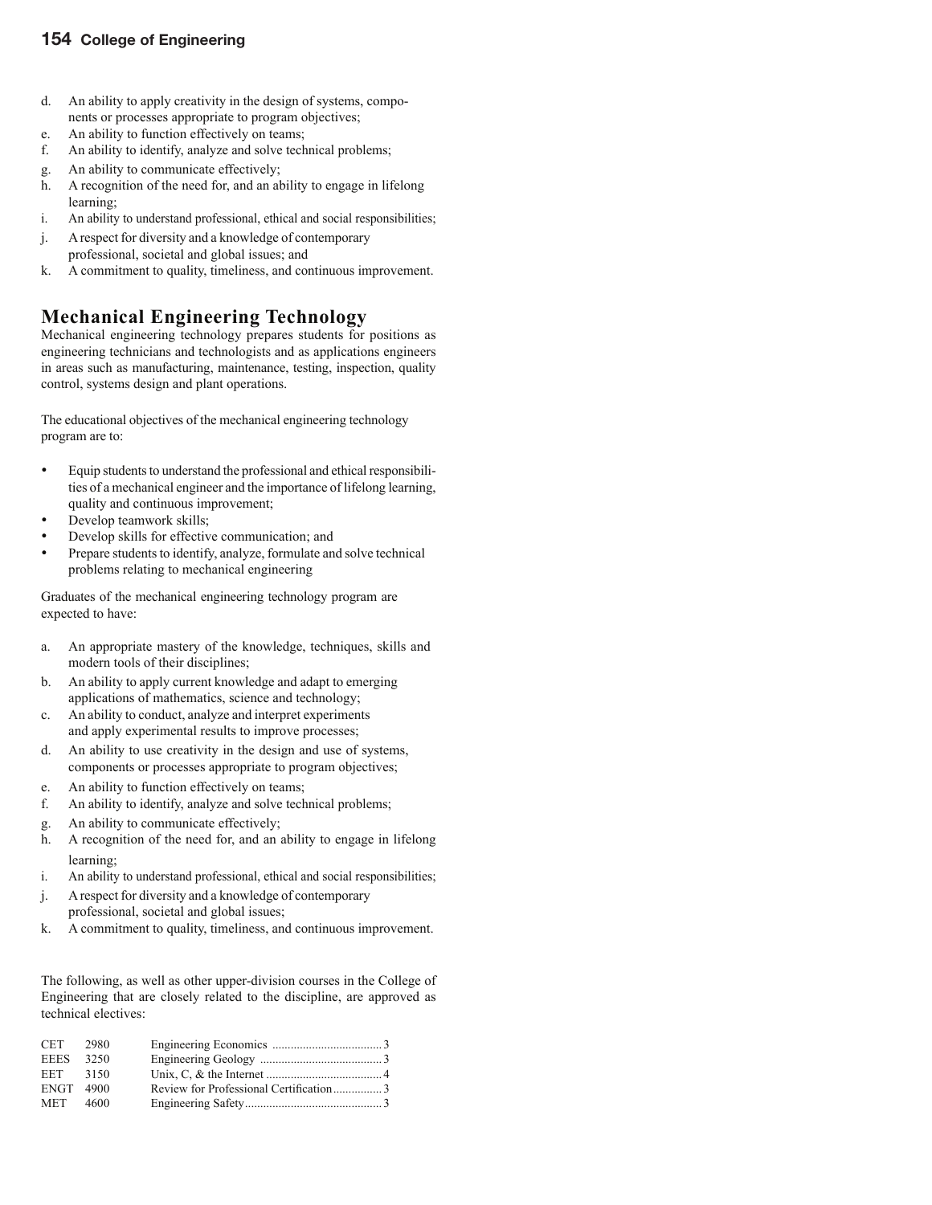d. An ability to apply creativity in the design of systems, components or processes appropriate to program objectives;
e. An ability to function effectively on teams;
f. An ability to identify, analyze and solve technical problems;
g. An ability to communicate effectively;
h. A recognition of the need for, and an ability to engage in lifelong learning;
i. An ability to understand professional, ethical and social responsibilities;
j. A respect for diversity and a knowledge of contemporary professional, societal and global issues; and
k. A commitment to quality, timeliness, and continuous improvement.

## Mechanical Engineering Technology

Mechanical engineering technology prepares students for positions as engineering technicians and technologists and as applications engineers in areas such as manufacturing, maintenance, testing, inspection, quality control, systems design and plant operations.

The educational objectives of the mechanical engineering technology program are to:

- Equip students to understand the professional and ethical responsibilities of a mechanical engineer and the importance of lifelong learning, quality and continuous improvement;
- Develop teamwork skills;
- Develop skills for effective communication; and
- Prepare students to identify, analyze, formulate and solve technical problems relating to mechanical engineering

Graduates of the mechanical engineering technology program are expected to have:

a. An appropriate mastery of the knowledge, techniques, skills and modern tools of their disciplines;
b. An ability to apply current knowledge and adapt to emerging applications of mathematics, science and technology;
c. An ability to conduct, analyze and interpret experiments and apply experimental results to improve processes;
d. An ability to use creativity in the design and use of systems, components or processes appropriate to program objectives;
e. An ability to function effectively on teams;
f. An ability to identify, analyze and solve technical problems;
g. An ability to communicate effectively;
h. A recognition of the need for, and an ability to engage in lifelong learning;
i. An ability to understand professional, ethical and social responsibilities;
j. A respect for diversity and a knowledge of contemporary professional, societal and global issues;
k. A commitment to quality, timeliness, and continuous improvement.

The following, as well as other upper-division courses in the College of Engineering that are closely related to the discipline, are approved as technical electives:

| | | | |
|---|---|---|---|
| CET | 2980 | Engineering Economics | 3 |
| EEES | 3250 | Engineering Geology | 3 |
| EET | 3150 | Unix, C, & the Internet | 4 |
| ENGT | 4900 | Review for Professional Certification | 3 |
| MET | 4600 | Engineering Safety | 3 |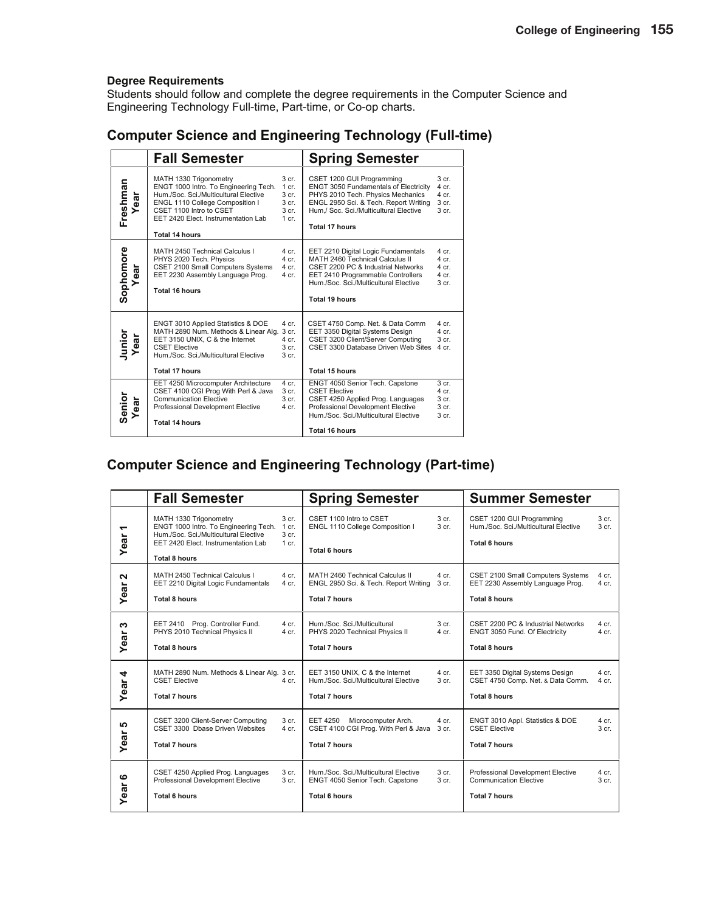**Degree Requirements**
Students should follow and complete the degree requirements in the Computer Science and Engineering Technology Full-time, Part-time, or Co-op charts.

## Computer Science and Engineering Technology (Full-time)

| | Fall Semester | | Spring Semester | |
|---|---|---|---|---|
| **Freshman Year** | MATH 1330 Trigonometry | 3 cr. | CSET 1200 GUI Programming | 3 cr. |
| | ENGT 1000 Intro. To Engineering Tech. | 1 cr. | ENGT 3050 Fundamentals of Electricity | 4 cr. |
| | Hum./Soc. Sci./Multicultural Elective | 3 cr. | PHYS 2010 Tech. Physics Mechanics | 4 cr. |
| | ENGL 1110 College Composition I | 3 cr. | ENGL 2950 Sci. & Tech. Report Writing | 3 cr. |
| | CSET 1100 Intro to CSET | 3 cr. | Hum,/ Soc. Sci./Multicultural Elective | 3 cr. |
| | EET 2420 Elect. Instrumentation Lab | 1 cr. | | |
| | **Total 14 hours** | | **Total 17 hours** | |
| **Sophomore Year** | MATH 2450 Technical Calculus I | 4 cr. | EET 2210 Digital Logic Fundamentals | 4 cr. |
| | PHYS 2020 Tech. Physics | 4 cr. | MATH 2460 Technical Calculus II | 4 cr. |
| | CSET 2100 Small Computers Systems | 4 cr. | CSET 2200 PC & Industrial Networks | 4 cr. |
| | EET 2230 Assembly Language Prog. | 4 cr. | EET 2410 Programmable Controllers | 4 cr. |
| | | | Hum./Soc. Sci./Multicultural Elective | 3 cr. |
| | **Total 16 hours** | | **Total 19 hours** | |
| **Junior Year** | ENGT 3010 Applied Statistics & DOE | 4 cr. | CSET 4750 Comp. Net. & Data Comm | 4 cr. |
| | MATH 2890 Num. Methods & Linear Alg. | 3 cr. | EET 3350 Digital Systems Design | 4 cr. |
| | EET 3150 UNIX, C & the Internet | 4 cr. | CSET 3200 Client/Server Computing | 3 cr. |
| | CSET Elective | 3 cr. | CSET 3300 Database Driven Web Sites | 4 cr. |
| | Hum./Soc. Sci./Multicultural Elective | 3 cr. | | |
| | **Total 17 hours** | | **Total 15 hours** | |
| **Senior Year** | EET 4250 Microcomputer Architecture | 4 cr. | ENGT 4050 Senior Tech. Capstone | 3 cr. |
| | CSET 4100 CGI Prog With Perl & Java | 3 cr. | CSET Elective | 4 cr. |
| | Communication Elective | 3 cr. | CSET 4250 Applied Prog. Languages | 3 cr. |
| | Professional Development Elective | 4 cr. | Professional Development Elective | 3 cr. |
| | | | Hum./Soc. Sci./Multicultural Elective | 3 cr. |
| | **Total 14 hours** | | **Total 16 hours** | |

## Computer Science and Engineering Technology (Part-time)

| | Fall Semester | | Spring Semester | | Summer Semester | |
|---|---|---|---|---|---|---|
| **Year 1** | MATH 1330 Trigonometry | 3 cr. | CSET 1100 Intro to CSET | 3 cr. | CSET 1200 GUI Programming | 3 cr. |
| | ENGT 1000 Intro. To Engineering Tech. | 1 cr. | ENGL 1110 College Composition I | 3 cr. | Hum./Soc. Sci./Multicultural Elective | 3 cr. |
| | Hum./Soc. Sci./Multicultural Elective | 3 cr. | | | | |
| | EET 2420 Elect. Instrumentation Lab | 1 cr. | | | | |
| | **Total 8 hours** | | **Total 6 hours** | | **Total 6 hours** | |
| **Year 2** | MATH 2450 Technical Calculus I | 4 cr. | MATH 2460 Technical Calculus II | 4 cr. | CSET 2100 Small Computers Systems | 4 cr. |
| | EET 2210 Digital Logic Fundamentals | 4 cr. | ENGL 2950 Sci. & Tech. Report Writing | 3 cr. | EET 2230 Assembly Language Prog. | 4 cr. |
| | **Total 8 hours** | | **Total 7 hours** | | **Total 8 hours** | |
| **Year 3** | EET 2410 Prog. Controller Fund. | 4 cr. | Hum./Soc. Sci./Multicultural | 3 cr. | CSET 2200 PC & Industrial Networks | 4 cr. |
| | PHYS 2010 Technical Physics II | 4 cr. | PHYS 2020 Technical Physics II | 4 cr. | ENGT 3050 Fund. Of Electricity | 4 cr. |
| | **Total 8 hours** | | **Total 7 hours** | | **Total 8 hours** | |
| **Year 4** | MATH 2890 Num. Methods & Linear Alg. | 3 cr. | EET 3150 UNIX, C & the Internet | 4 cr. | EET 3350 Digital Systems Design | 4 cr. |
| | CSET Elective | 4 cr. | Hum./Soc. Sci./Multicultural Elective | 3 cr. | CSET 4750 Comp. Net. & Data Comm. | 4 cr. |
| | **Total 7 hours** | | **Total 7 hours** | | **Total 8 hours** | |
| **Year 5** | CSET 3200 Client-Server Computing | 3 cr. | EET 4250 Microcomputer Arch. | 4 cr. | ENGT 3010 Appl. Statistics & DOE | 4 cr. |
| | CSET 3300 Dbase Driven Websites | 4 cr. | CSET 4100 CGI Prog. With Perl & Java | 3 cr. | CSET Elective | 3 cr. |
| | **Total 7 hours** | | **Total 7 hours** | | **Total 7 hours** | |
| **Year 6** | CSET 4250 Applied Prog. Languages | 3 cr. | Hum./Soc. Sci./Multicultural Elective | 3 cr. | Professional Development Elective | 4 cr. |
| | Professional Development Elective | 3 cr. | ENGT 4050 Senior Tech. Capstone | 3 cr. | Communication Elective | 3 cr. |
| | **Total 6 hours** | | **Total 6 hours** | | **Total 7 hours** | |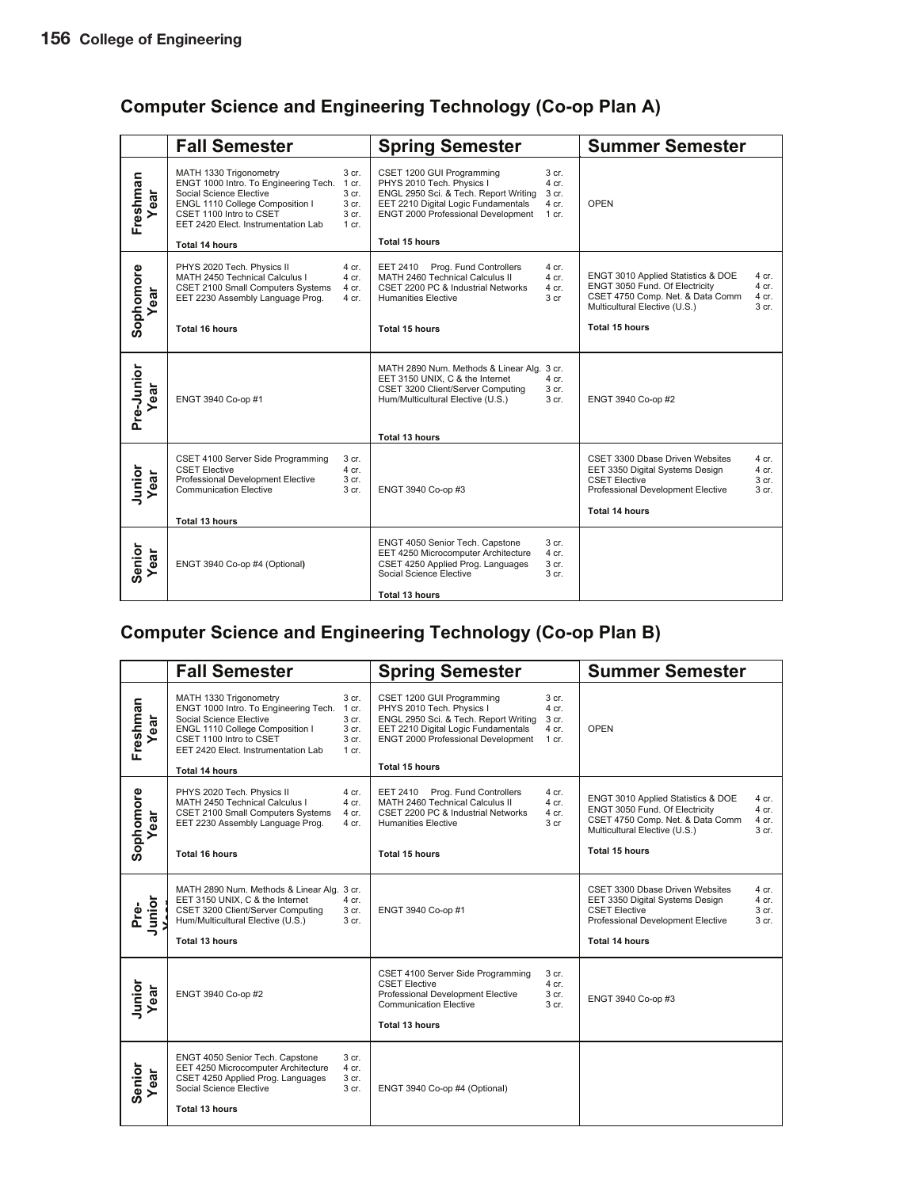## Computer Science and Engineering Technology (Co-op Plan A)

| | Fall Semester | Spring Semester | Summer Semester |
|---|---|---|---|
| Freshman Year | MATH 1330 Trigonometry 3 cr.<br>ENGT 1000 Intro. To Engineering Tech. 1 cr.<br>Social Science Elective 3 cr.<br>ENGL 1110 College Composition I 3 cr.<br>CSET 1100 Intro to CSET 3 cr.<br>EET 2420 Elect. Instrumentation Lab 1 cr.<br>**Total 14 hours** | CSET 1200 GUI Programming 3 cr.<br>PHYS 2010 Tech. Physics I 4 cr.<br>ENGL 2950 Sci. & Tech. Report Writing 3 cr.<br>EET 2210 Digital Logic Fundamentals 4 cr.<br>ENGT 2000 Professional Development 1 cr.<br>**Total 15 hours** | OPEN |
| Sophomore Year | PHYS 2020 Tech. Physics II 4 cr.<br>MATH 2450 Technical Calculus I 4 cr.<br>CSET 2100 Small Computers Systems 4 cr.<br>EET 2230 Assembly Language Prog. 4 cr.<br>**Total 16 hours** | EET 2410 Prog. Fund Controllers 4 cr.<br>MATH 2460 Technical Calculus II 4 cr.<br>CSET 2200 PC & Industrial Networks 4 cr.<br>Humanities Elective 3 cr<br>**Total 15 hours** | ENGT 3010 Applied Statistics & DOE 4 cr.<br>ENGT 3050 Fund. Of Electricity 4 cr.<br>CSET 4750 Comp. Net. & Data Comm 4 cr.<br>Multicultural Elective (U.S.) 3 cr.<br>**Total 15 hours** |
| Pre-Junior Year | ENGT 3940 Co-op #1 | MATH 2890 Num. Methods & Linear Alg. 3 cr.<br>EET 3150 UNIX, C & the Internet 4 cr.<br>CSET 3200 Client/Server Computing 3 cr.<br>Hum/Multicultural Elective (U.S.) 3 cr.<br>**Total 13 hours** | ENGT 3940 Co-op #2 |
| Junior Year | CSET 4100 Server Side Programming 3 cr.<br>CSET Elective 4 cr.<br>Professional Development Elective 3 cr.<br>Communication Elective 3 cr.<br>**Total 13 hours** | ENGT 3940 Co-op #3 | CSET 3300 Dbase Driven Websites 4 cr.<br>EET 3350 Digital Systems Design 4 cr.<br>CSET Elective 3 cr.<br>Professional Development Elective 3 cr.<br>**Total 14 hours** |
| Senior Year | ENGT 3940 Co-op #4 (Optional) | ENGT 4050 Senior Tech. Capstone 3 cr.<br>EET 4250 Microcomputer Architecture 4 cr.<br>CSET 4250 Applied Prog. Languages 3 cr.<br>Social Science Elective 3 cr.<br>**Total 13 hours** | |

## Computer Science and Engineering Technology (Co-op Plan B)

| | Fall Semester | Spring Semester | Summer Semester |
|---|---|---|---|
| Freshman Year | MATH 1330 Trigonometry 3 cr.<br>ENGT 1000 Intro. To Engineering Tech. 1 cr.<br>Social Science Elective 3 cr.<br>ENGL 1110 College Composition I 3 cr.<br>CSET 1100 Intro to CSET 3 cr.<br>EET 2420 Elect. Instrumentation Lab 1 cr.<br>**Total 14 hours** | CSET 1200 GUI Programming 3 cr.<br>PHYS 2010 Tech. Physics I 4 cr.<br>ENGL 2950 Sci. & Tech. Report Writing 3 cr.<br>EET 2210 Digital Logic Fundamentals 4 cr.<br>ENGT 2000 Professional Development 1 cr.<br>**Total 15 hours** | OPEN |
| Sophomore Year | PHYS 2020 Tech. Physics II 4 cr.<br>MATH 2450 Technical Calculus I 4 cr.<br>CSET 2100 Small Computers Systems 4 cr.<br>EET 2230 Assembly Language Prog. 4 cr.<br>**Total 16 hours** | EET 2410 Prog. Fund Controllers 4 cr.<br>MATH 2460 Technical Calculus II 4 cr.<br>CSET 2200 PC & Industrial Networks 4 cr.<br>Humanities Elective 3 cr<br>**Total 15 hours** | ENGT 3010 Applied Statistics & DOE 4 cr.<br>ENGT 3050 Fund. Of Electricity 4 cr.<br>CSET 4750 Comp. Net. & Data Comm 4 cr.<br>Multicultural Elective (U.S.) 3 cr.<br>**Total 15 hours** |
| Pre-Junior Year | MATH 2890 Num. Methods & Linear Alg. 3 cr.<br>EET 3150 UNIX, C & the Internet 4 cr.<br>CSET 3200 Client/Server Computing 3 cr.<br>Hum/Multicultural Elective (U.S.) 3 cr.<br>**Total 13 hours** | ENGT 3940 Co-op #1 | CSET 3300 Dbase Driven Websites 4 cr.<br>EET 3350 Digital Systems Design 4 cr.<br>CSET Elective 3 cr.<br>Professional Development Elective 3 cr.<br>**Total 14 hours** |
| Junior Year | ENGT 3940 Co-op #2 | CSET 4100 Server Side Programming 3 cr.<br>CSET Elective 4 cr.<br>Professional Development Elective 3 cr.<br>Communication Elective 3 cr.<br>**Total 13 hours** | ENGT 3940 Co-op #3 |
| Senior Year | ENGT 4050 Senior Tech. Capstone 3 cr.<br>EET 4250 Microcomputer Architecture 4 cr.<br>CSET 4250 Applied Prog. Languages 3 cr.<br>Social Science Elective 3 cr.<br>**Total 13 hours** | ENGT 3940 Co-op #4 (Optional) | |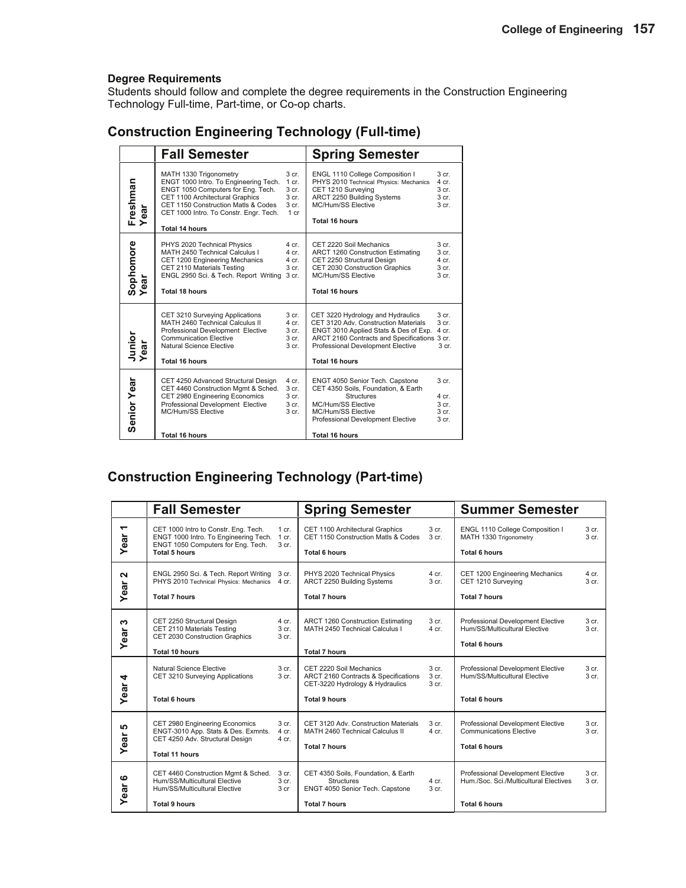### Degree Requirements

Students should follow and complete the degree requirements in the Construction Engineering Technology Full-time, Part-time, or Co-op charts.

## Construction Engineering Technology (Full-time)

| | Fall Semester | | Spring Semester | |
|---|---|---|---|---|
| Freshman Year | MATH 1330 Trigonometry | 3 cr. | ENGL 1110 College Composition I | 3 cr. |
| | ENGT 1000 Intro. To Engineering Tech. | 1 cr. | PHYS 2010 Technical Physics: Mechanics | 4 cr. |
| | ENGT 1050 Computers for Eng. Tech. | 3 cr. | CET 1210 Surveying | 3 cr. |
| | CET 1100 Architectural Graphics | 3 cr. | ARCT 2250 Building Systems | 3 cr. |
| | CET 1150 Construction Matls & Codes | 3 cr. | MC/Hum/SS Elective | 3 cr. |
| | CET 1000 Intro. To Constr. Engr. Tech. | 1 cr | | |
| | **Total 14 hours** | | **Total 16 hours** | |
| Sophomore Year | PHYS 2020 Technical Physics | 4 cr. | CET 2220 Soil Mechanics | 3 cr. |
| | MATH 2450 Technical Calculus I | 4 cr. | ARCT 1260 Construction Estimating | 3 cr. |
| | CET 1200 Engineering Mechanics | 4 cr. | CET 2250 Structural Design | 4 cr. |
| | CET 2110 Materials Testing | 3 cr. | CET 2030 Construction Graphics | 3 cr. |
| | ENGL 2950 Sci. & Tech. Report Writing | 3 cr. | MC/Hum/SS Elective | 3 cr. |
| | **Total 18 hours** | | **Total 16 hours** | |
| Junior Year | CET 3210 Surveying Applications | 3 cr. | CET 3220 Hydrology and Hydraulics | 3 cr. |
| | MATH 2460 Technical Calculus II | 4 cr. | CET 3120 Adv. Construction Materials | 3 cr. |
| | Professional Development Elective | 3 cr. | ENGT 3010 Applied Stats & Des of Exp. | 4 cr. |
| | Communication Elective | 3 cr. | ARCT 2160 Contracts and Specifications | 3 cr. |
| | Natural Science Elective | 3 cr. | Professional Development Elective | 3 cr. |
| | **Total 16 hours** | | **Total 16 hours** | |
| Senior Year | CET 4250 Advanced Structural Design | 4 cr. | ENGT 4050 Senior Tech. Capstone | 3 cr. |
| | CET 4460 Construction Mgmt & Sched. | 3 cr. | CET 4350 Soils, Foundation, & Earth Structures | 4 cr. |
| | CET 2980 Engineering Economics | 3 cr. | MC/Hum/SS Elective | 3 cr. |
| | Professional Development Elective | 3 cr. | MC/Hum/SS Elective | 3 cr. |
| | MC/Hum/SS Elective | 3 cr. | Professional Development Elective | 3 cr. |
| | **Total 16 hours** | | **Total 16 hours** | |

## Construction Engineering Technology (Part-time)

| | Fall Semester | | Spring Semester | | Summer Semester | |
|---|---|---|---|---|---|---|
| Year 1 | CET 1000 Intro to Constr. Eng. Tech. | 1 cr. | CET 1100 Architectural Graphics | 3 cr. | ENGL 1110 College Composition I | 3 cr. |
| | ENGT 1000 Intro. To Engineering Tech. | 1 cr. | CET 1150 Construction Matls & Codes | 3 cr. | MATH 1330 Trigonometry | 3 cr. |
| | ENGT 1050 Computers for Eng. Tech. | 3 cr. | | | | |
| | **Total 5 hours** | | **Total 6 hours** | | **Total 6 hours** | |
| Year 2 | ENGL 2950 Sci. & Tech. Report Writing | 3 cr. | PHYS 2020 Technical Physics | 4 cr. | CET 1200 Engineering Mechanics | 4 cr. |
| | PHYS 2010 Technical Physics: Mechanics | 4 cr. | ARCT 2250 Building Systems | 3 cr. | CET 1210 Surveying | 3 cr. |
| | **Total 7 hours** | | **Total 7 hours** | | **Total 7 hours** | |
| Year 3 | CET 2250 Structural Design | 4 cr. | ARCT 1260 Construction Estimating | 3 cr. | Professional Development Elective | 3 cr. |
| | CET 2110 Materials Testing | 3 cr. | MATH 2450 Technical Calculus I | 4 cr. | Hum/SS/Multicultural Elective | 3 cr. |
| | CET 2030 Construction Graphics | 3 cr. | | | **Total 6 hours** | |
| | **Total 10 hours** | | **Total 7 hours** | | | |
| Year 4 | Natural Science Elective | 3 cr. | CET 2220 Soil Mechanics | 3 cr. | Professional Development Elective | 3 cr. |
| | CET 3210 Surveying Applications | 3 cr. | ARCT 2160 Contracts & Specifications | 3 cr. | Hum/SS/Multicultural Elective | 3 cr. |
| | | | CET-3220 Hydrology & Hydraulics | 3 cr. | | |
| | **Total 6 hours** | | **Total 9 hours** | | **Total 6 hours** | |
| Year 5 | CET 2980 Engineering Economics | 3 cr. | CET 3120 Adv. Construction Materials | 3 cr. | Professional Development Elective | 3 cr. |
| | ENGT-3010 App. Stats & Des. Exmnts. | 4 cr. | MATH 2460 Technical Calculus II | 4 cr. | Communications Elective | 3 cr. |
| | CET 4250 Adv. Structural Design | 4 cr. | **Total 7 hours** | | **Total 6 hours** | |
| | **Total 11 hours** | | | | | |
| Year 6 | CET 4460 Construction Mgmt & Sched. | 3 cr. | CET 4350 Soils, Foundation, & Earth Structures | 4 cr. | Professional Development Elective | 3 cr. |
| | Hum/SS/Multicultural Elective | 3 cr. | ENGT 4050 Senior Tech. Capstone | 3 cr. | Hum./Soc. Sci./Multicultural Electives | 3 cr. |
| | Hum/SS/Multicultural Elective | 3 cr | | | | |
| | **Total 9 hours** | | **Total 7 hours** | | **Total 6 hours** | |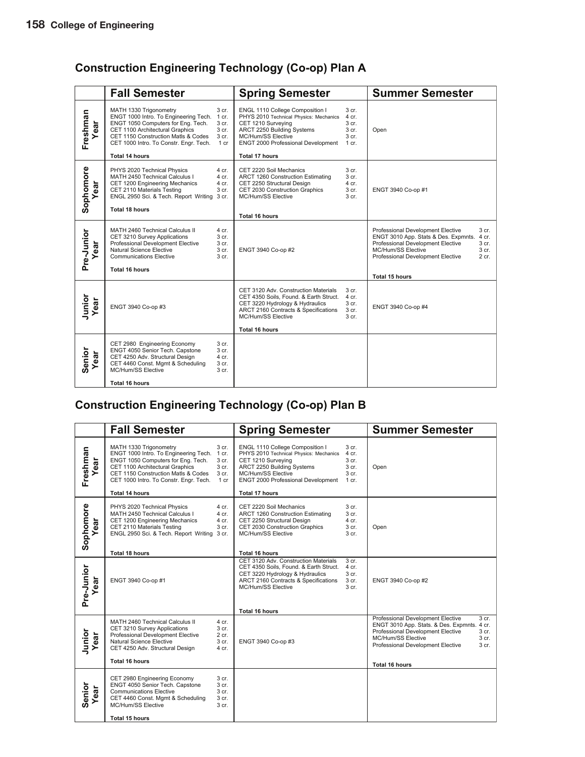## Construction Engineering Technology (Co-op) Plan A

| | Fall Semester | Spring Semester | Summer Semester |
|---|---|---|---|
| Freshman Year | MATH 1330 Trigonometry 3 cr.<br>ENGT 1000 Intro. To Engineering Tech. 1 cr.<br>ENGT 1050 Computers for Eng. Tech. 3 cr.<br>CET 1100 Architectural Graphics 3 cr.<br>CET 1150 Construction Matls & Codes 3 cr.<br>CET 1000 Intro. To Constr. Engr. Tech. 1 cr<br>**Total 14 hours** | ENGL 1110 College Composition I 3 cr.<br>PHYS 2010 Technical Physics: Mechanics 4 cr.<br>CET 1210 Surveying 3 cr.<br>ARCT 2250 Building Systems 3 cr.<br>MC/Hum/SS Elective 3 cr.<br>ENGT 2000 Professional Development 1 cr.<br>**Total 17 hours** | Open |
| Sophomore Year | PHYS 2020 Technical Physics 4 cr.<br>MATH 2450 Technical Calculus I 4 cr.<br>CET 1200 Engineering Mechanics 4 cr.<br>CET 2110 Materials Testing 3 cr.<br>ENGL 2950 Sci. & Tech. Report Writing 3 cr.<br>**Total 18 hours** | CET 2220 Soil Mechanics 3 cr.<br>ARCT 1260 Construction Estimating 3 cr.<br>CET 2250 Structural Design 4 cr.<br>CET 2030 Construction Graphics 3 cr.<br>MC/Hum/SS Elective 3 cr.<br>**Total 16 hours** | ENGT 3940 Co-op #1 |
| Pre-Junior Year | MATH 2460 Technical Calculus II 4 cr.<br>CET 3210 Survey Applications 3 cr.<br>Professional Development Elective 3 cr.<br>Natural Science Elective 3 cr.<br>Communications Elective 3 cr.<br>**Total 16 hours** | ENGT 3940 Co-op #2 | Professional Development Elective 3 cr.<br>ENGT 3010 App. Stats & Des. Expmnts. 4 cr.<br>Professional Development Elective 3 cr.<br>MC/Hum/SS Elective 3 cr.<br>Professional Development Elective 2 cr.<br>**Total 15 hours** |
| Junior Year | ENGT 3940 Co-op #3 | CET 3120 Adv. Construction Materials 3 cr.<br>CET 4350 Soils, Found. & Earth Struct. 4 cr.<br>CET 3220 Hydrology & Hydraulics 3 cr.<br>ARCT 2160 Contracts & Specifications 3 cr.<br>MC/Hum/SS Elective 3 cr.<br>**Total 16 hours** | ENGT 3940 Co-op #4 |
| Senior Year | CET 2980 Engineering Economy 3 cr.<br>ENGT 4050 Senior Tech. Capstone 3 cr.<br>CET 4250 Adv. Structural Design 4 cr.<br>CET 4460 Const. Mgmt & Scheduling 3 cr.<br>MC/Hum/SS Elective 3 cr.<br>**Total 16 hours** | | |

## Construction Engineering Technology (Co-op) Plan B

| | Fall Semester | Spring Semester | Summer Semester |
|---|---|---|---|
| Freshman Year | MATH 1330 Trigonometry 3 cr.<br>ENGT 1000 Intro. To Engineering Tech. 1 cr.<br>ENGT 1050 Computers for Eng. Tech. 3 cr.<br>CET 1100 Architectural Graphics 3 cr.<br>CET 1150 Construction Matls & Codes 3 cr.<br>CET 1000 Intro. To Constr. Engr. Tech. 1 cr<br>**Total 14 hours** | ENGL 1110 College Composition I 3 cr.<br>PHYS 2010 Technical Physics: Mechanics 4 cr.<br>CET 1210 Surveying 3 cr.<br>ARCT 2250 Building Systems 3 cr.<br>MC/Hum/SS Elective 3 cr.<br>ENGT 2000 Professional Development 1 cr.<br>**Total 17 hours** | Open |
| Sophomore Year | PHYS 2020 Technical Physics 4 cr.<br>MATH 2450 Technical Calculus I 4 cr.<br>CET 1200 Engineering Mechanics 4 cr.<br>CET 2110 Materials Testing 3 cr.<br>ENGL 2950 Sci. & Tech. Report Writing 3 cr.<br>**Total 18 hours** | CET 2220 Soil Mechanics 3 cr.<br>ARCT 1260 Construction Estimating 3 cr.<br>CET 2250 Structural Design 4 cr.<br>CET 2030 Construction Graphics 3 cr.<br>MC/Hum/SS Elective 3 cr.<br>**Total 16 hours** | Open |
| Pre-Junior Year | ENGT 3940 Co-op #1 | CET 3120 Adv. Construction Materials 3 cr.<br>CET 4350 Soils, Found. & Earth Struct. 4 cr.<br>CET 3220 Hydrology & Hydraulics 3 cr.<br>ARCT 2160 Contracts & Specifications 3 cr.<br>MC/Hum/SS Elective 3 cr.<br>**Total 16 hours** | ENGT 3940 Co-op #2 |
| Junior Year | MATH 2460 Technical Calculus II 4 cr.<br>CET 3210 Survey Applications 3 cr.<br>Professional Development Elective 2 cr.<br>Natural Science Elective 3 cr.<br>CET 4250 Adv. Structural Design 4 cr.<br>**Total 16 hours** | ENGT 3940 Co-op #3 | Professional Development Elective 3 cr.<br>ENGT 3010 App. Stats. & Des. Expmnts. 4 cr.<br>Professional Development Elective 3 cr.<br>MC/Hum/SS Elective 3 cr.<br>Professional Development Elective 3 cr.<br>**Total 16 hours** |
| Senior Year | CET 2980 Engineering Economy 3 cr.<br>ENGT 4050 Senior Tech. Capstone 3 cr.<br>Communications Elective 3 cr.<br>CET 4460 Const. Mgmt & Scheduling 3 cr.<br>MC/Hum/SS Elective 3 cr.<br>**Total 15 hours** | | |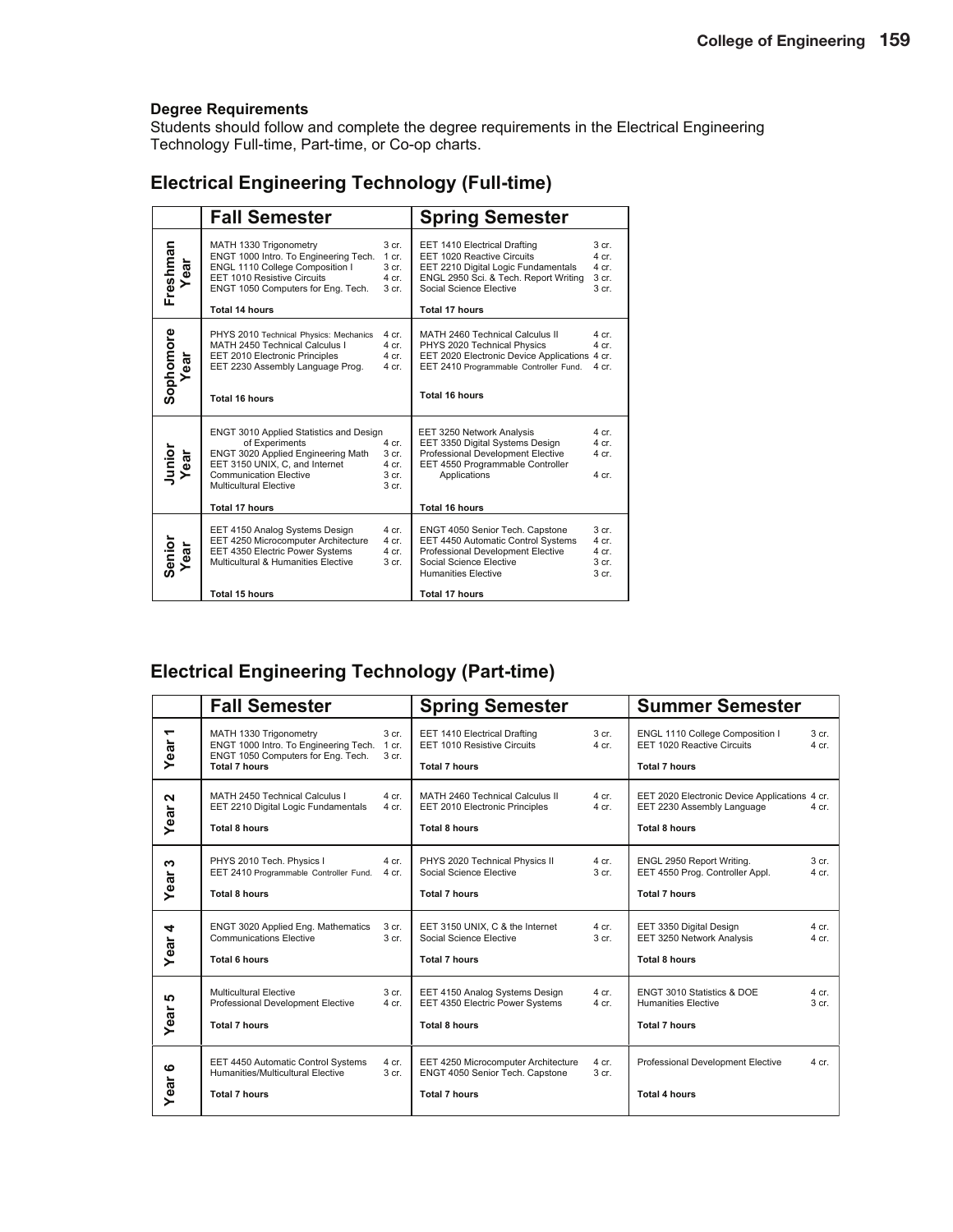**Degree Requirements**

Students should follow and complete the degree requirements in the Electrical Engineering Technology Full-time, Part-time, or Co-op charts.

## Electrical Engineering Technology (Full-time)

| | Fall Semester | | Spring Semester | |
|---|---|---|---|---|
| Freshman Year | MATH 1330 Trigonometry | 3 cr. | EET 1410 Electrical Drafting | 3 cr. |
| | ENGT 1000 Intro. To Engineering Tech. | 1 cr. | EET 1020 Reactive Circuits | 4 cr. |
| | ENGL 1110 College Composition I | 3 cr. | EET 2210 Digital Logic Fundamentals | 4 cr. |
| | EET 1010 Resistive Circuits | 4 cr. | ENGL 2950 Sci. & Tech. Report Writing | 3 cr. |
| | ENGT 1050 Computers for Eng. Tech. | 3 cr. | Social Science Elective | 3 cr. |
| | **Total 14 hours** | | **Total 17 hours** | |
| Sophomore Year | PHYS 2010 Technical Physics: Mechanics | 4 cr. | MATH 2460 Technical Calculus II | 4 cr. |
| | MATH 2450 Technical Calculus I | 4 cr. | PHYS 2020 Technical Physics | 4 cr. |
| | EET 2010 Electronic Principles | 4 cr. | EET 2020 Electronic Device Applications | 4 cr. |
| | EET 2230 Assembly Language Prog. | 4 cr. | EET 2410 Programmable Controller Fund. | 4 cr. |
| | **Total 16 hours** | | **Total 16 hours** | |
| Junior Year | ENGT 3010 Applied Statistics and Design of Experiments | 4 cr. | EET 3250 Network Analysis | 4 cr. |
| | ENGT 3020 Applied Engineering Math | 3 cr. | EET 3350 Digital Systems Design | 4 cr. |
| | EET 3150 UNIX, C, and Internet | 4 cr. | Professional Development Elective | 4 cr. |
| | Communication Elective | 3 cr. | EET 4550 Programmable Controller Applications | 4 cr. |
| | Multicultural Elective | 3 cr. | | |
| | **Total 17 hours** | | **Total 16 hours** | |
| Senior Year | EET 4150 Analog Systems Design | 4 cr. | ENGT 4050 Senior Tech. Capstone | 3 cr. |
| | EET 4250 Microcomputer Architecture | 4 cr. | EET 4450 Automatic Control Systems | 4 cr. |
| | EET 4350 Electric Power Systems | 4 cr. | Professional Development Elective | 4 cr. |
| | Multicultural & Humanities Elective | 3 cr. | Social Science Elective | 3 cr. |
| | | | Humanities Elective | 3 cr. |
| | **Total 15 hours** | | **Total 17 hours** | |

## Electrical Engineering Technology (Part-time)

| | Fall Semester | | Spring Semester | | Summer Semester | |
|---|---|---|---|---|---|---|
| Year 1 | MATH 1330 Trigonometry | 3 cr. | EET 1410 Electrical Drafting | 3 cr. | ENGL 1110 College Composition I | 3 cr. |
| | ENGT 1000 Intro. To Engineering Tech. | 1 cr. | EET 1010 Resistive Circuits | 4 cr. | EET 1020 Reactive Circuits | 4 cr. |
| | ENGT 1050 Computers for Eng. Tech. | 3 cr. | | | | |
| | **Total 7 hours** | | **Total 7 hours** | | **Total 7 hours** | |
| Year 2 | MATH 2450 Technical Calculus I | 4 cr. | MATH 2460 Technical Calculus II | 4 cr. | EET 2020 Electronic Device Applications | 4 cr. |
| | EET 2210 Digital Logic Fundamentals | 4 cr. | EET 2010 Electronic Principles | 4 cr. | EET 2230 Assembly Language | 4 cr. |
| | **Total 8 hours** | | **Total 8 hours** | | **Total 8 hours** | |
| Year 3 | PHYS 2010 Tech. Physics I | 4 cr. | PHYS 2020 Technical Physics II | 4 cr. | ENGL 2950 Report Writing. | 3 cr. |
| | EET 2410 Programmable Controller Fund. | 4 cr. | Social Science Elective | 3 cr. | EET 4550 Prog. Controller Appl. | 4 cr. |
| | **Total 8 hours** | | **Total 7 hours** | | **Total 7 hours** | |
| Year 4 | ENGT 3020 Applied Eng. Mathematics | 3 cr. | EET 3150 UNIX, C & the Internet | 4 cr. | EET 3350 Digital Design | 4 cr. |
| | Communications Elective | 3 cr. | Social Science Elective | 3 cr. | EET 3250 Network Analysis | 4 cr. |
| | **Total 6 hours** | | **Total 7 hours** | | **Total 8 hours** | |
| Year 5 | Multicultural Elective | 3 cr. | EET 4150 Analog Systems Design | 4 cr. | ENGT 3010 Statistics & DOE | 4 cr. |
| | Professional Development Elective | 4 cr. | EET 4350 Electric Power Systems | 4 cr. | Humanities Elective | 3 cr. |
| | **Total 7 hours** | | **Total 8 hours** | | **Total 7 hours** | |
| Year 6 | EET 4450 Automatic Control Systems | 4 cr. | EET 4250 Microcomputer Architecture | 4 cr. | Professional Development Elective | 4 cr. |
| | Humanities/Multicultural Elective | 3 cr. | ENGT 4050 Senior Tech. Capstone | 3 cr. | | |
| | **Total 7 hours** | | **Total 7 hours** | | **Total 4 hours** | |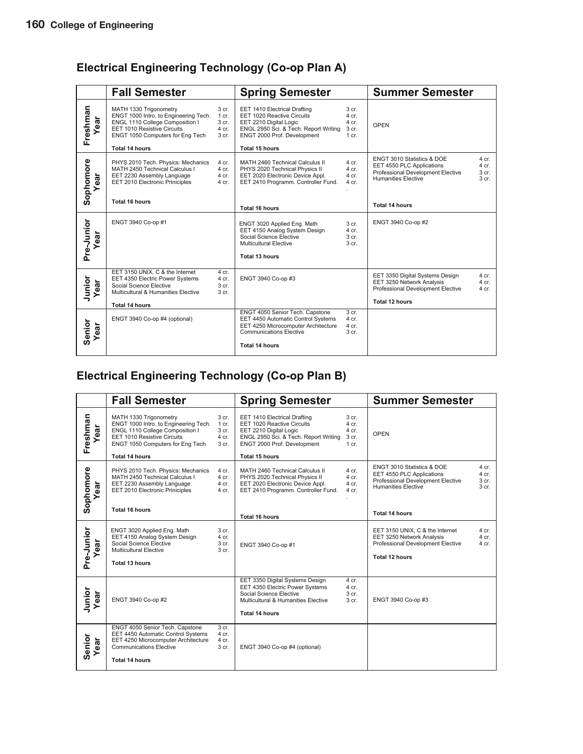## Electrical Engineering Technology (Co-op Plan A)

| | Fall Semester | Spring Semester | Summer Semester |
|---|---|---|---|
| Freshman Year | MATH 1330 Trigonometry 3 cr.<br>ENGT 1000 Intro. to Engineering Tech. 1 cr.<br>ENGL 1110 College Composition I 3 cr.<br>EET 1010 Resistive Circuits 4 cr.<br>ENGT 1050 Computers for Eng Tech 3 cr.<br>**Total 14 hours** | EET 1410 Electrical Drafting 3 cr.<br>EET 1020 Reactive Circuits 4 cr.<br>EET 2210 Digital Logic 4 cr.<br>ENGL 2950 Sci. & Tech. Report Writing 3 cr.<br>ENGT 2000 Prof. Development 1 cr.<br>**Total 15 hours** | OPEN |
| Sophomore Year | PHYS 2010 Tech. Physics: Mechanics 4 cr.<br>MATH 2450 Technical Calculus I 4 cr.<br>EET 2230 Assembly Language 4 cr.<br>EET 2010 Electronic Priniciples 4 cr.<br>**Total 16 hours** | MATH 2460 Technical Calculus II 4 cr.<br>EET 2020 Electronic Device Appl. 4 cr.<br>EET 2410 Programm. Controller Fund. 4 cr.<br>**Total 16 hours** | ENGT 3010 Statistics & DOE 4 cr.<br>EET 4550 PLC Applications 4 cr.<br>Professional Development Elective 3 cr.<br>Humanities Elective 3 cr.<br>**Total 14 hours** |
| Pre-Junior Year | ENGT 3940 Co-op #1 | ENGT 3020 Applied Eng. Math 3 cr.<br>EET 4150 Analog System Design 4 cr.<br>Social Science Elective 3 cr.<br>Multicultural Elective 3 cr.<br>**Total 13 hours** | ENGT 3940 Co-op #2 |
| Junior Year | EET 3150 UNIX, C & the Internet 4 cr.<br>EET 4350 Electric Power Systems 4 cr.<br>Social Science Elective 3 cr.<br>Multicultural & Humanities Elective 3 cr.<br>**Total 14 hours** | ENGT 3940 Co-op #3 | EET 3350 Digital Systems Design 4 cr.<br>EET 3250 Network Analysis 4 cr.<br>Professional Development Elective 4 cr.<br>**Total 12 hours** |
| Senior Year | ENGT 3940 Co-op #4 (optional) | ENGT 4050 Senior Tech. Capstone 3 cr.<br>EET 4450 Automatic Control Systems 4 cr.<br>EET 4250 Microcomputer Architecture 4 cr.<br>Communications Elective 3 cr.<br>**Total 14 hours** | |

## Electrical Engineering Technology (Co-op Plan B)

| | Fall Semester | Spring Semester | Summer Semester |
|---|---|---|---|
| Freshman Year | MATH 1330 Trigonometry 3 cr.<br>ENGT 1000 Intro. to Engineering Tech. 1 cr.<br>ENGL 1110 College Composition I 3 cr.<br>EET 1010 Resistive Circuits 4 cr.<br>ENGT 1050 Computers for Eng Tech 3 cr.<br>**Total 14 hours** | EET 1410 Electrical Drafting 3 cr.<br>EET 1020 Reactive Circuits 4 cr.<br>EET 2210 Digital Logic 4 cr.<br>ENGL 2950 Sci. & Tech. Report Writing 3 cr.<br>ENGT 2000 Prof. Development 1 cr.<br>**Total 15 hours** | OPEN |
| Sophomore Year | PHYS 2010 Tech. Physics: Mechanics 4 cr.<br>MATH 2450 Technical Calculus I 4 cr.<br>EET 2230 Assembly Language 4 cr.<br>EET 2010 Electronic Priniciples 4 cr.<br>**Total 16 hours** | MATH 2460 Technical Calculus II 4 cr.<br>PHYS 2020 Technical Physics II 4 cr.<br>EET 2020 Electronic Device Appl. 4 cr.<br>EET 2410 Programm. Controller Fund. 4 cr.<br>**Total 16 hours** | ENGT 3010 Statistics & DOE 4 cr.<br>EET 4550 PLC Applications 4 cr.<br>Professional Development Elective 3 cr.<br>Humanities Elective 3 cr.<br>**Total 14 hours** |
| Pre-Junior Year | ENGT 3020 Applied Eng. Math 3 cr.<br>EET 4150 Analog System Design 4 cr.<br>Social Science Elective 3 cr.<br>Multicultural Elective 3 cr.<br>**Total 13 hours** | ENGT 3940 Co-op #1 | EET 3150 UNIX, C & the Internet 4 cr.<br>EET 3250 Network Analysis 4 cr.<br>Professional Development Elective 4 cr.<br>**Total 12 hours** |
| Junior Year | ENGT 3940 Co-op #2 | EET 3350 Digital Systems Design 4 cr.<br>EET 4350 Electric Power Systems 4 cr.<br>Social Science Elective 3 cr.<br>Multicultural & Humanities Elective 3 cr.<br>**Total 14 hours** | ENGT 3940 Co-op #3 |
| Senior Year | ENGT 4050 Senior Tech. Capstone 3 cr.<br>EET 4450 Automatic Control Systems 4 cr.<br>EET 4250 Microcomputer Architecture 4 cr.<br>Communications Elective 3 cr.<br>**Total 14 hours** | ENGT 3940 Co-op #4 (optional) | |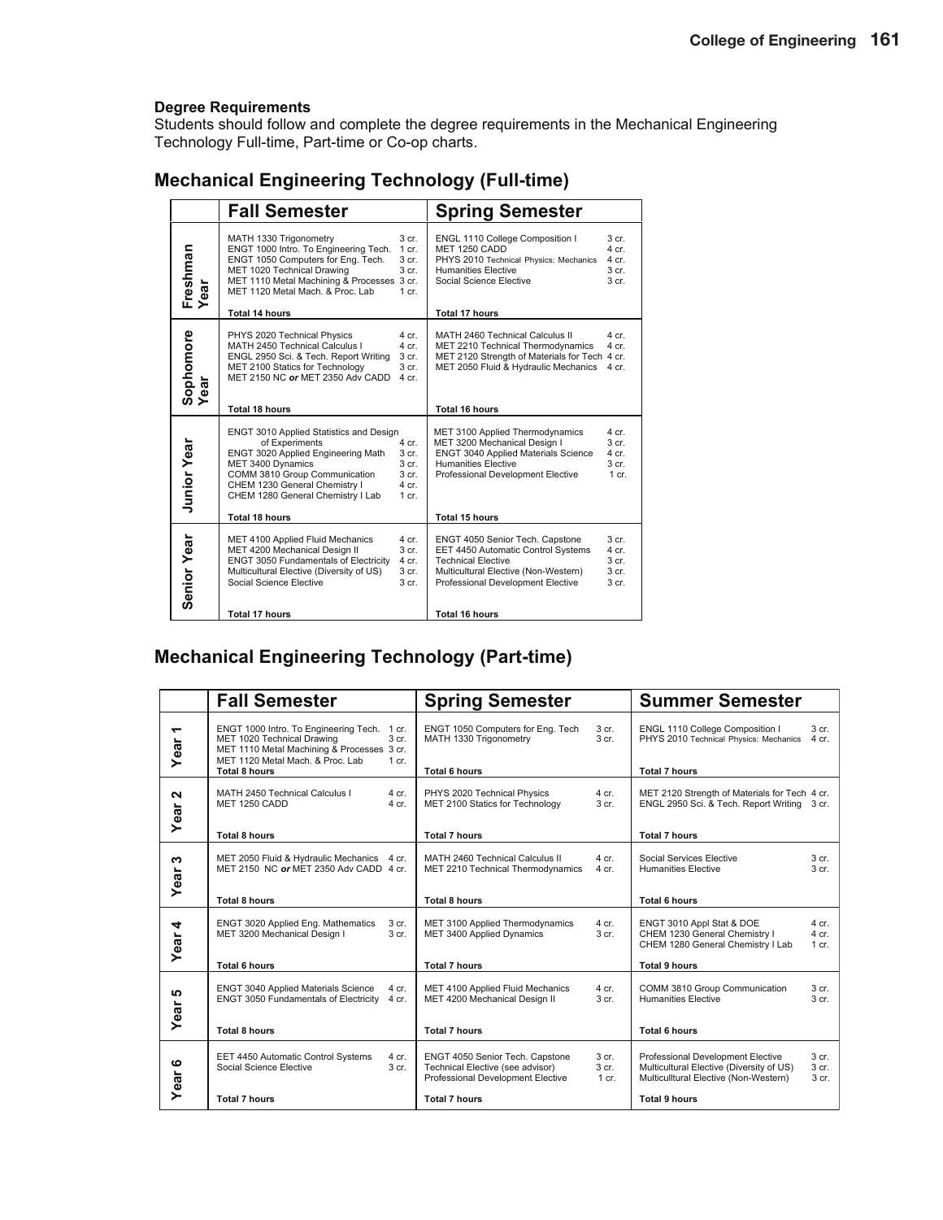### Degree Requirements

Students should follow and complete the degree requirements in the Mechanical Engineering Technology Full-time, Part-time or Co-op charts.

## Mechanical Engineering Technology (Full-time)

| | Fall Semester | Spring Semester |
|---|---|---|
| Freshman Year | MATH 1330 Trigonometry 3 cr.<br>ENGT 1000 Intro. To Engineering Tech. 1 cr.<br>ENGT 1050 Computers for Eng. Tech. 3 cr.<br>MET 1020 Technical Drawing 3 cr.<br>MET 1110 Metal Machining & Processes 3 cr.<br>MET 1120 Metal Mach. & Proc. Lab 1 cr.<br>**Total 14 hours** | ENGL 1110 College Composition I 3 cr.<br>MET 1250 CADD 4 cr.<br>PHYS 2010 Technical Physics: Mechanics 4 cr.<br>Humanities Elective 3 cr.<br>Social Science Elective 3 cr.<br>**Total 17 hours** |
| Sophomore Year | PHYS 2020 Technical Physics 4 cr.<br>MATH 2450 Technical Calculus I 4 cr.<br>ENGL 2950 Sci. & Tech. Report Writing 3 cr.<br>MET 2100 Statics for Technology 3 cr.<br>MET 2150 NC ***or*** MET 2350 Adv CADD 4 cr.<br>**Total 18 hours** | MATH 2460 Technical Calculus II 4 cr.<br>MET 2210 Technical Thermodynamics 4 cr.<br>MET 2120 Strength of Materials for Tech 4 cr.<br>MET 2050 Fluid & Hydraulic Mechanics 4 cr.<br>**Total 16 hours** |
| Junior Year | ENGT 3010 Applied Statistics and Design of Experiments 4 cr.<br>ENGT 3020 Applied Engineering Math 3 cr.<br>MET 3400 Dynamics 3 cr.<br>COMM 3810 Group Communication 3 cr.<br>CHEM 1230 General Chemistry I 4 cr.<br>CHEM 1280 General Chemistry I Lab 1 cr.<br>**Total 18 hours** | MET 3100 Applied Thermodynamics 4 cr.<br>MET 3200 Mechanical Design I 3 cr.<br>ENGT 3040 Applied Materials Science 4 cr.<br>Humanities Elective 3 cr.<br>Professional Development Elective 1 cr.<br>**Total 15 hours** |
| Senior Year | MET 4100 Applied Fluid Mechanics 4 cr.<br>MET 4200 Mechanical Design II 3 cr.<br>ENGT 3050 Fundamentals of Electricity 4 cr.<br>Multicultural Elective (Diversity of US) 3 cr.<br>Social Science Elective 3 cr.<br>**Total 17 hours** | ENGT 4050 Senior Tech. Capstone 3 cr.<br>EET 4450 Automatic Control Systems 4 cr.<br>Technical Elective 3 cr.<br>Multicultural Elective (Non-Western) 3 cr.<br>Professional Development Elective 3 cr.<br>**Total 16 hours** |

## Mechanical Engineering Technology (Part-time)

| | Fall Semester | Spring Semester | Summer Semester |
|---|---|---|---|
| Year 1 | ENGT 1000 Intro. To Engineering Tech. 1 cr.<br>MET 1020 Technical Drawing 3 cr.<br>MET 1110 Metal Machining & Processes 3 cr.<br>MET 1120 Metal Mach. & Proc. Lab 1 cr.<br>**Total 8 hours** | ENGT 1050 Computers for Eng. Tech 3 cr.<br>MATH 1330 Trigonometry 3 cr.<br>**Total 6 hours** | ENGL 1110 College Composition I 3 cr.<br>PHYS 2010 Technical Physics: Mechanics 4 cr.<br>**Total 7 hours** |
| Year 2 | MATH 2450 Technical Calculus I 4 cr.<br>MET 1250 CADD 4 cr.<br>**Total 8 hours** | PHYS 2020 Technical Physics 4 cr.<br>MET 2100 Statics for Technology 3 cr.<br>**Total 7 hours** | MET 2120 Strength of Materials for Tech 4 cr.<br>ENGL 2950 Sci. & Tech. Report Writing 3 cr.<br>**Total 7 hours** |
| Year 3 | MET 2050 Fluid & Hydraulic Mechanics 4 cr.<br>MET 2150 NC ***or*** MET 2350 Adv CADD 4 cr.<br>**Total 8 hours** | MATH 2460 Technical Calculus II 4 cr.<br>MET 2210 Technical Thermodynamics 4 cr.<br>**Total 8 hours** | Social Services Elective 3 cr.<br>Humanities Elective 3 cr.<br>**Total 6 hours** |
| Year 4 | ENGT 3020 Applied Eng. Mathematics 3 cr.<br>MET 3200 Mechanical Design I 3 cr.<br>**Total 6 hours** | MET 3100 Applied Thermodynamics 4 cr.<br>MET 3400 Applied Dynamics 3 cr.<br>**Total 7 hours** | ENGT 3010 Appl Stat & DOE 4 cr.<br>CHEM 1230 General Chemistry I 4 cr.<br>CHEM 1280 General Chemistry I Lab 1 cr.<br>**Total 9 hours** |
| Year 5 | ENGT 3040 Applied Materials Science 4 cr.<br>ENGT 3050 Fundamentals of Electricity 4 cr.<br>**Total 8 hours** | MET 4100 Applied Fluid Mechanics 4 cr.<br>MET 4200 Mechanical Design II 3 cr.<br>**Total 7 hours** | COMM 3810 Group Communication 3 cr.<br>Humanities Elective 3 cr.<br>**Total 6 hours** |
| Year 6 | EET 4450 Automatic Control Systems 4 cr.<br>Social Science Elective 3 cr.<br>**Total 7 hours** | ENGT 4050 Senior Tech. Capstone 3 cr.<br>Technical Elective (see advisor) 3 cr.<br>Professional Development Elective 1 cr.<br>**Total 7 hours** | Professional Development Elective 3 cr.<br>Multicultural Elective (Diversity of US) 3 cr.<br>Multiculltural Elective (Non-Western) 3 cr.<br>**Total 9 hours** |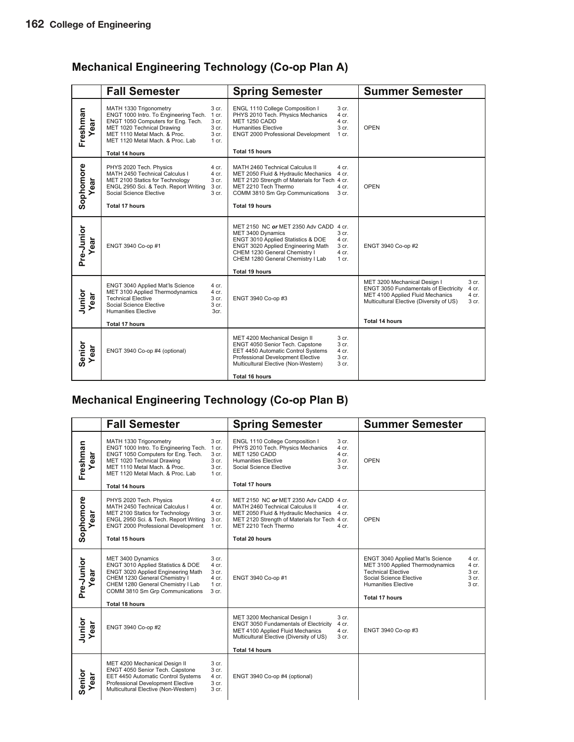## Mechanical Engineering Technology (Co-op Plan A)

| | Fall Semester | Spring Semester | Summer Semester |
|---|---|---|---|
| Freshman Year | MATH 1330 Trigonometry 3 cr.<br>ENGT 1000 Intro. To Engineering Tech. 1 cr.<br>ENGT 1050 Computers for Eng. Tech. 3 cr.<br>MET 1020 Technical Drawing 3 cr.<br>MET 1110 Metal Mach. & Proc. 3 cr.<br>MET 1120 Metal Mach. & Proc. Lab 1 cr.<br>**Total 14 hours** | ENGL 1110 College Composition I 3 cr.<br>PHYS 2010 Tech. Physics Mechanics 4 cr.<br>MET 1250 CADD 4 cr.<br>Humanities Elective 3 cr.<br>ENGT 2000 Professional Development 1 cr.<br>**Total 15 hours** | OPEN |
| Sophomore Year | PHYS 2020 Tech. Physics 4 cr.<br>MATH 2450 Technical Calculus I 4 cr.<br>MET 2100 Statics for Technology 3 cr.<br>ENGL 2950 Sci. & Tech. Report Writing 3 cr.<br>Social Science Elective 3 cr.<br>**Total 17 hours** | MATH 2460 Technical Calculus II 4 cr.<br>MET 2050 Fluid & Hydraulic Mechanics 4 cr.<br>MET 2120 Strength of Materials for Tech 4 cr.<br>MET 2210 Tech Thermo 4 cr.<br>COMM 3810 Sm Grp Communications 3 cr.<br>**Total 19 hours** | OPEN |
| Pre-Junior Year | ENGT 3940 Co-op #1 | MET 2150 NC ***or*** MET 2350 Adv CADD 4 cr.<br>MET 3400 Dynamics 3 cr.<br>ENGT 3010 Applied Statistics & DOE 4 cr.<br>ENGT 3020 Applied Engineering Math 3 cr.<br>CHEM 1230 General Chemistry I 4 cr.<br>CHEM 1280 General Chemistry I Lab 1 cr.<br>**Total 19 hours** | ENGT 3940 Co-op #2 |
| Junior Year | ENGT 3040 Applied Mat'ls Science 4 cr.<br>MET 3100 Applied Thermodynamics 4 cr.<br>Technical Elective 3 cr.<br>Social Science Elective 3 cr.<br>Humanities Elective 3cr.<br>**Total 17 hours** | ENGT 3940 Co-op #3 | MET 3200 Mechanical Design I 3 cr.<br>ENGT 3050 Fundamentals of Electricity 4 cr.<br>MET 4100 Applied Fluid Mechanics 4 cr.<br>Multicultural Elective (Diversity of US) 3 cr.<br>**Total 14 hours** |
| Senior Year | ENGT 3940 Co-op #4 (optional) | MET 4200 Mechanical Design II 3 cr.<br>ENGT 4050 Senior Tech. Capstone 3 cr.<br>EET 4450 Automatic Control Systems 4 cr.<br>Professional Development Elective 3 cr.<br>Multicultural Elective (Non-Western) 3 cr.<br>**Total 16 hours** | |

## Mechanical Engineering Technology (Co-op Plan B)

| | Fall Semester | Spring Semester | Summer Semester |
|---|---|---|---|
| Freshman Year | MATH 1330 Trigonometry 3 cr.<br>ENGT 1000 Intro. To Engineering Tech. 1 cr.<br>ENGT 1050 Computers for Eng. Tech. 3 cr.<br>MET 1020 Technical Drawing 3 cr.<br>MET 1110 Metal Mach. & Proc. 3 cr.<br>MET 1120 Metal Mach. & Proc. Lab 1 cr.<br>**Total 14 hours** | ENGL 1110 College Composition I 3 cr.<br>PHYS 2010 Tech. Physics Mechanics 4 cr.<br>MET 1250 CADD 4 cr.<br>Humanities Elective 3 cr.<br>Social Science Elective 3 cr.<br>**Total 17 hours** | OPEN |
| Sophomore Year | PHYS 2020 Tech. Physics 4 cr.<br>MATH 2450 Technical Calculus I 4 cr.<br>MET 2100 Statics for Technology 3 cr.<br>ENGL 2950 Sci. & Tech. Report Writing 3 cr.<br>ENGT 2000 Professional Development 1 cr.<br>**Total 15 hours** | MET 2150 NC ***or*** MET 2350 Adv CADD 4 cr.<br>MATH 2460 Technical Calculus II 4 cr.<br>MET 2050 Fluid & Hydraulic Mechanics 4 cr.<br>MET 2120 Strength of Materials for Tech 4 cr.<br>MET 2210 Tech Thermo 4 cr.<br>**Total 20 hours** | OPEN |
| Pre-Junior Year | MET 3400 Dynamics 3 cr.<br>ENGT 3010 Applied Statistics & DOE 4 cr.<br>ENGT 3020 Applied Engineering Math 3 cr.<br>CHEM 1230 General Chemistry I 4 cr.<br>CHEM 1280 General Chemistry I Lab 1 cr.<br>COMM 3810 Sm Grp Communications 3 cr.<br>**Total 18 hours** | ENGT 3940 Co-op #1 | ENGT 3040 Applied Mat'ls Science 4 cr.<br>MET 3100 Applied Thermodynamics 4 cr.<br>Technical Elective 3 cr.<br>Social Science Elective 3 cr.<br>Humanities Elective 3 cr.<br>**Total 17 hours** |
| Junior Year | ENGT 3940 Co-op #2 | MET 3200 Mechanical Design I 3 cr.<br>ENGT 3050 Fundamentals of Electricity 4 cr.<br>MET 4100 Applied Fluid Mechanics 4 cr.<br>Multicultural Elective (Diversity of US) 3 cr.<br>**Total 14 hours** | ENGT 3940 Co-op #3 |
| Senior Year | MET 4200 Mechanical Design II 3 cr.<br>ENGT 4050 Senior Tech. Capstone 3 cr.<br>EET 4450 Automatic Control Systems 4 cr.<br>Professional Development Elective 3 cr.<br>Multicultural Elective (Non-Western) 3 cr. | ENGT 3940 Co-op #4 (optional) | |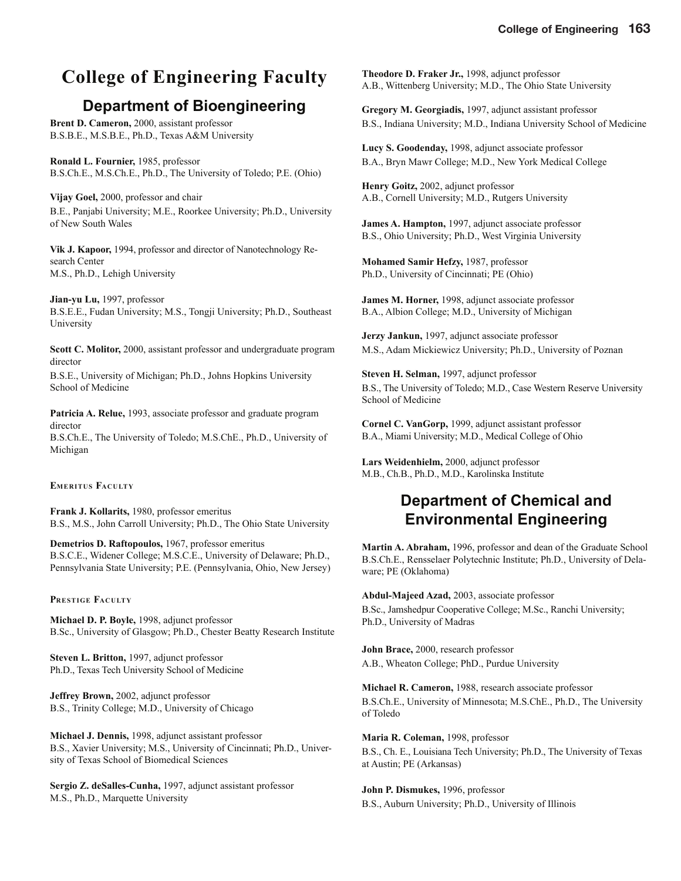# College of Engineering Faculty

## Department of Bioengineering

**Brent D. Cameron,** 2000, assistant professor
B.S.B.E., M.S.B.E., Ph.D., Texas A&M University

**Ronald L. Fournier,** 1985, professor
B.S.Ch.E., M.S.Ch.E., Ph.D., The University of Toledo; P.E. (Ohio)

**Vijay Goel,** 2000, professor and chair
B.E., Panjabi University; M.E., Roorkee University; Ph.D., University of New South Wales

**Vik J. Kapoor,** 1994, professor and director of Nanotechnology Research Center
M.S., Ph.D., Lehigh University

**Jian-yu Lu,** 1997, professor
B.S.E.E., Fudan University; M.S., Tongji University; Ph.D., Southeast University

**Scott C. Molitor,** 2000, assistant professor and undergraduate program director
B.S.E., University of Michigan; Ph.D., Johns Hopkins University School of Medicine

**Patricia A. Relue,** 1993, associate professor and graduate program director
B.S.Ch.E., The University of Toledo; M.S.ChE., Ph.D., University of Michigan

#### Emeritus Faculty

**Frank J. Kollarits,** 1980, professor emeritus
B.S., M.S., John Carroll University; Ph.D., The Ohio State University

**Demetrios D. Raftopoulos,** 1967, professor emeritus
B.S.C.E., Widener College; M.S.C.E., University of Delaware; Ph.D., Pennsylvania State University; P.E. (Pennsylvania, Ohio, New Jersey)

#### Prestige Faculty

**Michael D. P. Boyle,** 1998, adjunct professor
B.Sc., University of Glasgow; Ph.D., Chester Beatty Research Institute

**Steven L. Britton,** 1997, adjunct professor
Ph.D., Texas Tech University School of Medicine

**Jeffrey Brown,** 2002, adjunct professor
B.S., Trinity College; M.D., University of Chicago

**Michael J. Dennis,** 1998, adjunct assistant professor
B.S., Xavier University; M.S., University of Cincinnati; Ph.D., University of Texas School of Biomedical Sciences

**Sergio Z. deSalles-Cunha,** 1997, adjunct assistant professor
M.S., Ph.D., Marquette University

**Theodore D. Fraker Jr.,** 1998, adjunct professor
A.B., Wittenberg University; M.D., The Ohio State University

**Gregory M. Georgiadis,** 1997, adjunct assistant professor
B.S., Indiana University; M.D., Indiana University School of Medicine

**Lucy S. Goodenday,** 1998, adjunct associate professor
B.A., Bryn Mawr College; M.D., New York Medical College

**Henry Goitz,** 2002, adjunct professor
A.B., Cornell University; M.D., Rutgers University

**James A. Hampton,** 1997, adjunct associate professor
B.S., Ohio University; Ph.D., West Virginia University

**Mohamed Samir Hefzy,** 1987, professor
Ph.D., University of Cincinnati; PE (Ohio)

**James M. Horner,** 1998, adjunct associate professor
B.A., Albion College; M.D., University of Michigan

**Jerzy Jankun,** 1997, adjunct associate professor
M.S., Adam Mickiewicz University; Ph.D., University of Poznan

**Steven H. Selman,** 1997, adjunct professor
B.S., The University of Toledo; M.D., Case Western Reserve University School of Medicine

**Cornel C. VanGorp,** 1999, adjunct assistant professor
B.A., Miami University; M.D., Medical College of Ohio

**Lars Weidenhielm,** 2000, adjunct professor
M.B., Ch.B., Ph.D., M.D., Karolinska Institute

## Department of Chemical and Environmental Engineering

**Martin A. Abraham,** 1996, professor and dean of the Graduate School
B.S.Ch.E., Rensselaer Polytechnic Institute; Ph.D., University of Delaware; PE (Oklahoma)

**Abdul-Majeed Azad,** 2003, associate professor
B.Sc., Jamshedpur Cooperative College; M.Sc., Ranchi University; Ph.D., University of Madras

**John Brace,** 2000, research professor
A.B., Wheaton College; PhD., Purdue University

**Michael R. Cameron,** 1988, research associate professor
B.S.Ch.E., University of Minnesota; M.S.ChE., Ph.D., The University of Toledo

**Maria R. Coleman,** 1998, professor
B.S., Ch. E., Louisiana Tech University; Ph.D., The University of Texas at Austin; PE (Arkansas)

**John P. Dismukes,** 1996, professor
B.S., Auburn University; Ph.D., University of Illinois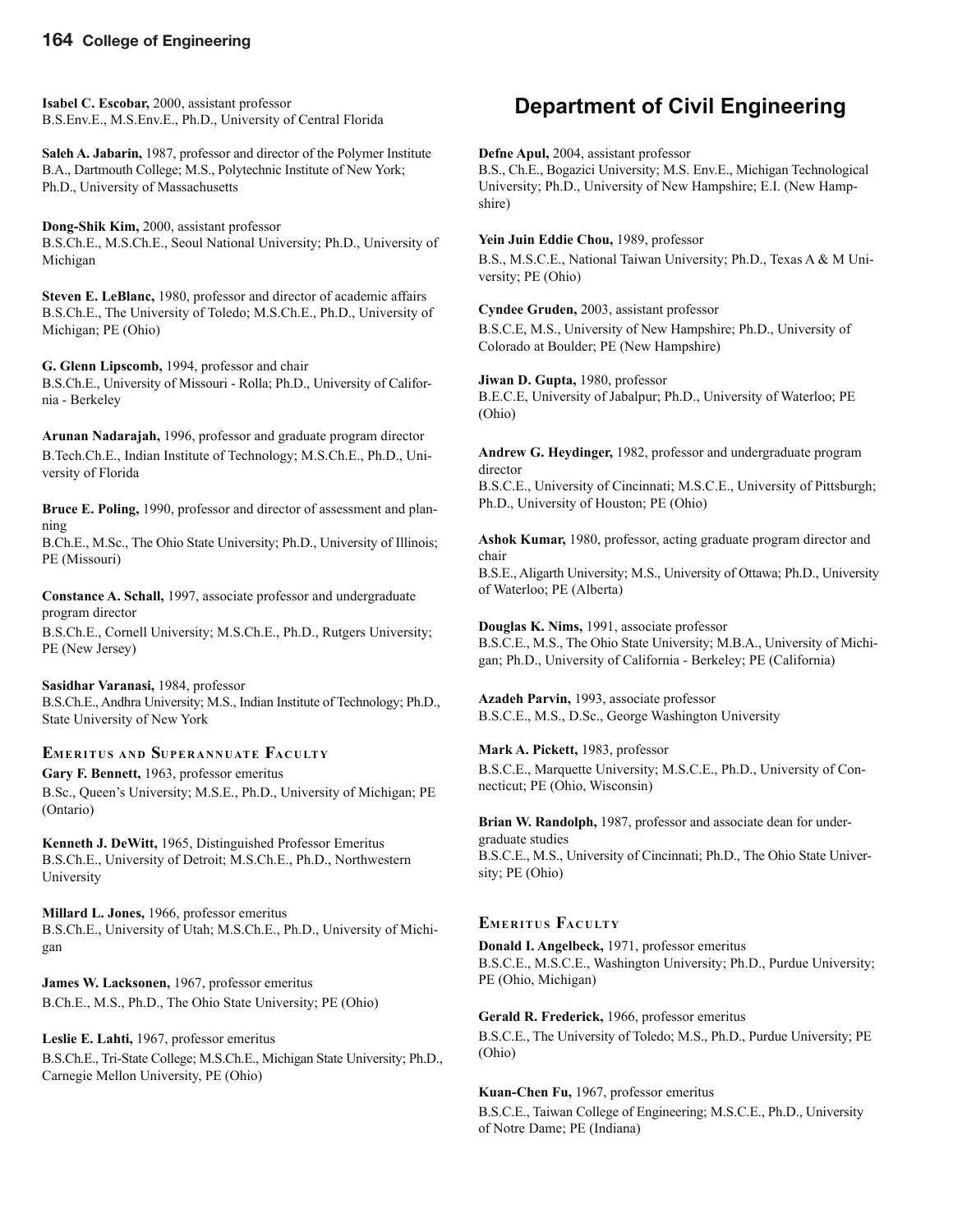**Isabel C. Escobar,** 2000, assistant professor
B.S.Env.E., M.S.Env.E., Ph.D., University of Central Florida

**Saleh A. Jabarin,** 1987, professor and director of the Polymer Institute
B.A., Dartmouth College; M.S., Polytechnic Institute of New York; Ph.D., University of Massachusetts

**Dong-Shik Kim,** 2000, assistant professor
B.S.Ch.E., M.S.Ch.E., Seoul National University; Ph.D., University of Michigan

**Steven E. LeBlanc,** 1980, professor and director of academic affairs
B.S.Ch.E., The University of Toledo; M.S.Ch.E., Ph.D., University of Michigan; PE (Ohio)

**G. Glenn Lipscomb,** 1994, professor and chair
B.S.Ch.E., University of Missouri - Rolla; Ph.D., University of California - Berkeley

**Arunan Nadarajah,** 1996, professor and graduate program director
B.Tech.Ch.E., Indian Institute of Technology; M.S.Ch.E., Ph.D., University of Florida

**Bruce E. Poling,** 1990, professor and director of assessment and planning
B.Ch.E., M.Sc., The Ohio State University; Ph.D., University of Illinois; PE (Missouri)

**Constance A. Schall,** 1997, associate professor and undergraduate program director
B.S.Ch.E., Cornell University; M.S.Ch.E., Ph.D., Rutgers University; PE (New Jersey)

**Sasidhar Varanasi,** 1984, professor
B.S.Ch.E., Andhra University; M.S., Indian Institute of Technology; Ph.D., State University of New York

### Emeritus and Superannuate Faculty

**Gary F. Bennett,** 1963, professor emeritus
B.Sc., Queen's University; M.S.E., Ph.D., University of Michigan; PE (Ontario)

**Kenneth J. DeWitt,** 1965, Distinguished Professor Emeritus
B.S.Ch.E., University of Detroit; M.S.Ch.E., Ph.D., Northwestern University

**Millard L. Jones,** 1966, professor emeritus
B.S.Ch.E., University of Utah; M.S.Ch.E., Ph.D., University of Michigan

**James W. Lacksonen,** 1967, professor emeritus
B.Ch.E., M.S., Ph.D., The Ohio State University; PE (Ohio)

**Leslie E. Lahti,** 1967, professor emeritus
B.S.Ch.E., Tri-State College; M.S.Ch.E., Michigan State University; Ph.D., Carnegie Mellon University, PE (Ohio)

## Department of Civil Engineering

**Defne Apul,** 2004, assistant professor
B.S., Ch.E., Bogazici University; M.S. Env.E., Michigan Technological University; Ph.D., University of New Hampshire; E.I. (New Hampshire)

**Yein Juin Eddie Chou,** 1989, professor
B.S., M.S.C.E., National Taiwan University; Ph.D., Texas A & M University; PE (Ohio)

**Cyndee Gruden,** 2003, assistant professor
B.S.C.E, M.S., University of New Hampshire; Ph.D., University of Colorado at Boulder; PE (New Hampshire)

**Jiwan D. Gupta,** 1980, professor
B.E.C.E, University of Jabalpur; Ph.D., University of Waterloo; PE (Ohio)

**Andrew G. Heydinger,** 1982, professor and undergraduate program director
B.S.C.E., University of Cincinnati; M.S.C.E., University of Pittsburgh; Ph.D., University of Houston; PE (Ohio)

**Ashok Kumar,** 1980, professor, acting graduate program director and chair
B.S.E., Aligarth University; M.S., University of Ottawa; Ph.D., University of Waterloo; PE (Alberta)

**Douglas K. Nims,** 1991, associate professor
B.S.C.E., M.S., The Ohio State University; M.B.A., University of Michigan; Ph.D., University of California - Berkeley; PE (California)

**Azadeh Parvin,** 1993, associate professor
B.S.C.E., M.S., D.Sc., George Washington University

**Mark A. Pickett,** 1983, professor
B.S.C.E., Marquette University; M.S.C.E., Ph.D., University of Connecticut; PE (Ohio, Wisconsin)

**Brian W. Randolph,** 1987, professor and associate dean for undergraduate studies
B.S.C.E., M.S., University of Cincinnati; Ph.D., The Ohio State University; PE (Ohio)

### Emeritus Faculty

**Donald I. Angelbeck,** 1971, professor emeritus
B.S.C.E., M.S.C.E., Washington University; Ph.D., Purdue University; PE (Ohio, Michigan)

**Gerald R. Frederick,** 1966, professor emeritus
B.S.C.E., The University of Toledo; M.S., Ph.D., Purdue University; PE (Ohio)

**Kuan-Chen Fu,** 1967, professor emeritus
B.S.C.E., Taiwan College of Engineering; M.S.C.E., Ph.D., University of Notre Dame; PE (Indiana)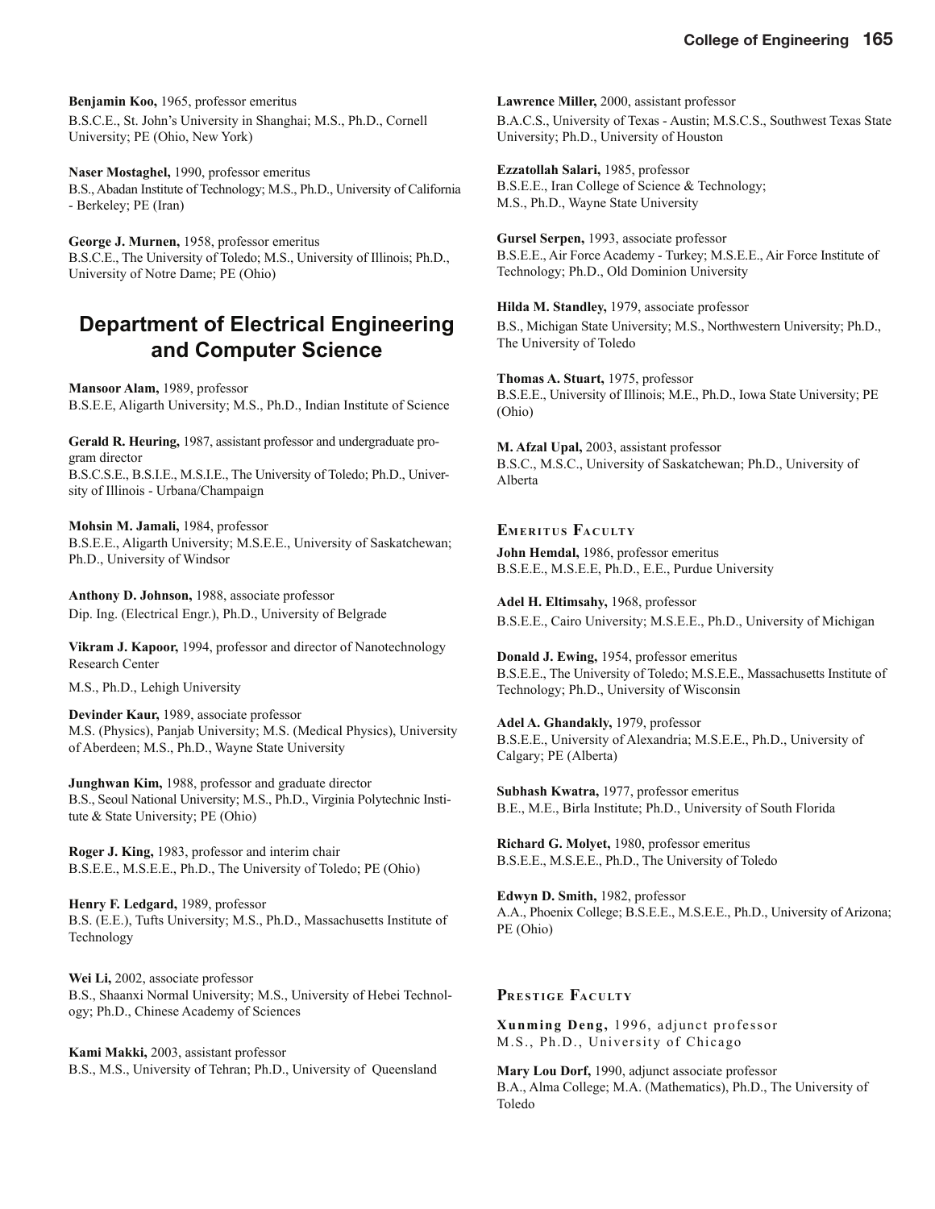**Benjamin Koo,** 1965, professor emeritus
B.S.C.E., St. John's University in Shanghai; M.S., Ph.D., Cornell University; PE (Ohio, New York)

**Naser Mostaghel,** 1990, professor emeritus
B.S., Abadan Institute of Technology; M.S., Ph.D., University of California - Berkeley; PE (Iran)

**George J. Murnen,** 1958, professor emeritus
B.S.C.E., The University of Toledo; M.S., University of Illinois; Ph.D., University of Notre Dame; PE (Ohio)

## Department of Electrical Engineering and Computer Science

**Mansoor Alam,** 1989, professor
B.S.E.E, Aligarth University; M.S., Ph.D., Indian Institute of Science

**Gerald R. Heuring,** 1987, assistant professor and undergraduate program director
B.S.C.S.E., B.S.I.E., M.S.I.E., The University of Toledo; Ph.D., University of Illinois - Urbana/Champaign

**Mohsin M. Jamali,** 1984, professor
B.S.E.E., Aligarth University; M.S.E.E., University of Saskatchewan; Ph.D., University of Windsor

**Anthony D. Johnson,** 1988, associate professor
Dip. Ing. (Electrical Engr.), Ph.D., University of Belgrade

**Vikram J. Kapoor,** 1994, professor and director of Nanotechnology Research Center
M.S., Ph.D., Lehigh University

**Devinder Kaur,** 1989, associate professor
M.S. (Physics), Panjab University; M.S. (Medical Physics), University of Aberdeen; M.S., Ph.D., Wayne State University

**Junghwan Kim,** 1988, professor and graduate director
B.S., Seoul National University; M.S., Ph.D., Virginia Polytechnic Institute & State University; PE (Ohio)

**Roger J. King,** 1983, professor and interim chair
B.S.E.E., M.S.E.E., Ph.D., The University of Toledo; PE (Ohio)

**Henry F. Ledgard,** 1989, professor
B.S. (E.E.), Tufts University; M.S., Ph.D., Massachusetts Institute of Technology

**Wei Li,** 2002, associate professor
B.S., Shaanxi Normal University; M.S., University of Hebei Technology; Ph.D., Chinese Academy of Sciences

**Kami Makki,** 2003, assistant professor
B.S., M.S., University of Tehran; Ph.D., University of Queensland

**Lawrence Miller,** 2000, assistant professor
B.A.C.S., University of Texas - Austin; M.S.C.S., Southwest Texas State University; Ph.D., University of Houston

**Ezzatollah Salari,** 1985, professor
B.S.E.E., Iran College of Science & Technology; M.S., Ph.D., Wayne State University

**Gursel Serpen,** 1993, associate professor
B.S.E.E., Air Force Academy - Turkey; M.S.E.E., Air Force Institute of Technology; Ph.D., Old Dominion University

**Hilda M. Standley,** 1979, associate professor
B.S., Michigan State University; M.S., Northwestern University; Ph.D., The University of Toledo

**Thomas A. Stuart,** 1975, professor
B.S.E.E., University of Illinois; M.E., Ph.D., Iowa State University; PE (Ohio)

**M. Afzal Upal,** 2003, assistant professor
B.S.C., M.S.C., University of Saskatchewan; Ph.D., University of Alberta

### Emeritus Faculty

**John Hemdal,** 1986, professor emeritus
B.S.E.E., M.S.E.E, Ph.D., E.E., Purdue University

**Adel H. Eltimsahy,** 1968, professor
B.S.E.E., Cairo University; M.S.E.E., Ph.D., University of Michigan

**Donald J. Ewing,** 1954, professor emeritus
B.S.E.E., The University of Toledo; M.S.E.E., Massachusetts Institute of Technology; Ph.D., University of Wisconsin

**Adel A. Ghandakly,** 1979, professor
B.S.E.E., University of Alexandria; M.S.E.E., Ph.D., University of Calgary; PE (Alberta)

**Subhash Kwatra,** 1977, professor emeritus
B.E., M.E., Birla Institute; Ph.D., University of South Florida

**Richard G. Molyet,** 1980, professor emeritus
B.S.E.E., M.S.E.E., Ph.D., The University of Toledo

**Edwyn D. Smith,** 1982, professor
A.A., Phoenix College; B.S.E.E., M.S.E.E., Ph.D., University of Arizona; PE (Ohio)

### Prestige Faculty

**Xunming Deng,** 1996, adjunct professor
M.S., Ph.D., University of Chicago

**Mary Lou Dorf,** 1990, adjunct associate professor
B.A., Alma College; M.A. (Mathematics), Ph.D., The University of Toledo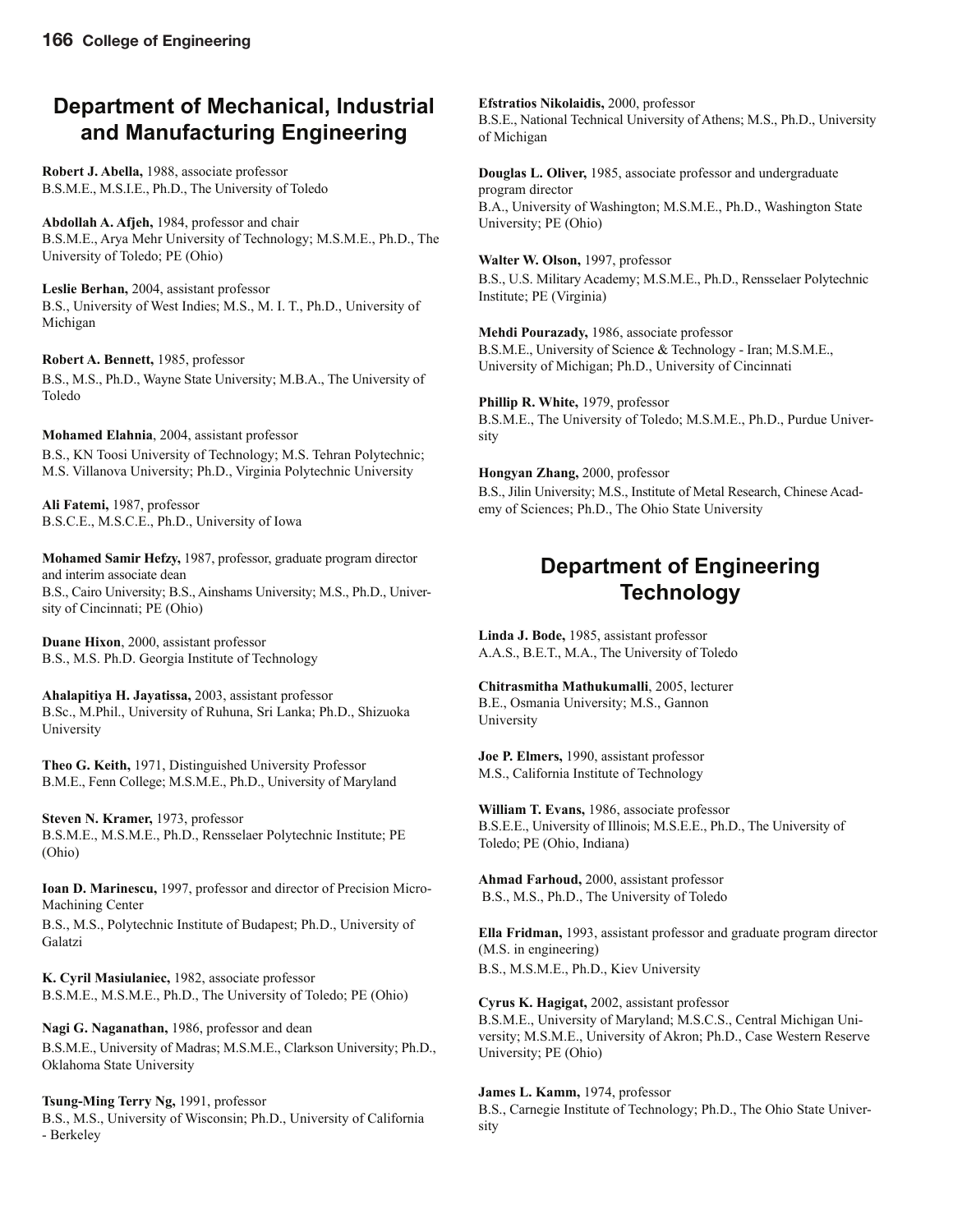## Department of Mechanical, Industrial and Manufacturing Engineering

**Robert J. Abella,** 1988, associate professor
B.S.M.E., M.S.I.E., Ph.D., The University of Toledo

**Abdollah A. Afjeh,** 1984, professor and chair
B.S.M.E., Arya Mehr University of Technology; M.S.M.E., Ph.D., The University of Toledo; PE (Ohio)

**Leslie Berhan,** 2004, assistant professor
B.S., University of West Indies; M.S., M. I. T., Ph.D., University of Michigan

**Robert A. Bennett,** 1985, professor
B.S., M.S., Ph.D., Wayne State University; M.B.A., The University of Toledo

**Mohamed Elahnia**, 2004, assistant professor
B.S., KN Toosi University of Technology; M.S. Tehran Polytechnic; M.S. Villanova University; Ph.D., Virginia Polytechnic University

**Ali Fatemi,** 1987, professor
B.S.C.E., M.S.C.E., Ph.D., University of Iowa

**Mohamed Samir Hefzy,** 1987, professor, graduate program director and interim associate dean
B.S., Cairo University; B.S., Ainshams University; M.S., Ph.D., University of Cincinnati; PE (Ohio)

**Duane Hixon**, 2000, assistant professor
B.S., M.S. Ph.D. Georgia Institute of Technology

**Ahalapitiya H. Jayatissa,** 2003, assistant professor
B.Sc., M.Phil., University of Ruhuna, Sri Lanka; Ph.D., Shizuoka University

**Theo G. Keith,** 1971, Distinguished University Professor
B.M.E., Fenn College; M.S.M.E., Ph.D., University of Maryland

**Steven N. Kramer,** 1973, professor
B.S.M.E., M.S.M.E., Ph.D., Rensselaer Polytechnic Institute; PE (Ohio)

**Ioan D. Marinescu,** 1997, professor and director of Precision Micro-Machining Center
B.S., M.S., Polytechnic Institute of Budapest; Ph.D., University of Galatzi

**K. Cyril Masiulaniec,** 1982, associate professor
B.S.M.E., M.S.M.E., Ph.D., The University of Toledo; PE (Ohio)

**Nagi G. Naganathan,** 1986, professor and dean
B.S.M.E., University of Madras; M.S.M.E., Clarkson University; Ph.D., Oklahoma State University

**Tsung-Ming Terry Ng,** 1991, professor
B.S., M.S., University of Wisconsin; Ph.D., University of California - Berkeley

**Efstratios Nikolaidis,** 2000, professor
B.S.E., National Technical University of Athens; M.S., Ph.D., University of Michigan

**Douglas L. Oliver,** 1985, associate professor and undergraduate program director
B.A., University of Washington; M.S.M.E., Ph.D., Washington State University; PE (Ohio)

**Walter W. Olson,** 1997, professor
B.S., U.S. Military Academy; M.S.M.E., Ph.D., Rensselaer Polytechnic Institute; PE (Virginia)

**Mehdi Pourazady,** 1986, associate professor
B.S.M.E., University of Science & Technology - Iran; M.S.M.E., University of Michigan; Ph.D., University of Cincinnati

**Phillip R. White,** 1979, professor
B.S.M.E., The University of Toledo; M.S.M.E., Ph.D., Purdue University

**Hongyan Zhang,** 2000, professor
B.S., Jilin University; M.S., Institute of Metal Research, Chinese Academy of Sciences; Ph.D., The Ohio State University

## Department of Engineering Technology

**Linda J. Bode,** 1985, assistant professor
A.A.S., B.E.T., M.A., The University of Toledo

**Chitrasmitha Mathukumalli**, 2005, lecturer
B.E., Osmania University; M.S., Gannon University

**Joe P. Elmers,** 1990, assistant professor
M.S., California Institute of Technology

**William T. Evans,** 1986, associate professor
B.S.E.E., University of Illinois; M.S.E.E., Ph.D., The University of Toledo; PE (Ohio, Indiana)

**Ahmad Farhoud,** 2000, assistant professor
B.S., M.S., Ph.D., The University of Toledo

**Ella Fridman,** 1993, assistant professor and graduate program director (M.S. in engineering)
B.S., M.S.M.E., Ph.D., Kiev University

**Cyrus K. Hagigat,** 2002, assistant professor
B.S.M.E., University of Maryland; M.S.C.S., Central Michigan University; M.S.M.E., University of Akron; Ph.D., Case Western Reserve University; PE (Ohio)

**James L. Kamm,** 1974, professor
B.S., Carnegie Institute of Technology; Ph.D., The Ohio State University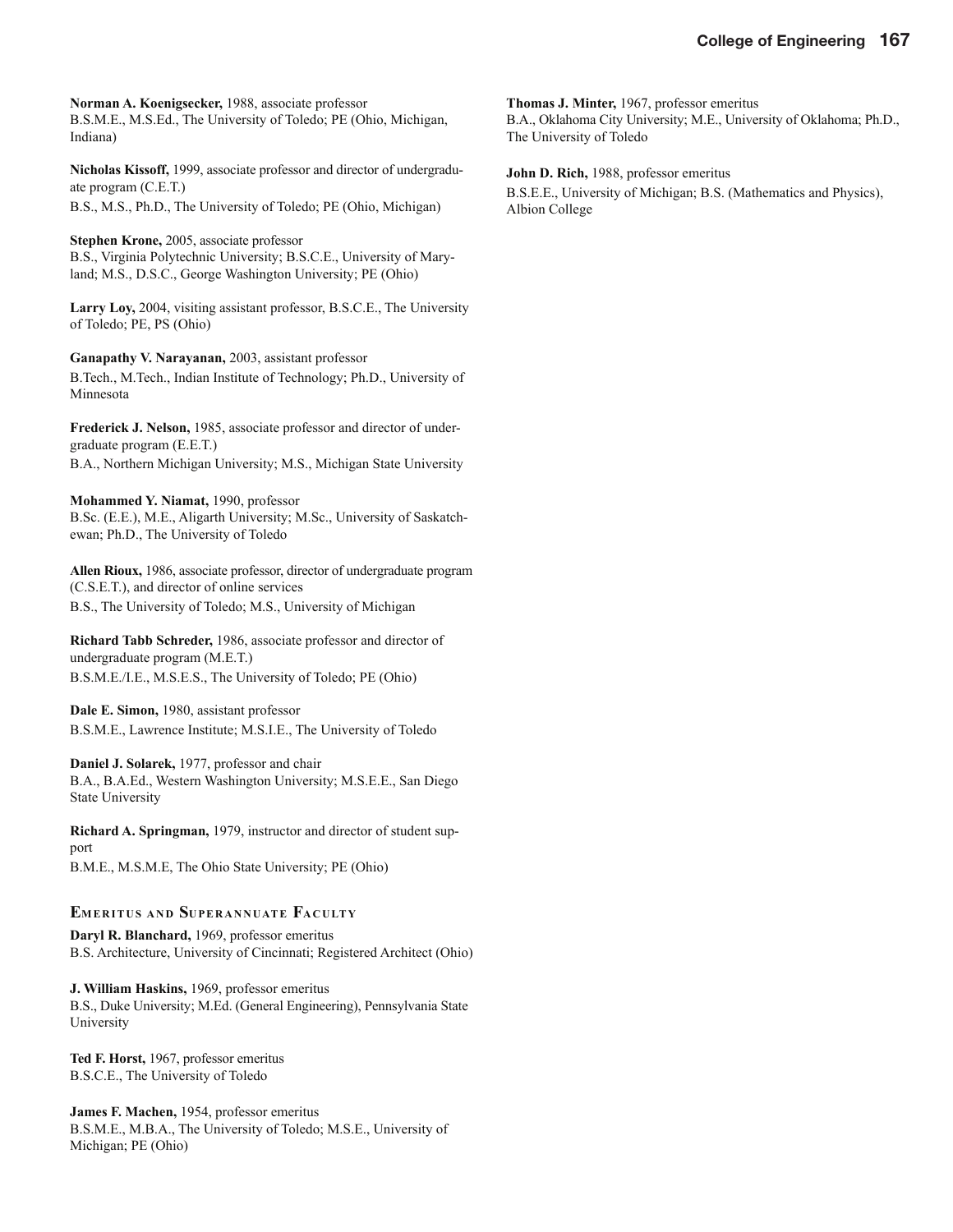**Norman A. Koenigsecker,** 1988, associate professor
B.S.M.E., M.S.Ed., The University of Toledo; PE (Ohio, Michigan, Indiana)

**Nicholas Kissoff,** 1999, associate professor and director of undergraduate program (C.E.T.)
B.S., M.S., Ph.D., The University of Toledo; PE (Ohio, Michigan)

**Stephen Krone,** 2005, associate professor
B.S., Virginia Polytechnic University; B.S.C.E., University of Maryland; M.S., D.S.C., George Washington University; PE (Ohio)

**Larry Loy,** 2004, visiting assistant professor, B.S.C.E., The University of Toledo; PE, PS (Ohio)

**Ganapathy V. Narayanan,** 2003, assistant professor
B.Tech., M.Tech., Indian Institute of Technology; Ph.D., University of Minnesota

**Frederick J. Nelson,** 1985, associate professor and director of undergraduate program (E.E.T.)
B.A., Northern Michigan University; M.S., Michigan State University

**Mohammed Y. Niamat,** 1990, professor
B.Sc. (E.E.), M.E., Aligarth University; M.Sc., University of Saskatchewan; Ph.D., The University of Toledo

**Allen Rioux,** 1986, associate professor, director of undergraduate program (C.S.E.T.), and director of online services
B.S., The University of Toledo; M.S., University of Michigan

**Richard Tabb Schreder,** 1986, associate professor and director of undergraduate program (M.E.T.)
B.S.M.E./I.E., M.S.E.S., The University of Toledo; PE (Ohio)

**Dale E. Simon,** 1980, assistant professor
B.S.M.E., Lawrence Institute; M.S.I.E., The University of Toledo

**Daniel J. Solarek,** 1977, professor and chair
B.A., B.A.Ed., Western Washington University; M.S.E.E., San Diego State University

**Richard A. Springman,** 1979, instructor and director of student support
B.M.E., M.S.M.E, The Ohio State University; PE (Ohio)

### Emeritus and Superannuate Faculty

**Daryl R. Blanchard,** 1969, professor emeritus
B.S. Architecture, University of Cincinnati; Registered Architect (Ohio)

**J. William Haskins,** 1969, professor emeritus
B.S., Duke University; M.Ed. (General Engineering), Pennsylvania State University

**Ted F. Horst,** 1967, professor emeritus
B.S.C.E., The University of Toledo

**James F. Machen,** 1954, professor emeritus
B.S.M.E., M.B.A., The University of Toledo; M.S.E., University of Michigan; PE (Ohio)

**Thomas J. Minter,** 1967, professor emeritus
B.A., Oklahoma City University; M.E., University of Oklahoma; Ph.D., The University of Toledo

**John D. Rich,** 1988, professor emeritus
B.S.E.E., University of Michigan; B.S. (Mathematics and Physics), Albion College